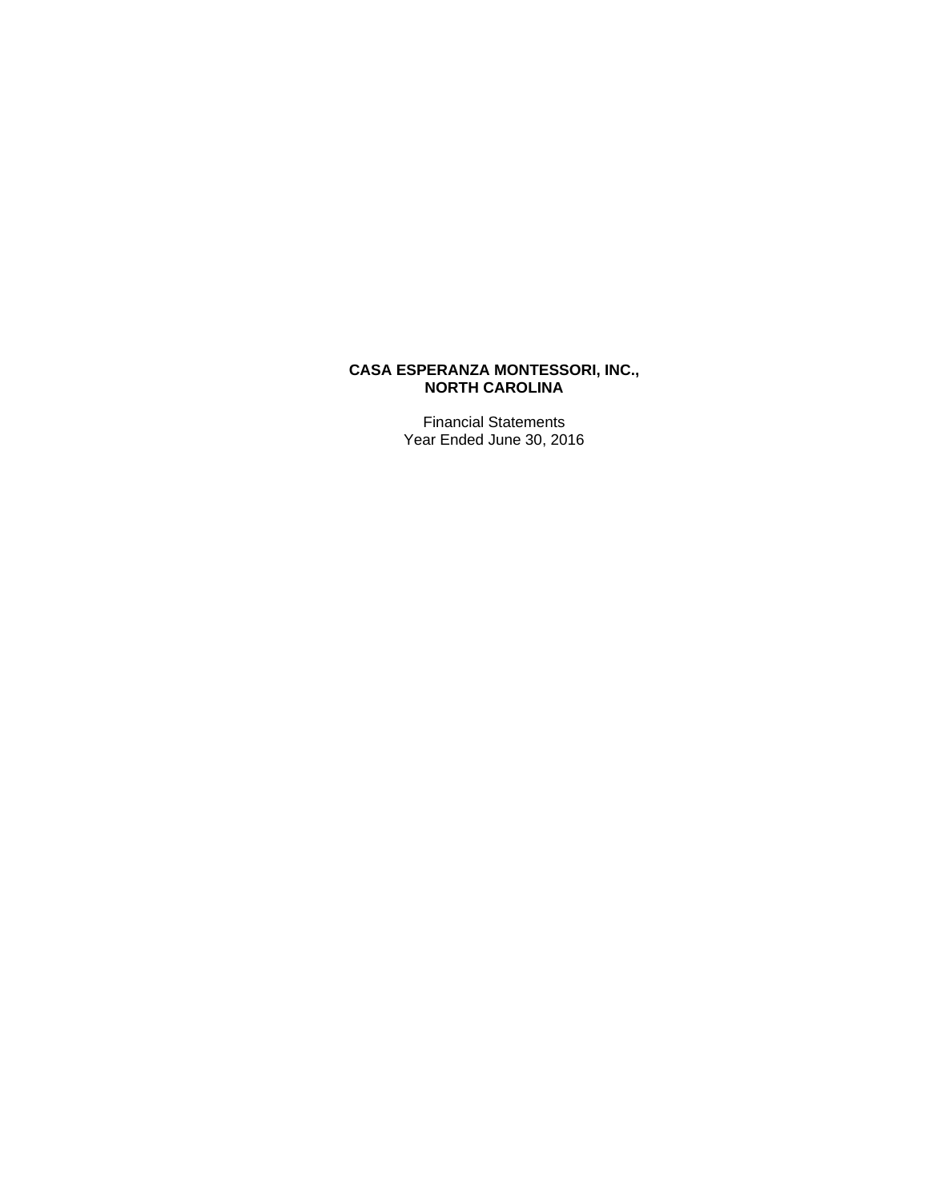**CASA ESPERANZA MONTESSORI, INC.,**
**NORTH CAROLINA**

Financial Statements
Year Ended June 30, 2016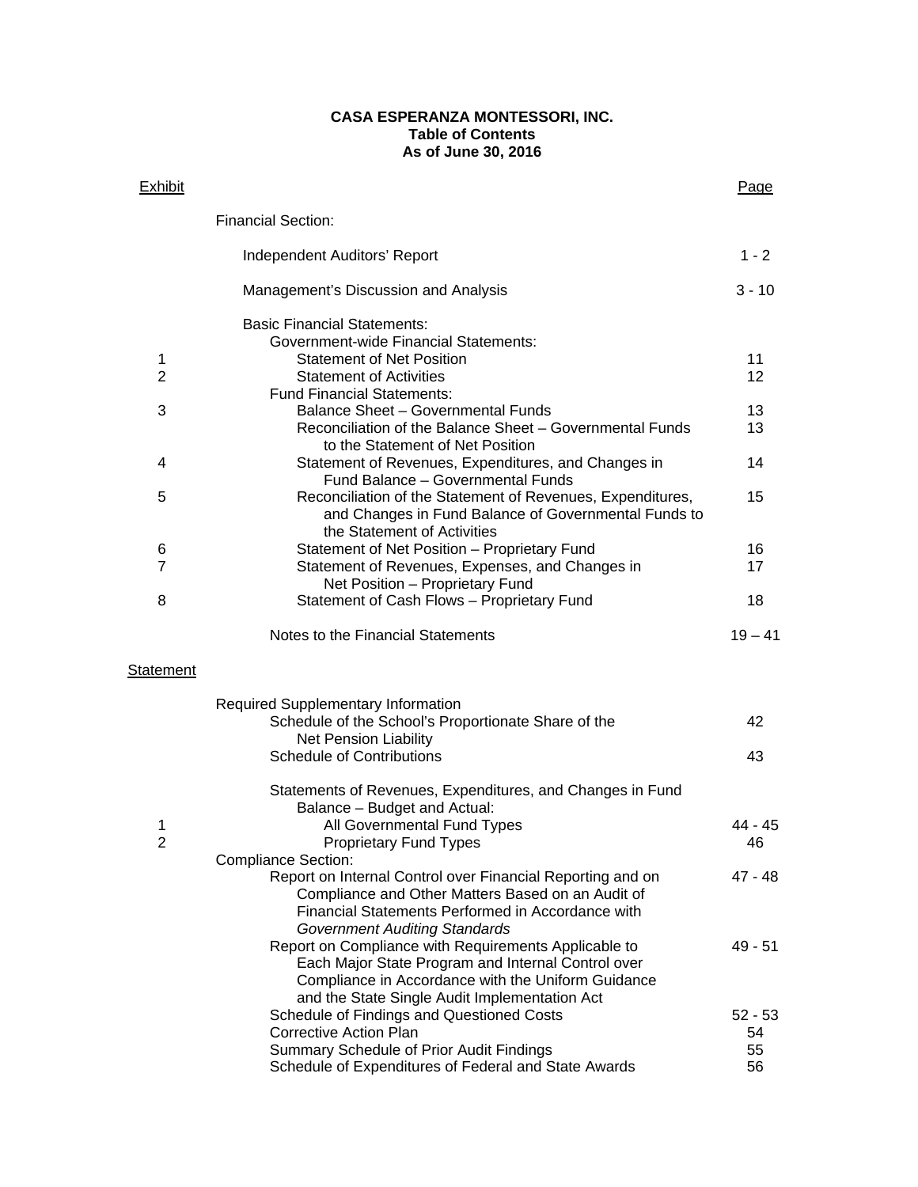**CASA ESPERANZA MONTESSORI, INC.**
**Table of Contents**
**As of June 30, 2016**

| Exhibit | | Page |
|---|---|---|
| | Financial Section: | |
| | Independent Auditors' Report | 1 - 2 |
| | Management's Discussion and Analysis | 3 - 10 |
| | Basic Financial Statements: | |
| | Government-wide Financial Statements: | |
| 1 | Statement of Net Position | 11 |
| 2 | Statement of Activities | 12 |
| | Fund Financial Statements: | |
| 3 | Balance Sheet – Governmental Funds | 13 |
| | Reconciliation of the Balance Sheet – Governmental Funds to the Statement of Net Position | 13 |
| 4 | Statement of Revenues, Expenditures, and Changes in Fund Balance – Governmental Funds | 14 |
| 5 | Reconciliation of the Statement of Revenues, Expenditures, and Changes in Fund Balance of Governmental Funds to the Statement of Activities | 15 |
| 6 | Statement of Net Position – Proprietary Fund | 16 |
| 7 | Statement of Revenues, Expenses, and Changes in Net Position – Proprietary Fund | 17 |
| 8 | Statement of Cash Flows – Proprietary Fund | 18 |
| | Notes to the Financial Statements | 19 – 41 |
| Statement | | |
| | Required Supplementary Information | |
| | Schedule of the School's Proportionate Share of the Net Pension Liability | 42 |
| | Schedule of Contributions | 43 |
| | Statements of Revenues, Expenditures, and Changes in Fund Balance – Budget and Actual: | |
| 1 | All Governmental Fund Types | 44 - 45 |
| 2 | Proprietary Fund Types | 46 |
| | Compliance Section: | |
| | Report on Internal Control over Financial Reporting and on Compliance and Other Matters Based on an Audit of Financial Statements Performed in Accordance with *Government Auditing Standards* | 47 - 48 |
| | Report on Compliance with Requirements Applicable to Each Major State Program and Internal Control over Compliance in Accordance with the Uniform Guidance and the State Single Audit Implementation Act | 49 - 51 |
| | Schedule of Findings and Questioned Costs | 52 - 53 |
| | Corrective Action Plan | 54 |
| | Summary Schedule of Prior Audit Findings | 55 |
| | Schedule of Expenditures of Federal and State Awards | 56 |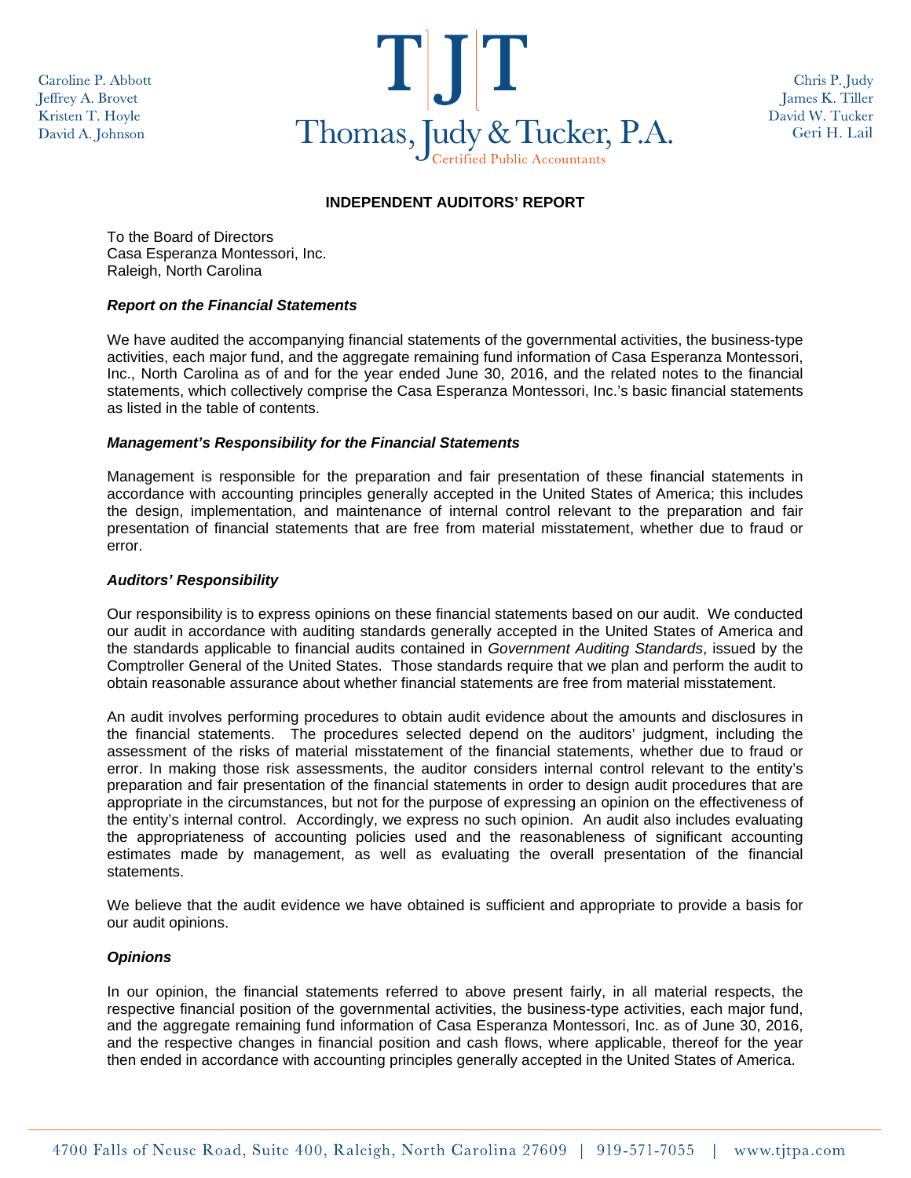Caroline P. Abbott
Jeffrey A. Brovet
Kristen T. Hoyle
David A. Johnson

# TJT
# Thomas, Judy & Tucker, P.A.
Certified Public Accountants

Chris P. Judy
James K. Tiller
David W. Tucker
Geri H. Lail

## INDEPENDENT AUDITORS' REPORT

To the Board of Directors
Casa Esperanza Montessori, Inc.
Raleigh, North Carolina

### *Report on the Financial Statements*

We have audited the accompanying financial statements of the governmental activities, the business-type activities, each major fund, and the aggregate remaining fund information of Casa Esperanza Montessori, Inc., North Carolina as of and for the year ended June 30, 2016, and the related notes to the financial statements, which collectively comprise the Casa Esperanza Montessori, Inc.'s basic financial statements as listed in the table of contents.

### *Management's Responsibility for the Financial Statements*

Management is responsible for the preparation and fair presentation of these financial statements in accordance with accounting principles generally accepted in the United States of America; this includes the design, implementation, and maintenance of internal control relevant to the preparation and fair presentation of financial statements that are free from material misstatement, whether due to fraud or error.

### *Auditors' Responsibility*

Our responsibility is to express opinions on these financial statements based on our audit. We conducted our audit in accordance with auditing standards generally accepted in the United States of America and the standards applicable to financial audits contained in *Government Auditing Standards*, issued by the Comptroller General of the United States. Those standards require that we plan and perform the audit to obtain reasonable assurance about whether financial statements are free from material misstatement.

An audit involves performing procedures to obtain audit evidence about the amounts and disclosures in the financial statements. The procedures selected depend on the auditors' judgment, including the assessment of the risks of material misstatement of the financial statements, whether due to fraud or error. In making those risk assessments, the auditor considers internal control relevant to the entity's preparation and fair presentation of the financial statements in order to design audit procedures that are appropriate in the circumstances, but not for the purpose of expressing an opinion on the effectiveness of the entity's internal control. Accordingly, we express no such opinion. An audit also includes evaluating the appropriateness of accounting policies used and the reasonableness of significant accounting estimates made by management, as well as evaluating the overall presentation of the financial statements.

We believe that the audit evidence we have obtained is sufficient and appropriate to provide a basis for our audit opinions.

### *Opinions*

In our opinion, the financial statements referred to above present fairly, in all material respects, the respective financial position of the governmental activities, the business-type activities, each major fund, and the aggregate remaining fund information of Casa Esperanza Montessori, Inc. as of June 30, 2016, and the respective changes in financial position and cash flows, where applicable, thereof for the year then ended in accordance with accounting principles generally accepted in the United States of America.

4700 Falls of Neuse Road, Suite 400, Raleigh, North Carolina 27609 | 919-571-7055 | www.tjtpa.com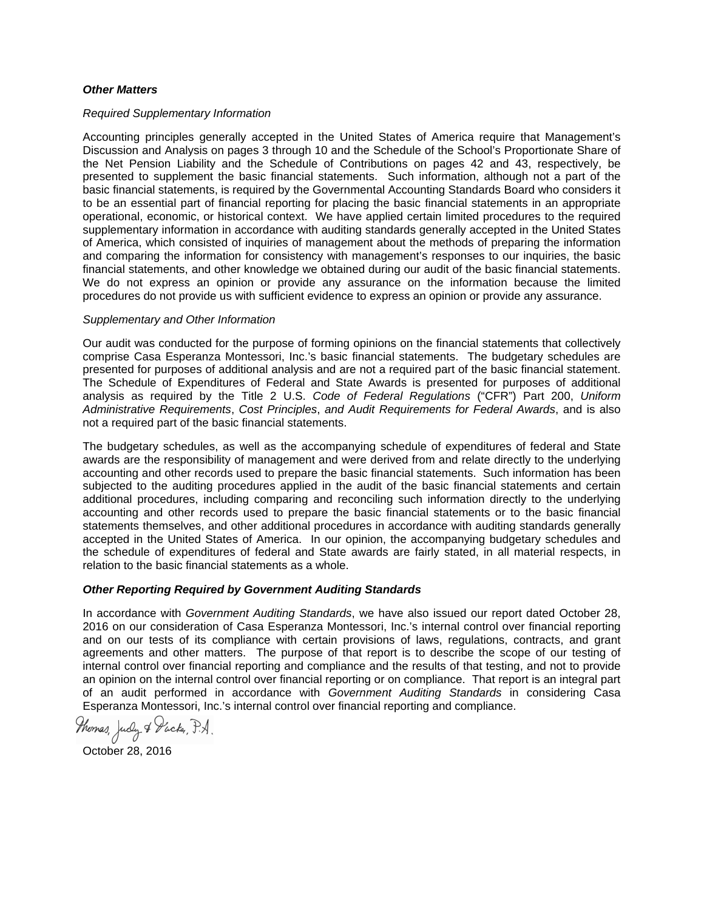***Other Matters***

*Required Supplementary Information*

Accounting principles generally accepted in the United States of America require that Management's Discussion and Analysis on pages 3 through 10 and the Schedule of the School's Proportionate Share of the Net Pension Liability and the Schedule of Contributions on pages 42 and 43, respectively, be presented to supplement the basic financial statements. Such information, although not a part of the basic financial statements, is required by the Governmental Accounting Standards Board who considers it to be an essential part of financial reporting for placing the basic financial statements in an appropriate operational, economic, or historical context. We have applied certain limited procedures to the required supplementary information in accordance with auditing standards generally accepted in the United States of America, which consisted of inquiries of management about the methods of preparing the information and comparing the information for consistency with management's responses to our inquiries, the basic financial statements, and other knowledge we obtained during our audit of the basic financial statements. We do not express an opinion or provide any assurance on the information because the limited procedures do not provide us with sufficient evidence to express an opinion or provide any assurance.

*Supplementary and Other Information*

Our audit was conducted for the purpose of forming opinions on the financial statements that collectively comprise Casa Esperanza Montessori, Inc.'s basic financial statements. The budgetary schedules are presented for purposes of additional analysis and are not a required part of the basic financial statement. The Schedule of Expenditures of Federal and State Awards is presented for purposes of additional analysis as required by the Title 2 U.S. *Code of Federal Regulations* ("CFR") Part 200, *Uniform Administrative Requirements*, *Cost Principles*, *and Audit Requirements for Federal Awards*, and is also not a required part of the basic financial statements.

The budgetary schedules, as well as the accompanying schedule of expenditures of federal and State awards are the responsibility of management and were derived from and relate directly to the underlying accounting and other records used to prepare the basic financial statements. Such information has been subjected to the auditing procedures applied in the audit of the basic financial statements and certain additional procedures, including comparing and reconciling such information directly to the underlying accounting and other records used to prepare the basic financial statements or to the basic financial statements themselves, and other additional procedures in accordance with auditing standards generally accepted in the United States of America. In our opinion, the accompanying budgetary schedules and the schedule of expenditures of federal and State awards are fairly stated, in all material respects, in relation to the basic financial statements as a whole.

***Other Reporting Required by Government Auditing Standards***

In accordance with *Government Auditing Standards*, we have also issued our report dated October 28, 2016 on our consideration of Casa Esperanza Montessori, Inc.'s internal control over financial reporting and on our tests of its compliance with certain provisions of laws, regulations, contracts, and grant agreements and other matters. The purpose of that report is to describe the scope of our testing of internal control over financial reporting and compliance and the results of that testing, and not to provide an opinion on the internal control over financial reporting or on compliance. That report is an integral part of an audit performed in accordance with *Government Auditing Standards* in considering Casa Esperanza Montessori, Inc.'s internal control over financial reporting and compliance.

Thomas, Judy & Tucker, P.A.

October 28, 2016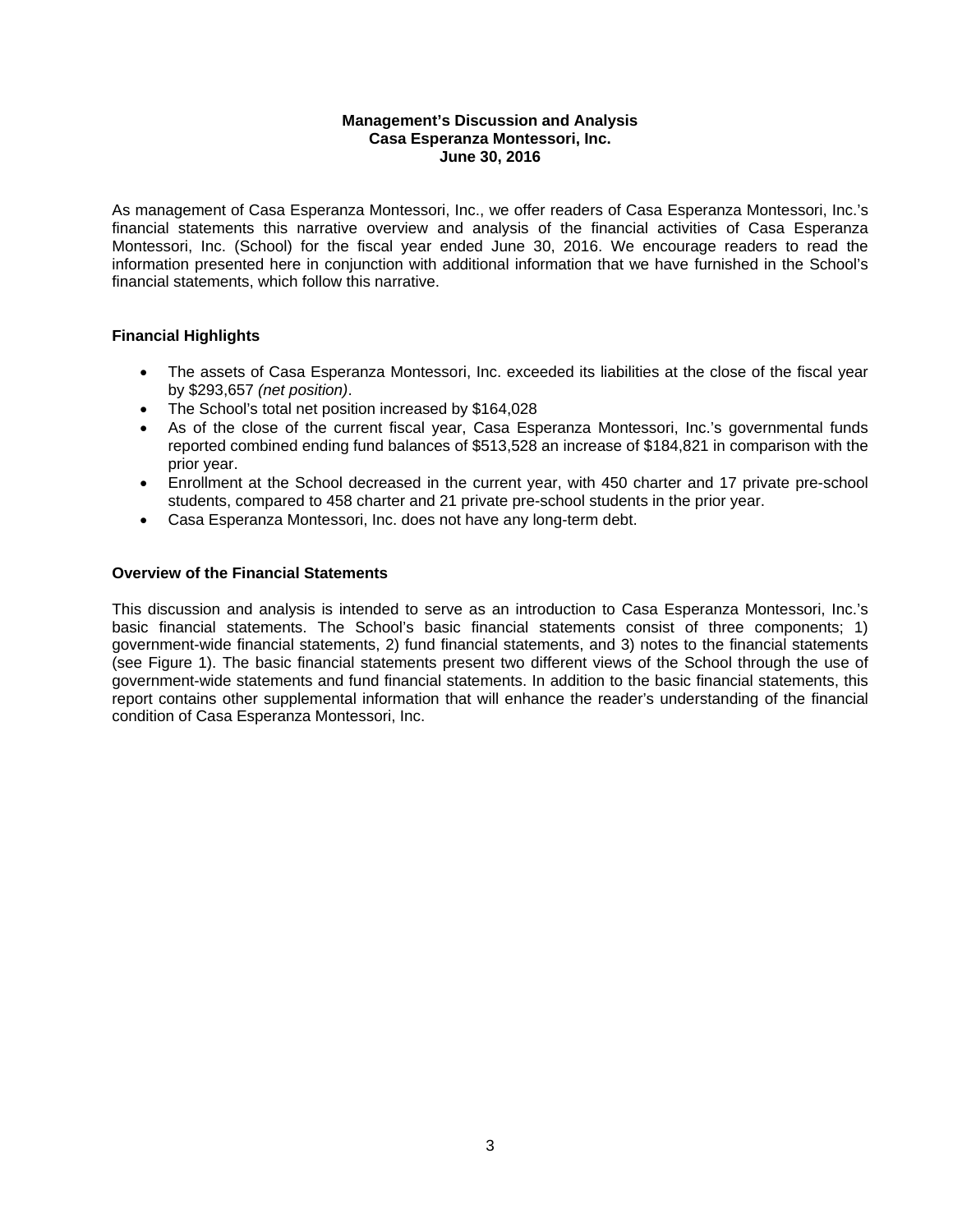# Management's Discussion and Analysis
## Casa Esperanza Montessori, Inc.
## June 30, 2016

As management of Casa Esperanza Montessori, Inc., we offer readers of Casa Esperanza Montessori, Inc.'s financial statements this narrative overview and analysis of the financial activities of Casa Esperanza Montessori, Inc. (School) for the fiscal year ended June 30, 2016. We encourage readers to read the information presented here in conjunction with additional information that we have furnished in the School's financial statements, which follow this narrative.

### Financial Highlights

- The assets of Casa Esperanza Montessori, Inc. exceeded its liabilities at the close of the fiscal year by $293,657 *(net position)*.
- The School's total net position increased by $164,028
- As of the close of the current fiscal year, Casa Esperanza Montessori, Inc.'s governmental funds reported combined ending fund balances of $513,528 an increase of $184,821 in comparison with the prior year.
- Enrollment at the School decreased in the current year, with 450 charter and 17 private pre-school students, compared to 458 charter and 21 private pre-school students in the prior year.
- Casa Esperanza Montessori, Inc. does not have any long-term debt.

### Overview of the Financial Statements

This discussion and analysis is intended to serve as an introduction to Casa Esperanza Montessori, Inc.'s basic financial statements. The School's basic financial statements consist of three components; 1) government-wide financial statements, 2) fund financial statements, and 3) notes to the financial statements (see Figure 1). The basic financial statements present two different views of the School through the use of government-wide statements and fund financial statements. In addition to the basic financial statements, this report contains other supplemental information that will enhance the reader's understanding of the financial condition of Casa Esperanza Montessori, Inc.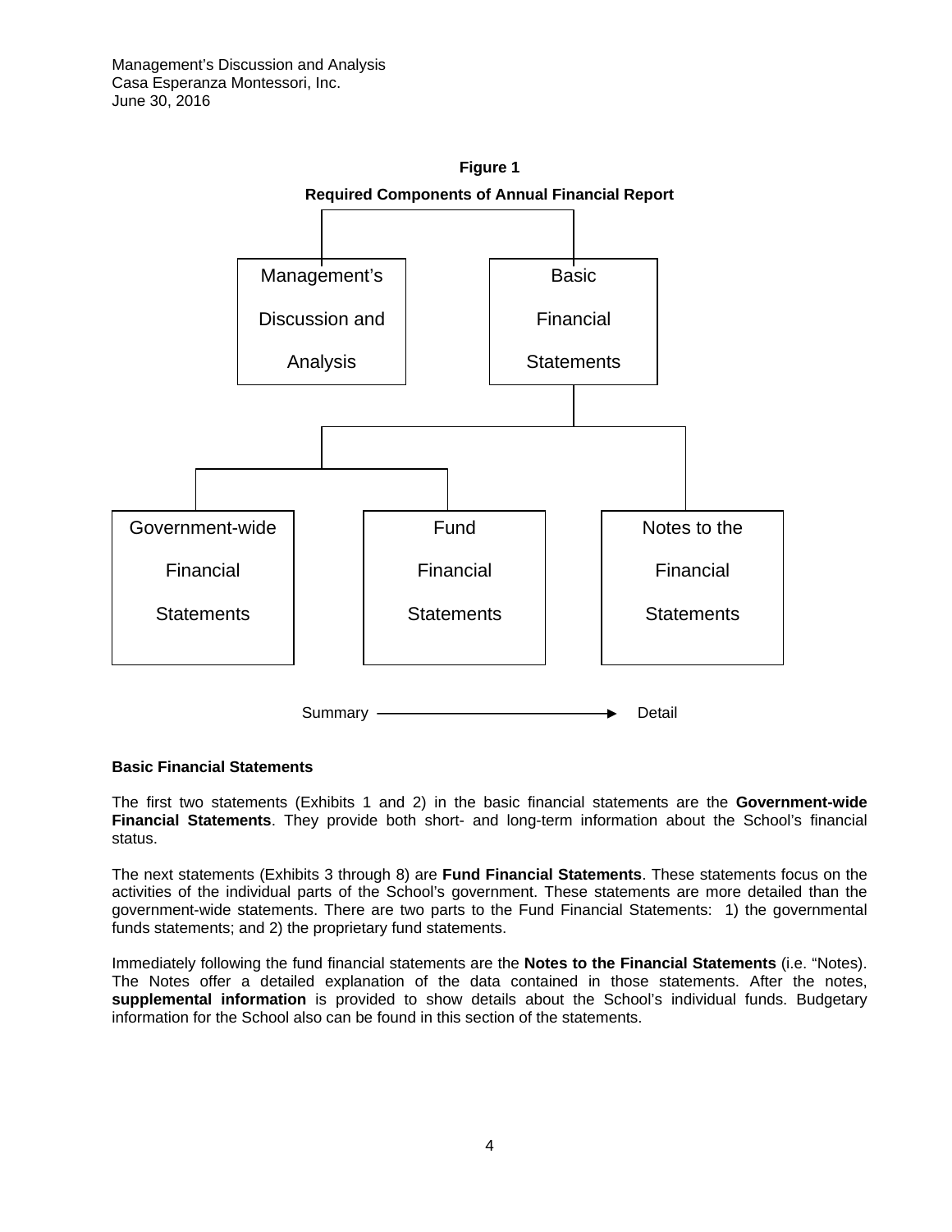**Figure 1**

**Required Components of Annual Financial Report**

Management's Discussion and Analysis

Basic Financial Statements

Government-wide Financial Statements

Fund Financial Statements

Notes to the Financial Statements

Summary → Detail

**Basic Financial Statements**

The first two statements (Exhibits 1 and 2) in the basic financial statements are the **Government-wide Financial Statements**. They provide both short- and long-term information about the School's financial status.

The next statements (Exhibits 3 through 8) are **Fund Financial Statements**. These statements focus on the activities of the individual parts of the School's government. These statements are more detailed than the government-wide statements. There are two parts to the Fund Financial Statements: 1) the governmental funds statements; and 2) the proprietary fund statements.

Immediately following the fund financial statements are the **Notes to the Financial Statements** (i.e. "Notes). The Notes offer a detailed explanation of the data contained in those statements. After the notes, **supplemental information** is provided to show details about the School's individual funds. Budgetary information for the School also can be found in this section of the statements.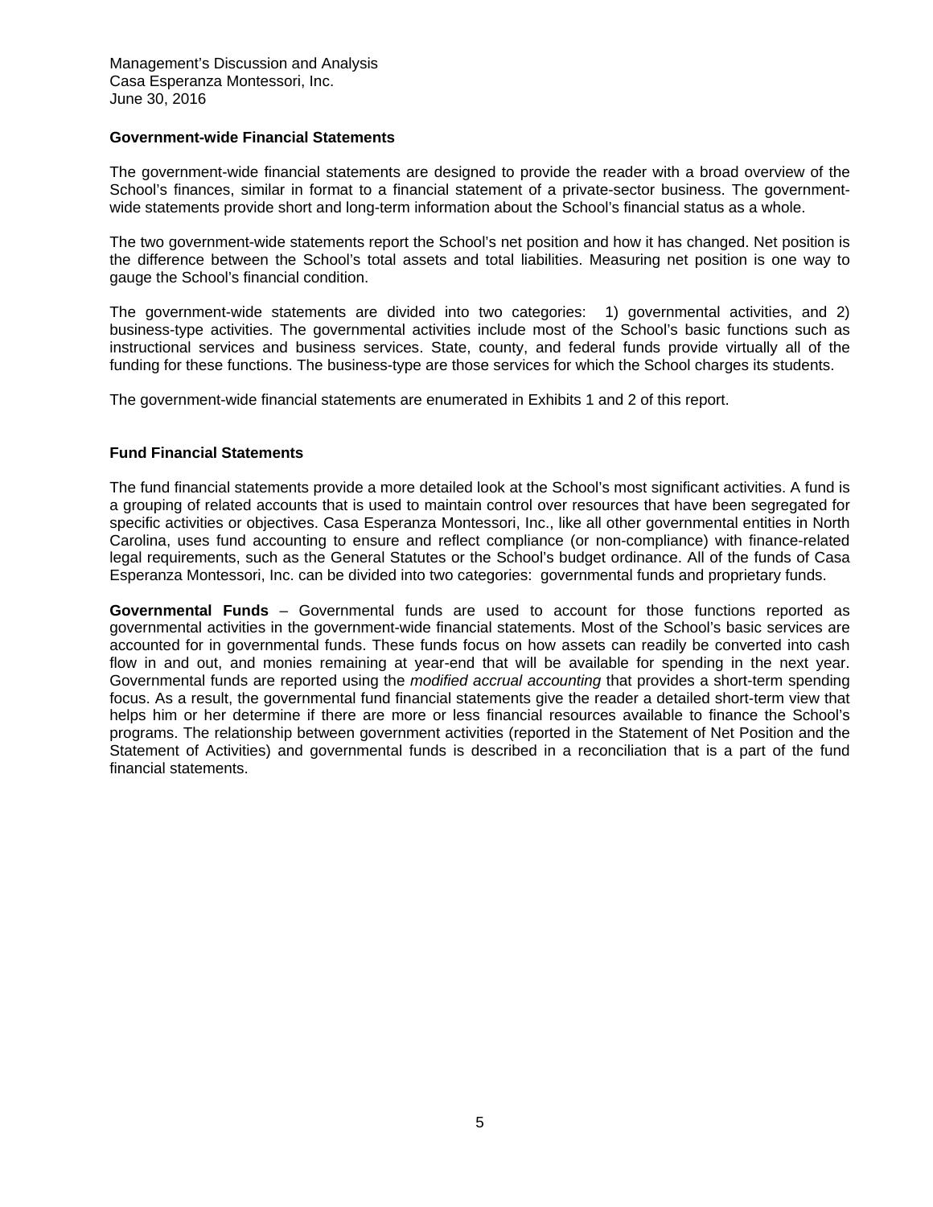### Government-wide Financial Statements

The government-wide financial statements are designed to provide the reader with a broad overview of the School's finances, similar in format to a financial statement of a private-sector business. The government-wide statements provide short and long-term information about the School's financial status as a whole.

The two government-wide statements report the School's net position and how it has changed. Net position is the difference between the School's total assets and total liabilities. Measuring net position is one way to gauge the School's financial condition.

The government-wide statements are divided into two categories: 1) governmental activities, and 2) business-type activities. The governmental activities include most of the School's basic functions such as instructional services and business services. State, county, and federal funds provide virtually all of the funding for these functions. The business-type are those services for which the School charges its students.

The government-wide financial statements are enumerated in Exhibits 1 and 2 of this report.

### Fund Financial Statements

The fund financial statements provide a more detailed look at the School's most significant activities. A fund is a grouping of related accounts that is used to maintain control over resources that have been segregated for specific activities or objectives. Casa Esperanza Montessori, Inc., like all other governmental entities in North Carolina, uses fund accounting to ensure and reflect compliance (or non-compliance) with finance-related legal requirements, such as the General Statutes or the School's budget ordinance. All of the funds of Casa Esperanza Montessori, Inc. can be divided into two categories: governmental funds and proprietary funds.

**Governmental Funds** – Governmental funds are used to account for those functions reported as governmental activities in the government-wide financial statements. Most of the School's basic services are accounted for in governmental funds. These funds focus on how assets can readily be converted into cash flow in and out, and monies remaining at year-end that will be available for spending in the next year. Governmental funds are reported using the *modified accrual accounting* that provides a short-term spending focus. As a result, the governmental fund financial statements give the reader a detailed short-term view that helps him or her determine if there are more or less financial resources available to finance the School's programs. The relationship between government activities (reported in the Statement of Net Position and the Statement of Activities) and governmental funds is described in a reconciliation that is a part of the fund financial statements.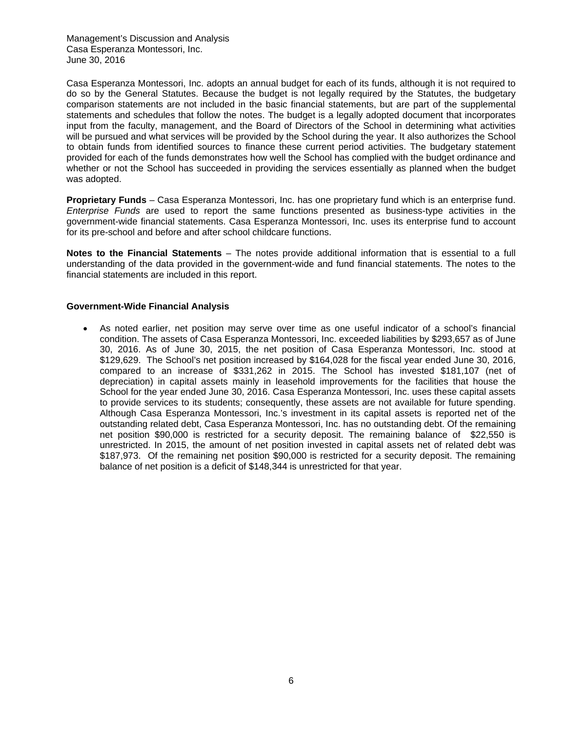Casa Esperanza Montessori, Inc. adopts an annual budget for each of its funds, although it is not required to do so by the General Statutes. Because the budget is not legally required by the Statutes, the budgetary comparison statements are not included in the basic financial statements, but are part of the supplemental statements and schedules that follow the notes. The budget is a legally adopted document that incorporates input from the faculty, management, and the Board of Directors of the School in determining what activities will be pursued and what services will be provided by the School during the year. It also authorizes the School to obtain funds from identified sources to finance these current period activities. The budgetary statement provided for each of the funds demonstrates how well the School has complied with the budget ordinance and whether or not the School has succeeded in providing the services essentially as planned when the budget was adopted.

**Proprietary Funds** – Casa Esperanza Montessori, Inc. has one proprietary fund which is an enterprise fund. *Enterprise Funds* are used to report the same functions presented as business-type activities in the government-wide financial statements. Casa Esperanza Montessori, Inc. uses its enterprise fund to account for its pre-school and before and after school childcare functions.

**Notes to the Financial Statements** – The notes provide additional information that is essential to a full understanding of the data provided in the government-wide and fund financial statements. The notes to the financial statements are included in this report.

### Government-Wide Financial Analysis

- As noted earlier, net position may serve over time as one useful indicator of a school's financial condition. The assets of Casa Esperanza Montessori, Inc. exceeded liabilities by $293,657 as of June 30, 2016. As of June 30, 2015, the net position of Casa Esperanza Montessori, Inc. stood at $129,629. The School's net position increased by $164,028 for the fiscal year ended June 30, 2016, compared to an increase of $331,262 in 2015. The School has invested $181,107 (net of depreciation) in capital assets mainly in leasehold improvements for the facilities that house the School for the year ended June 30, 2016. Casa Esperanza Montessori, Inc. uses these capital assets to provide services to its students; consequently, these assets are not available for future spending. Although Casa Esperanza Montessori, Inc.'s investment in its capital assets is reported net of the outstanding related debt, Casa Esperanza Montessori, Inc. has no outstanding debt. Of the remaining net position $90,000 is restricted for a security deposit. The remaining balance of $22,550 is unrestricted. In 2015, the amount of net position invested in capital assets net of related debt was $187,973. Of the remaining net position $90,000 is restricted for a security deposit. The remaining balance of net position is a deficit of $148,344 is unrestricted for that year.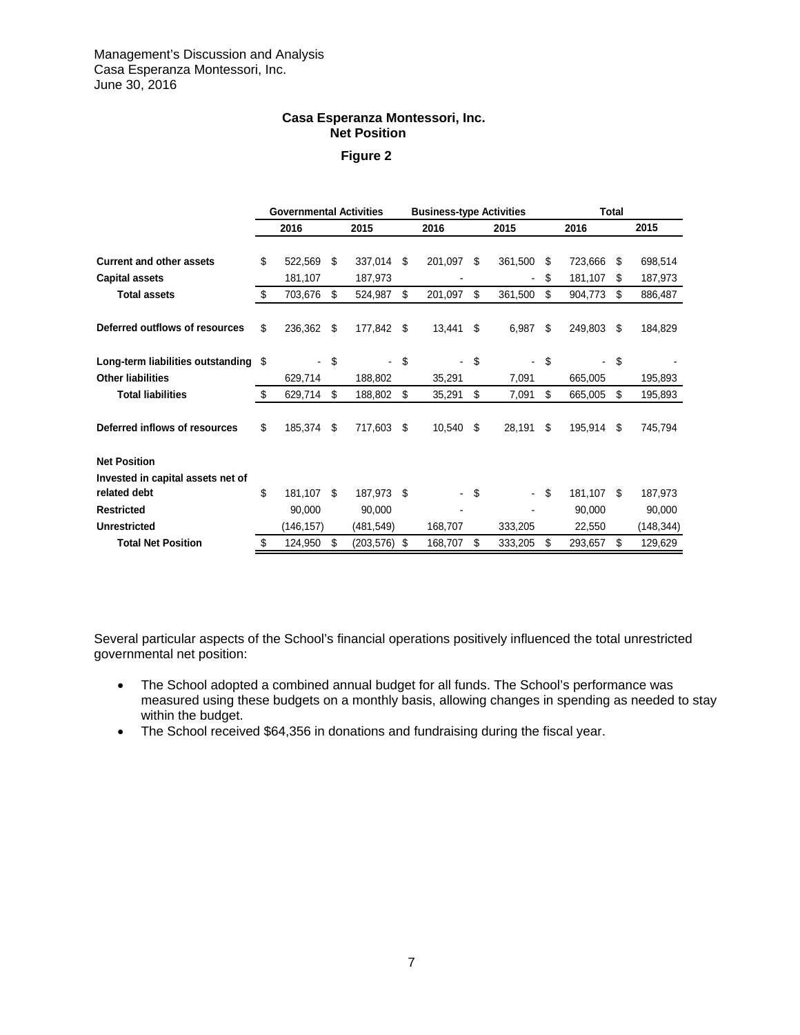Management's Discussion and Analysis
Casa Esperanza Montessori, Inc.
June 30, 2016

### Casa Esperanza Montessori, Inc.
### Net Position

**Figure 2**

| | Governmental Activities | | Business-type Activities | | Total | |
|---|---|---|---|---|---|---|
| | 2016 | 2015 | 2016 | 2015 | 2016 | 2015 |
| **Current and other assets** | $ 522,569 | $ 337,014 | $ 201,097 | $ 361,500 | $ 723,666 | $ 698,514 |
| **Capital assets** | 181,107 | 187,973 | - | - | $ 181,107 | $ 187,973 |
| **Total assets** | $ 703,676 | $ 524,987 | $ 201,097 | $ 361,500 | $ 904,773 | $ 886,487 |
| **Deferred outflows of resources** | $ 236,362 | $ 177,842 | $ 13,441 | $ 6,987 | $ 249,803 | $ 184,829 |
| **Long-term liabilities outstanding** | $ - | $ - | $ - | $ - | $ - | $ - |
| **Other liabilities** | 629,714 | 188,802 | 35,291 | 7,091 | 665,005 | 195,893 |
| **Total liabilities** | $ 629,714 | $ 188,802 | $ 35,291 | $ 7,091 | $ 665,005 | $ 195,893 |
| **Deferred inflows of resources** | $ 185,374 | $ 717,603 | $ 10,540 | $ 28,191 | $ 195,914 | $ 745,794 |
| **Net Position** | | | | | | |
| **Invested in capital assets net of related debt** | $ 181,107 | $ 187,973 | $ - | $ - | $ 181,107 | $ 187,973 |
| **Restricted** | 90,000 | 90,000 | - | - | 90,000 | 90,000 |
| **Unrestricted** | (146,157) | (481,549) | 168,707 | 333,205 | 22,550 | (148,344) |
| **Total Net Position** | $ 124,950 | $ (203,576) | $ 168,707 | $ 333,205 | $ 293,657 | $ 129,629 |

Several particular aspects of the School's financial operations positively influenced the total unrestricted governmental net position:

- The School adopted a combined annual budget for all funds. The School's performance was measured using these budgets on a monthly basis, allowing changes in spending as needed to stay within the budget.
- The School received $64,356 in donations and fundraising during the fiscal year.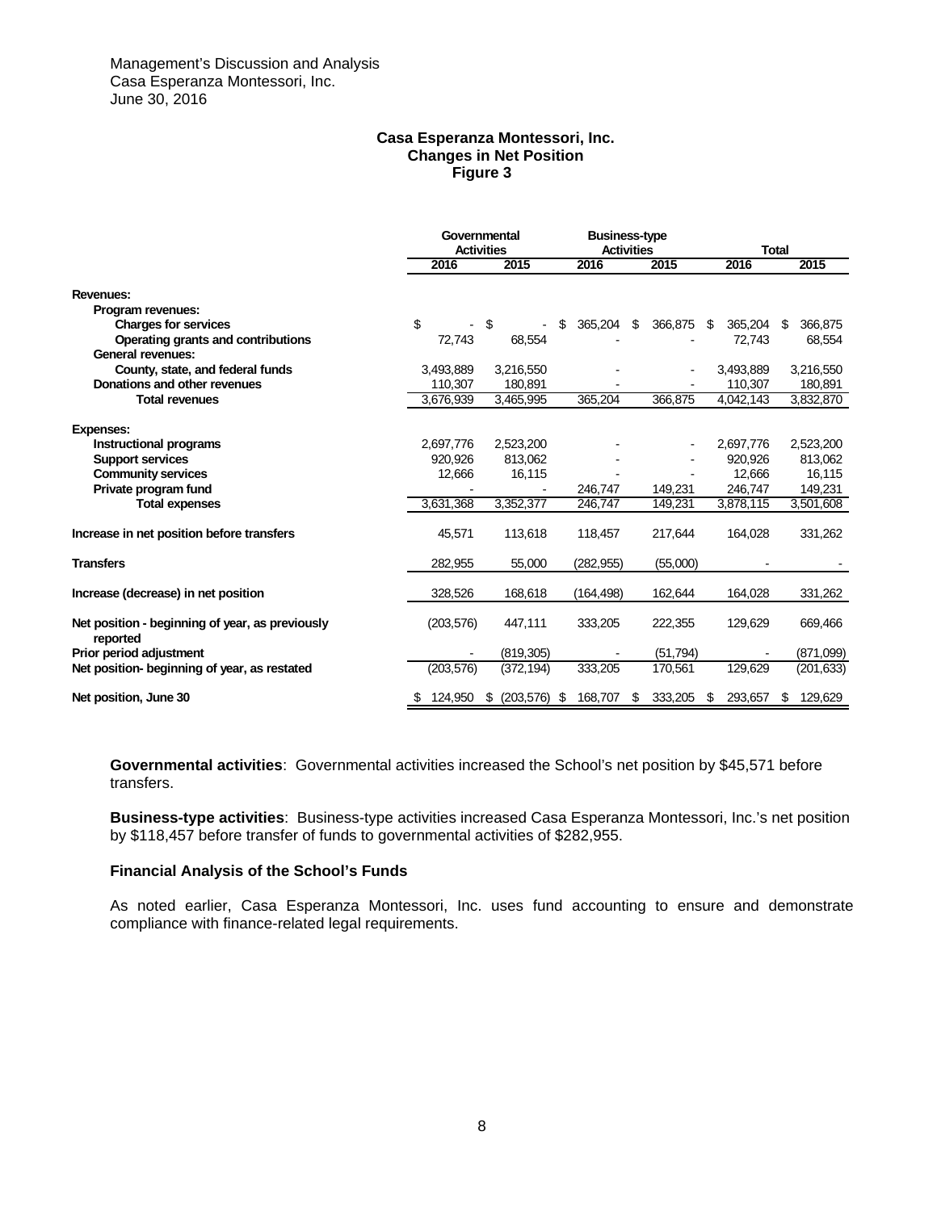Management's Discussion and Analysis
Casa Esperanza Montessori, Inc.
June 30, 2016

**Casa Esperanza Montessori, Inc.**
**Changes in Net Position**
**Figure 3**

| | Governmental Activities | | Business-type Activities | | Total | |
|---|---|---|---|---|---|---|
| | 2016 | 2015 | 2016 | 2015 | 2016 | 2015 |
| **Revenues:** | | | | | | |
| **Program revenues:** | | | | | | |
| **Charges for services** | $ - | $ - | $ 365,204 | $ 366,875 | $ 365,204 | $ 366,875 |
| **Operating grants and contributions** | 72,743 | 68,554 | - | - | 72,743 | 68,554 |
| **General revenues:** | | | | | | |
| **County, state, and federal funds** | 3,493,889 | 3,216,550 | - | - | 3,493,889 | 3,216,550 |
| **Donations and other revenues** | 110,307 | 180,891 | - | - | 110,307 | 180,891 |
| **Total revenues** | 3,676,939 | 3,465,995 | 365,204 | 366,875 | 4,042,143 | 3,832,870 |
| **Expenses:** | | | | | | |
| **Instructional programs** | 2,697,776 | 2,523,200 | - | - | 2,697,776 | 2,523,200 |
| **Support services** | 920,926 | 813,062 | - | - | 920,926 | 813,062 |
| **Community services** | 12,666 | 16,115 | - | - | 12,666 | 16,115 |
| **Private program fund** | - | - | 246,747 | 149,231 | 246,747 | 149,231 |
| **Total expenses** | 3,631,368 | 3,352,377 | 246,747 | 149,231 | 3,878,115 | 3,501,608 |
| **Increase in net position before transfers** | 45,571 | 113,618 | 118,457 | 217,644 | 164,028 | 331,262 |
| **Transfers** | 282,955 | 55,000 | (282,955) | (55,000) | - | - |
| **Increase (decrease) in net position** | 328,526 | 168,618 | (164,498) | 162,644 | 164,028 | 331,262 |
| **Net position - beginning of year, as previously reported** | (203,576) | 447,111 | 333,205 | 222,355 | 129,629 | 669,466 |
| **Prior period adjustment** | - | (819,305) | - | (51,794) | - | (871,099) |
| **Net position- beginning of year, as restated** | (203,576) | (372,194) | 333,205 | 170,561 | 129,629 | (201,633) |
| **Net position, June 30** | $ 124,950 | $ (203,576) | $ 168,707 | $ 333,205 | $ 293,657 | $ 129,629 |

**Governmental activities**: Governmental activities increased the School's net position by $45,571 before transfers.

**Business-type activities**: Business-type activities increased Casa Esperanza Montessori, Inc.'s net position by $118,457 before transfer of funds to governmental activities of $282,955.

**Financial Analysis of the School's Funds**

As noted earlier, Casa Esperanza Montessori, Inc. uses fund accounting to ensure and demonstrate compliance with finance-related legal requirements.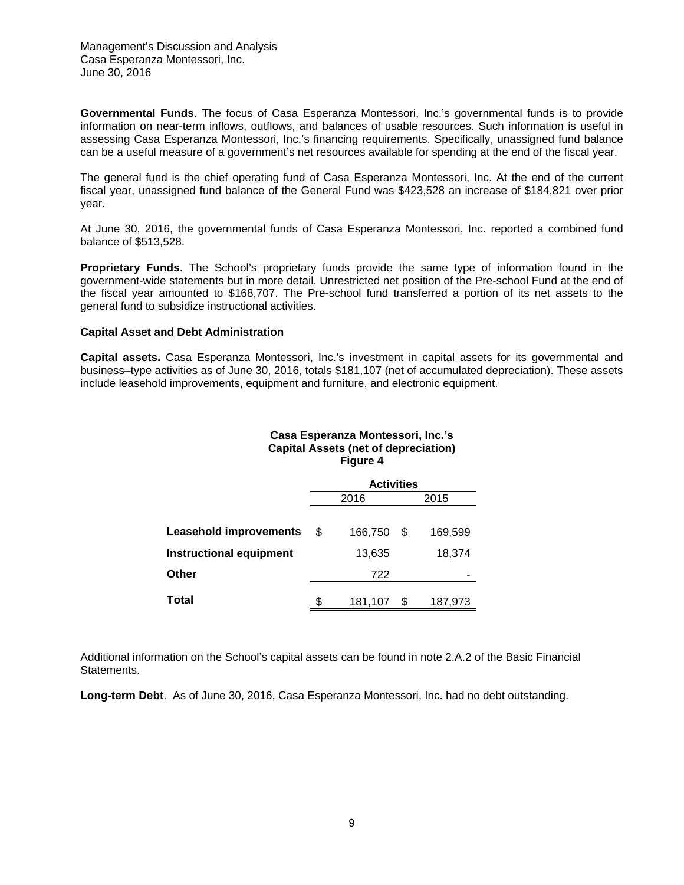Management's Discussion and Analysis
Casa Esperanza Montessori, Inc.
June 30, 2016

**Governmental Funds**. The focus of Casa Esperanza Montessori, Inc.'s governmental funds is to provide information on near-term inflows, outflows, and balances of usable resources. Such information is useful in assessing Casa Esperanza Montessori, Inc.'s financing requirements. Specifically, unassigned fund balance can be a useful measure of a government's net resources available for spending at the end of the fiscal year.

The general fund is the chief operating fund of Casa Esperanza Montessori, Inc. At the end of the current fiscal year, unassigned fund balance of the General Fund was $423,528 an increase of $184,821 over prior year.

At June 30, 2016, the governmental funds of Casa Esperanza Montessori, Inc. reported a combined fund balance of $513,528.

**Proprietary Funds**. The School's proprietary funds provide the same type of information found in the government-wide statements but in more detail. Unrestricted net position of the Pre-school Fund at the end of the fiscal year amounted to $168,707. The Pre-school fund transferred a portion of its net assets to the general fund to subsidize instructional activities.

**Capital Asset and Debt Administration**

**Capital assets.** Casa Esperanza Montessori, Inc.'s investment in capital assets for its governmental and business–type activities as of June 30, 2016, totals $181,107 (net of accumulated depreciation). These assets include leasehold improvements, equipment and furniture, and electronic equipment.

**Casa Esperanza Montessori, Inc.'s**
**Capital Assets (net of depreciation)**
**Figure 4**

| | Activities | |
|---|---|---|
| | 2016 | 2015 |
| **Leasehold improvements** | $ 166,750 | $ 169,599 |
| **Instructional equipment** | 13,635 | 18,374 |
| **Other** | 722 | - |
| **Total** | $ 181,107 | $ 187,973 |

Additional information on the School's capital assets can be found in note 2.A.2 of the Basic Financial Statements.

**Long-term Debt**. As of June 30, 2016, Casa Esperanza Montessori, Inc. had no debt outstanding.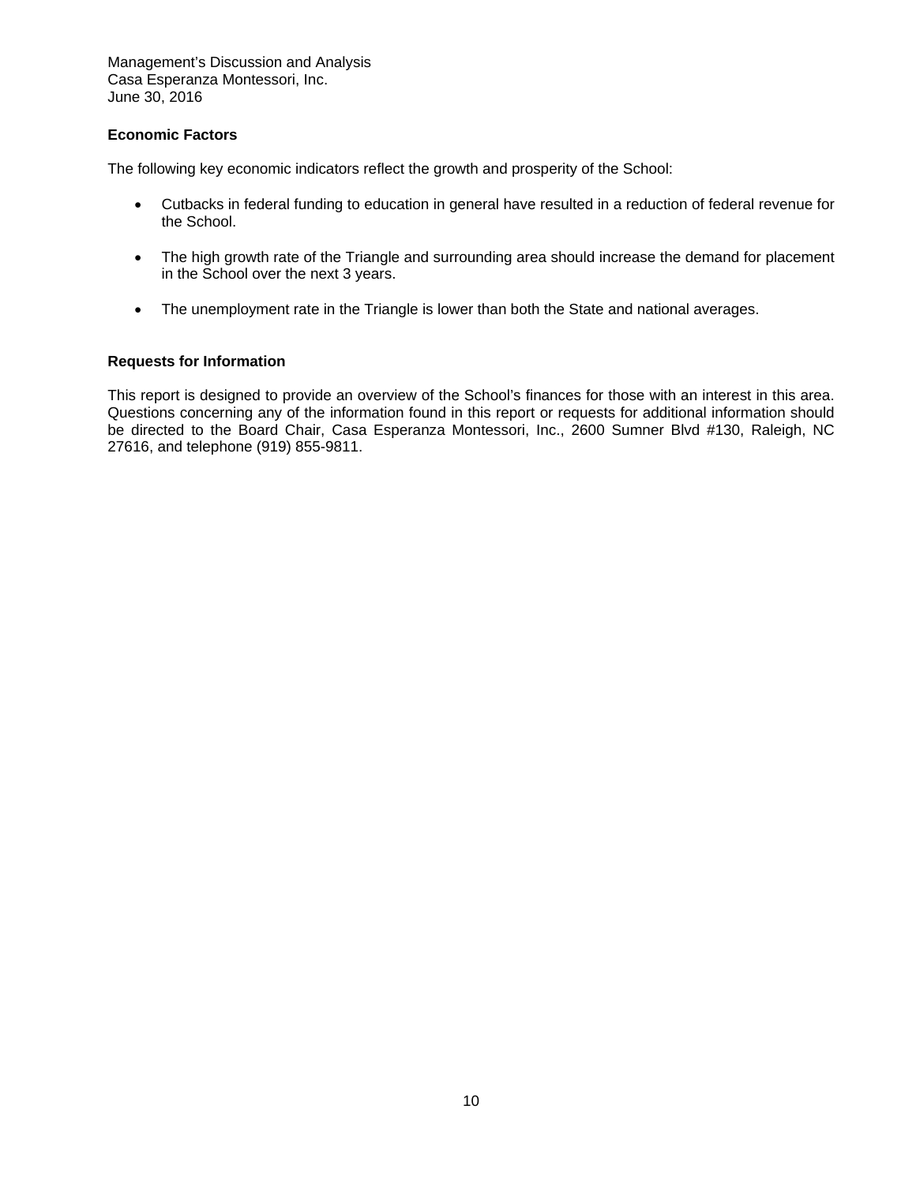## Economic Factors

The following key economic indicators reflect the growth and prosperity of the School:

- Cutbacks in federal funding to education in general have resulted in a reduction of federal revenue for the School.
- The high growth rate of the Triangle and surrounding area should increase the demand for placement in the School over the next 3 years.
- The unemployment rate in the Triangle is lower than both the State and national averages.

## Requests for Information

This report is designed to provide an overview of the School's finances for those with an interest in this area. Questions concerning any of the information found in this report or requests for additional information should be directed to the Board Chair, Casa Esperanza Montessori, Inc., 2600 Sumner Blvd #130, Raleigh, NC 27616, and telephone (919) 855-9811.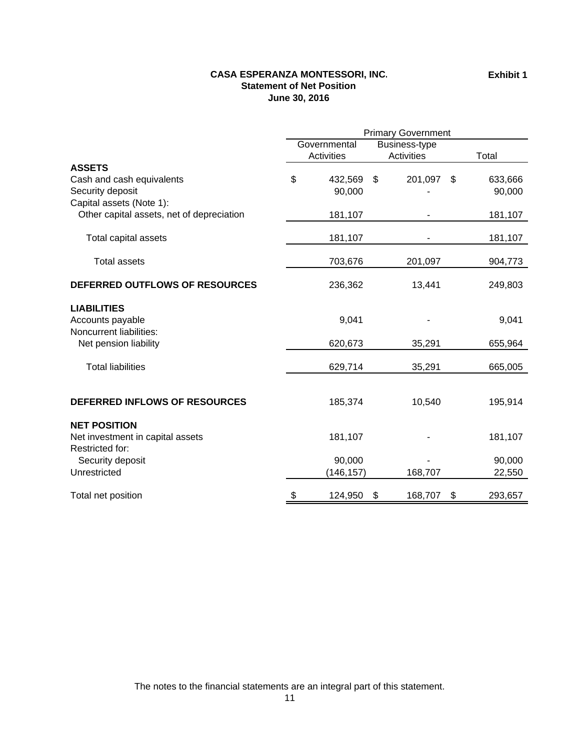**CASA ESPERANZA MONTESSORI, INC.**
**Statement of Net Position**
**June 30, 2016**

**Exhibit 1**

| | Primary Government | | |
|---|---|---|---|
| | Governmental Activities | Business-type Activities | Total |
| **ASSETS** | | | |
| Cash and cash equivalents | $ 432,569 | $ 201,097 | $ 633,666 |
| Security deposit | 90,000 | - | 90,000 |
| Capital assets (Note 1): | | | |
| Other capital assets, net of depreciation | 181,107 | - | 181,107 |
| Total capital assets | 181,107 | - | 181,107 |
| Total assets | 703,676 | 201,097 | 904,773 |
| **DEFERRED OUTFLOWS OF RESOURCES** | 236,362 | 13,441 | 249,803 |
| **LIABILITIES** | | | |
| Accounts payable | 9,041 | - | 9,041 |
| Noncurrent liabilities: | | | |
| Net pension liability | 620,673 | 35,291 | 655,964 |
| Total liabilities | 629,714 | 35,291 | 665,005 |
| **DEFERRED INFLOWS OF RESOURCES** | 185,374 | 10,540 | 195,914 |
| **NET POSITION** | | | |
| Net investment in capital assets | 181,107 | - | 181,107 |
| Restricted for: | | | |
| Security deposit | 90,000 | - | 90,000 |
| Unrestricted | (146,157) | 168,707 | 22,550 |
| Total net position | $ 124,950 | $ 168,707 | $ 293,657 |

The notes to the financial statements are an integral part of this statement.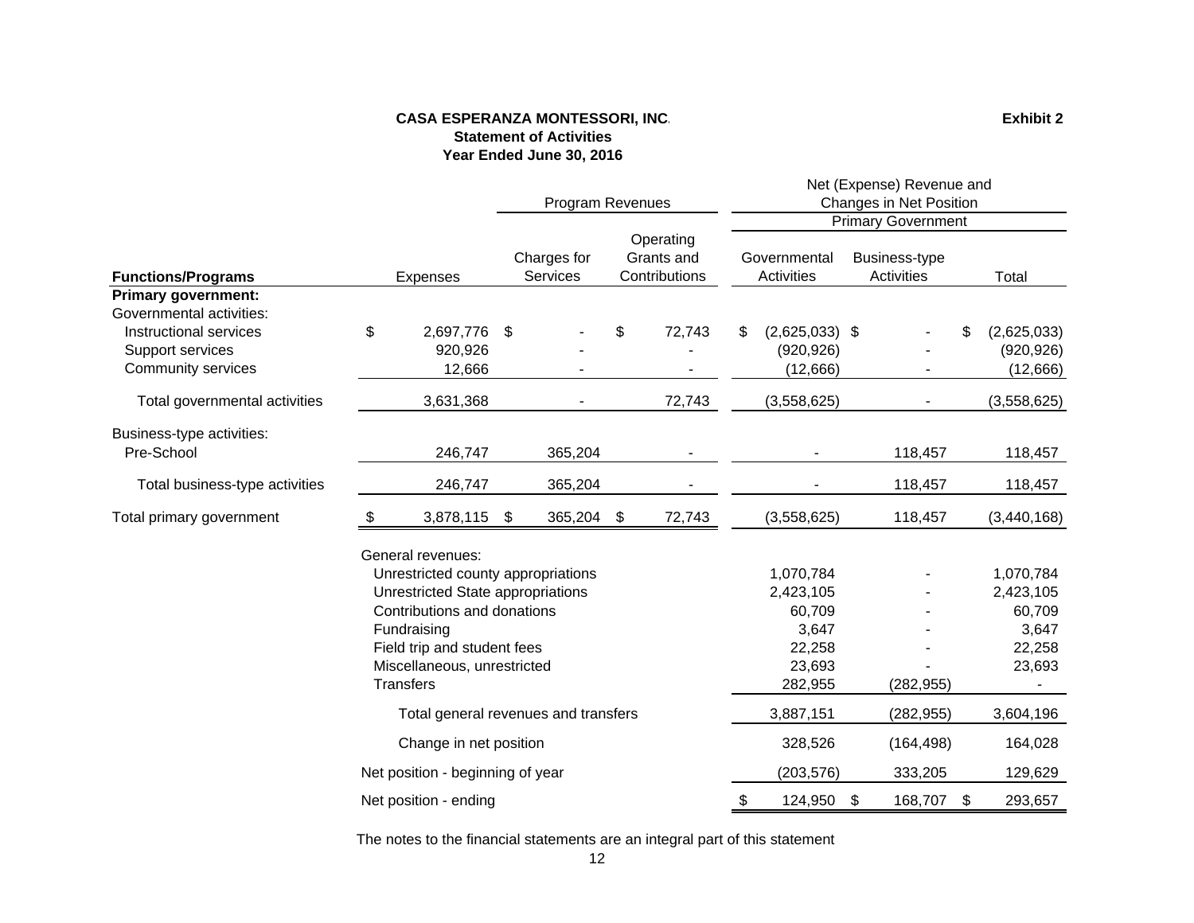**CASA ESPERANZA MONTESSORI, INC.**
**Statement of Activities**
**Year Ended June 30, 2016**

**Exhibit 2**

| | | Program Revenues | | Net (Expense) Revenue and Changes in Net Position | | |
|---|---|---|---|---|---|---|
| | | | | Primary Government | | |
| **Functions/Programs** | Expenses | Charges for Services | Operating Grants and Contributions | Governmental Activities | Business-type Activities | Total |
| **Primary government:** | | | | | | |
| Governmental activities: | | | | | | |
| Instructional services | $ 2,697,776 | $ - | $ 72,743 | $ (2,625,033) | $ - | $ (2,625,033) |
| Support services | 920,926 | - | - | (920,926) | - | (920,926) |
| Community services | 12,666 | - | - | (12,666) | - | (12,666) |
| Total governmental activities | 3,631,368 | - | 72,743 | (3,558,625) | - | (3,558,625) |
| Business-type activities: | | | | | | |
| Pre-School | 246,747 | 365,204 | - | - | 118,457 | 118,457 |
| Total business-type activities | 246,747 | 365,204 | - | - | 118,457 | 118,457 |
| Total primary government | $ 3,878,115 | $ 365,204 | $ 72,743 | (3,558,625) | 118,457 | (3,440,168) |
| General revenues: | | | | | | |
| Unrestricted county appropriations | | | | 1,070,784 | - | 1,070,784 |
| Unrestricted State appropriations | | | | 2,423,105 | - | 2,423,105 |
| Contributions and donations | | | | 60,709 | - | 60,709 |
| Fundraising | | | | 3,647 | - | 3,647 |
| Field trip and student fees | | | | 22,258 | - | 22,258 |
| Miscellaneous, unrestricted | | | | 23,693 | - | 23,693 |
| Transfers | | | | 282,955 | (282,955) | - |
| Total general revenues and transfers | | | | 3,887,151 | (282,955) | 3,604,196 |
| Change in net position | | | | 328,526 | (164,498) | 164,028 |
| Net position - beginning of year | | | | (203,576) | 333,205 | 129,629 |
| Net position - ending | | | | $ 124,950 | $ 168,707 | $ 293,657 |

The notes to the financial statements are an integral part of this statement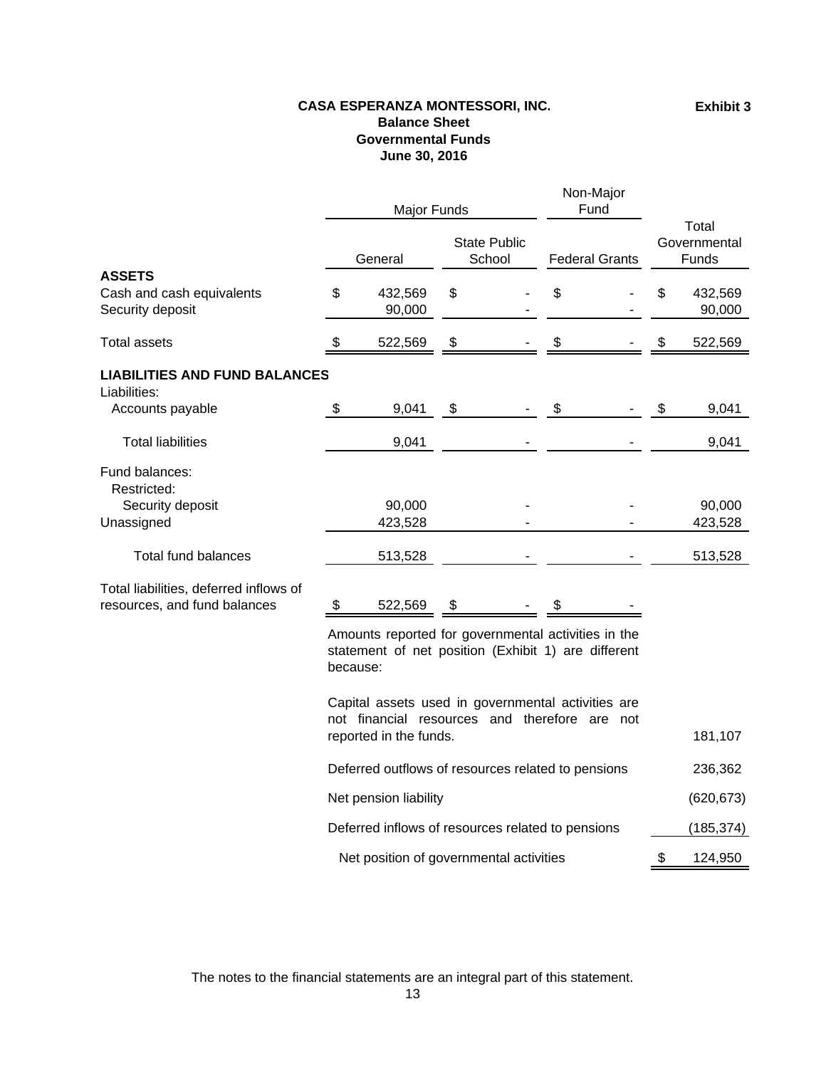# CASA ESPERANZA MONTESSORI, INC.

**Exhibit 3**

## Balance Sheet
## Governmental Funds
## June 30, 2016

| | Major Funds | | Non-Major Fund | |
|---|---|---|---|---|
| | General | State Public School | Federal Grants | Total Governmental Funds |
| **ASSETS** | | | | |
| Cash and cash equivalents | $ 432,569 | $ - | $ - | $ 432,569 |
| Security deposit | 90,000 | - | - | 90,000 |
| Total assets | $ 522,569 | $ - | $ - | $ 522,569 |
| **LIABILITIES AND FUND BALANCES** | | | | |
| Liabilities: | | | | |
| Accounts payable | $ 9,041 | $ - | $ - | $ 9,041 |
| Total liabilities | 9,041 | - | - | 9,041 |
| Fund balances: | | | | |
| Restricted: | | | | |
| Security deposit | 90,000 | - | - | 90,000 |
| Unassigned | 423,528 | - | - | 423,528 |
| Total fund balances | 513,528 | - | - | 513,528 |
| Total liabilities, deferred inflows of resources, and fund balances | $ 522,569 | $ - | $ - | |

| Amounts reported for governmental activities in the statement of net position (Exhibit 1) are different because: | |
|---|---|
| Capital assets used in governmental activities are not financial resources and therefore are not reported in the funds. | 181,107 |
| Deferred outflows of resources related to pensions | 236,362 |
| Net pension liability | (620,673) |
| Deferred inflows of resources related to pensions | (185,374) |
| Net position of governmental activities | $ 124,950 |

The notes to the financial statements are an integral part of this statement.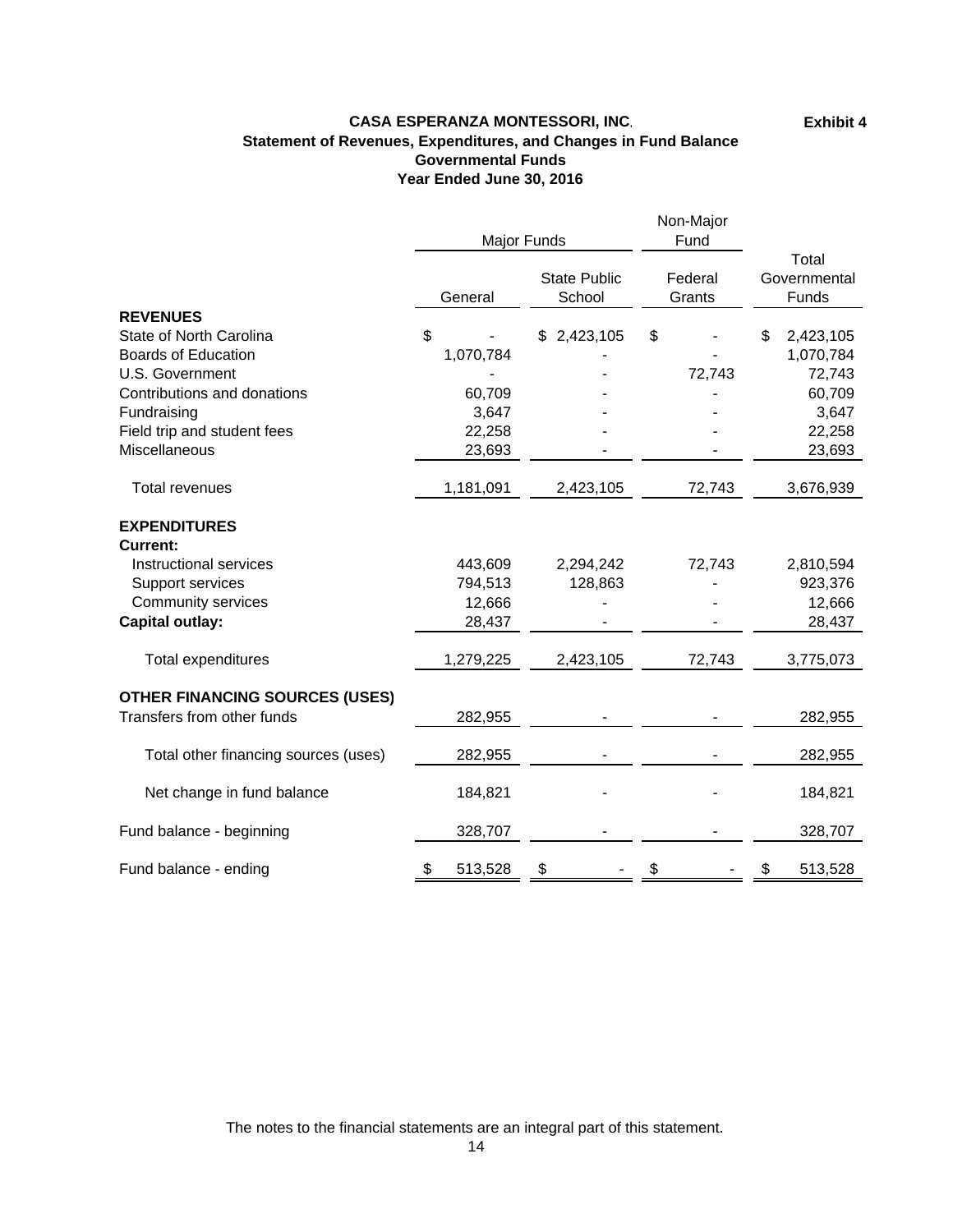**CASA ESPERANZA MONTESSORI, INC.**

**Exhibit 4**

**Statement of Revenues, Expenditures, and Changes in Fund Balance**
**Governmental Funds**
**Year Ended June 30, 2016**

| | Major Funds | | Non-Major Fund | |
|---|---|---|---|---|
| | General | State Public School | Federal Grants | Total Governmental Funds |
| **REVENUES** | | | | |
| State of North Carolina | $ - | $ 2,423,105 | $ - | $ 2,423,105 |
| Boards of Education | 1,070,784 | - | - | 1,070,784 |
| U.S. Government | - | - | 72,743 | 72,743 |
| Contributions and donations | 60,709 | - | - | 60,709 |
| Fundraising | 3,647 | - | - | 3,647 |
| Field trip and student fees | 22,258 | - | - | 22,258 |
| Miscellaneous | 23,693 | - | - | 23,693 |
| Total revenues | 1,181,091 | 2,423,105 | 72,743 | 3,676,939 |
| **EXPENDITURES** | | | | |
| **Current:** | | | | |
| Instructional services | 443,609 | 2,294,242 | 72,743 | 2,810,594 |
| Support services | 794,513 | 128,863 | - | 923,376 |
| Community services | 12,666 | - | - | 12,666 |
| **Capital outlay:** | 28,437 | - | - | 28,437 |
| Total expenditures | 1,279,225 | 2,423,105 | 72,743 | 3,775,073 |
| **OTHER FINANCING SOURCES (USES)** | | | | |
| Transfers from other funds | 282,955 | - | - | 282,955 |
| Total other financing sources (uses) | 282,955 | - | - | 282,955 |
| Net change in fund balance | 184,821 | - | - | 184,821 |
| Fund balance - beginning | 328,707 | - | - | 328,707 |
| Fund balance - ending | $ 513,528 | $ - | $ - | $ 513,528 |

The notes to the financial statements are an integral part of this statement.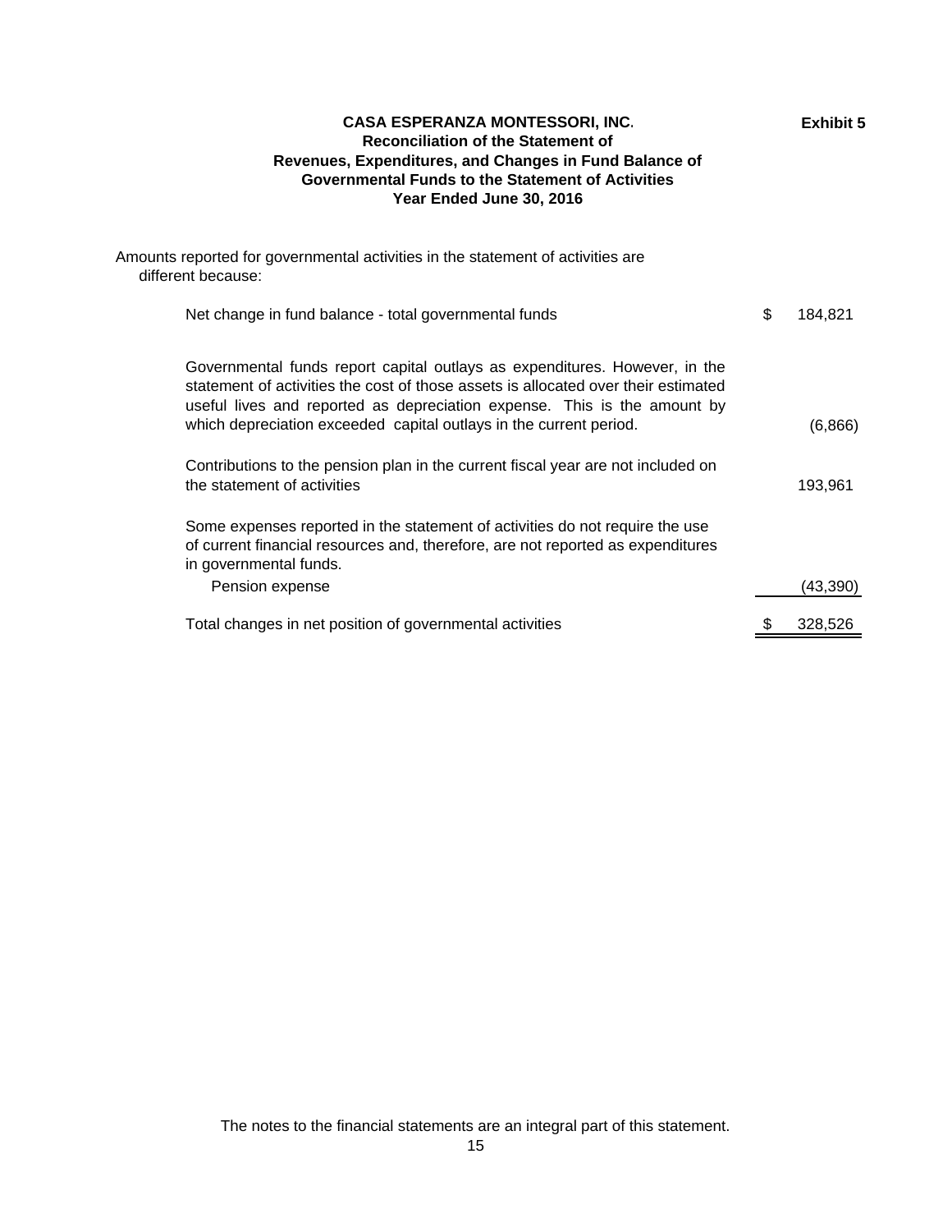**CASA ESPERANZA MONTESSORI, INC.**
**Reconciliation of the Statement of**
**Revenues, Expenditures, and Changes in Fund Balance of**
**Governmental Funds to the Statement of Activities**
**Year Ended June 30, 2016**

**Exhibit 5**

Amounts reported for governmental activities in the statement of activities are different because:

| | |
|---|---|
| Net change in fund balance - total governmental funds | $ 184,821 |
| Governmental funds report capital outlays as expenditures. However, in the statement of activities the cost of those assets is allocated over their estimated useful lives and reported as depreciation expense. This is the amount by which depreciation exceeded capital outlays in the current period. | (6,866) |
| Contributions to the pension plan in the current fiscal year are not included on the statement of activities | 193,961 |
| Some expenses reported in the statement of activities do not require the use of current financial resources and, therefore, are not reported as expenditures in governmental funds. | |
| Pension expense | (43,390) |
| Total changes in net position of governmental activities | $ 328,526 |

The notes to the financial statements are an integral part of this statement.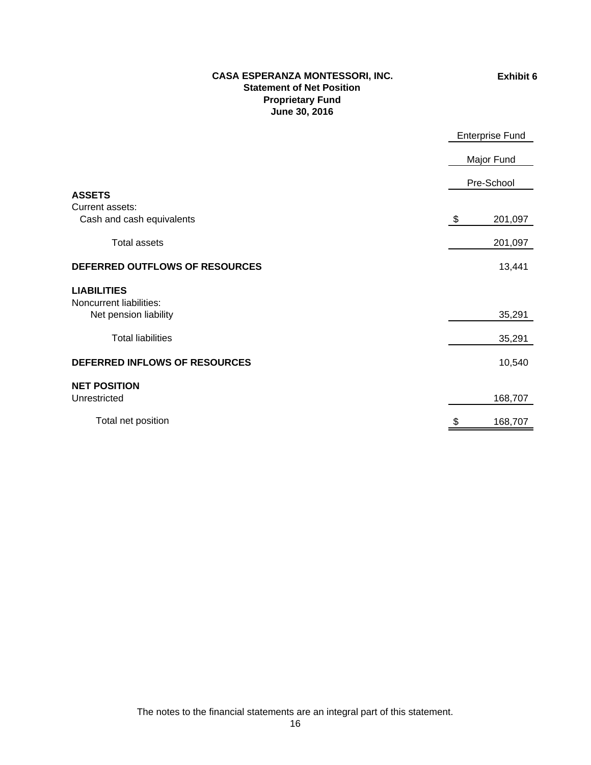**CASA ESPERANZA MONTESSORI, INC.**
**Statement of Net Position**
**Proprietary Fund**
**June 30, 2016**

**Exhibit 6**

| | Enterprise Fund |
|---|---|
| | Major Fund |
| | Pre-School |
| **ASSETS** | |
| Current assets: | |
| Cash and cash equivalents | $ 201,097 |
| Total assets | 201,097 |
| **DEFERRED OUTFLOWS OF RESOURCES** | 13,441 |
| **LIABILITIES** | |
| Noncurrent liabilities: | |
| Net pension liability | 35,291 |
| Total liabilities | 35,291 |
| **DEFERRED INFLOWS OF RESOURCES** | 10,540 |
| **NET POSITION** | |
| Unrestricted | 168,707 |
| Total net position | $ 168,707 |

The notes to the financial statements are an integral part of this statement.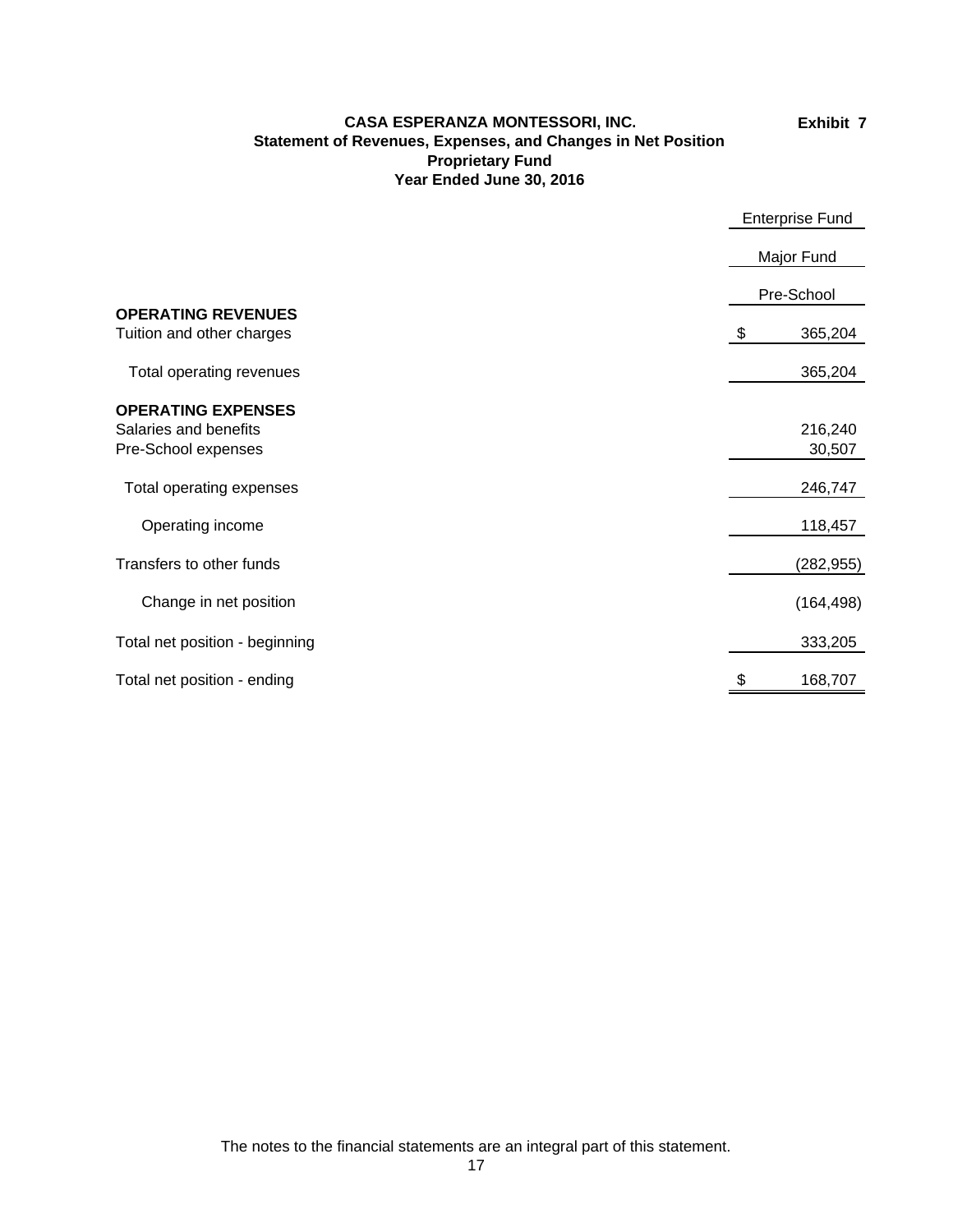**Exhibit 7**

# CASA ESPERANZA MONTESSORI, INC.

## Statement of Revenues, Expenses, and Changes in Net Position

### Proprietary Fund

### Year Ended June 30, 2016

| | Enterprise Fund |
|---|---|
| | Major Fund |
| | Pre-School |
| **OPERATING REVENUES** | |
| Tuition and other charges | $ 365,204 |
| Total operating revenues | 365,204 |
| **OPERATING EXPENSES** | |
| Salaries and benefits | 216,240 |
| Pre-School expenses | 30,507 |
| Total operating expenses | 246,747 |
| Operating income | 118,457 |
| Transfers to other funds | (282,955) |
| Change in net position | (164,498) |
| Total net position - beginning | 333,205 |
| Total net position - ending | $ 168,707 |

The notes to the financial statements are an integral part of this statement.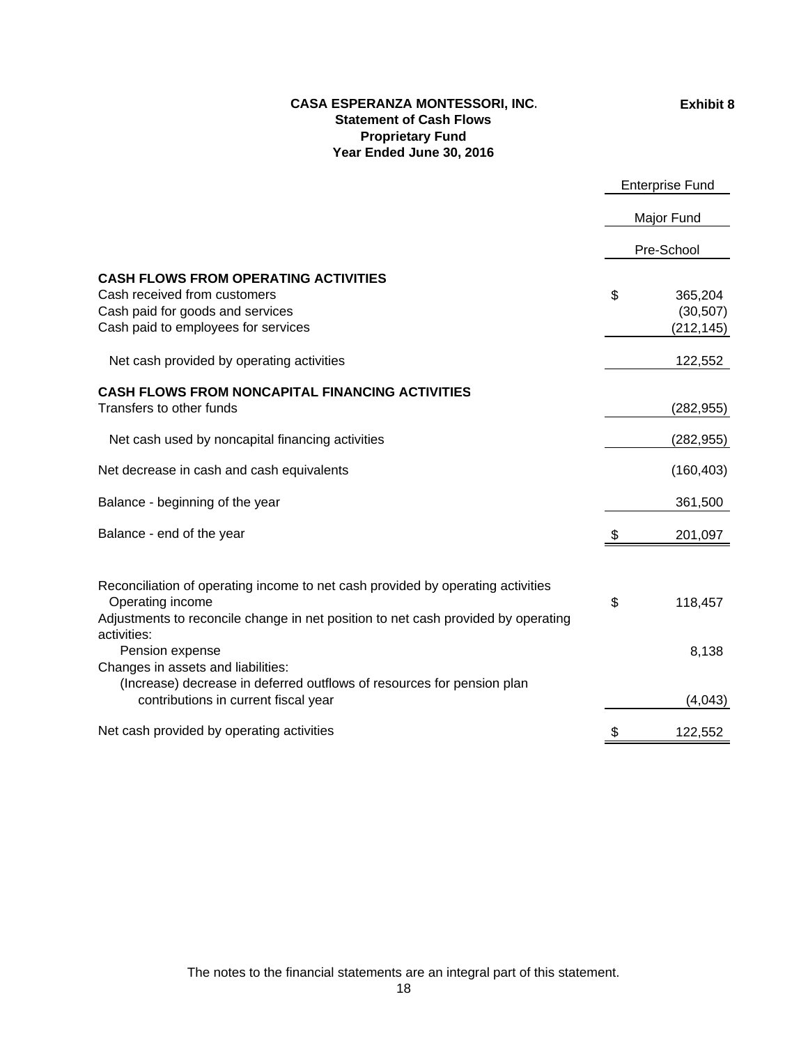**CASA ESPERANZA MONTESSORI, INC.**
**Statement of Cash Flows**
**Proprietary Fund**
**Year Ended June 30, 2016**

**Exhibit 8**

| | Enterprise Fund |
|---|---|
| | Major Fund |
| | Pre-School |
| **CASH FLOWS FROM OPERATING ACTIVITIES** | |
| Cash received from customers | $ 365,204 |
| Cash paid for goods and services | (30,507) |
| Cash paid to employees for services | (212,145) |
| Net cash provided by operating activities | 122,552 |
| **CASH FLOWS FROM NONCAPITAL FINANCING ACTIVITIES** | |
| Transfers to other funds | (282,955) |
| Net cash used by noncapital financing activities | (282,955) |
| Net decrease in cash and cash equivalents | (160,403) |
| Balance - beginning of the year | 361,500 |
| Balance - end of the year | $ 201,097 |
| | |
| Reconciliation of operating income to net cash provided by operating activities | |
| Operating income | $ 118,457 |
| Adjustments to reconcile change in net position to net cash provided by operating activities: | |
| Pension expense | 8,138 |
| Changes in assets and liabilities: | |
| (Increase) decrease in deferred outflows of resources for pension plan contributions in current fiscal year | (4,043) |
| Net cash provided by operating activities | $ 122,552 |

The notes to the financial statements are an integral part of this statement.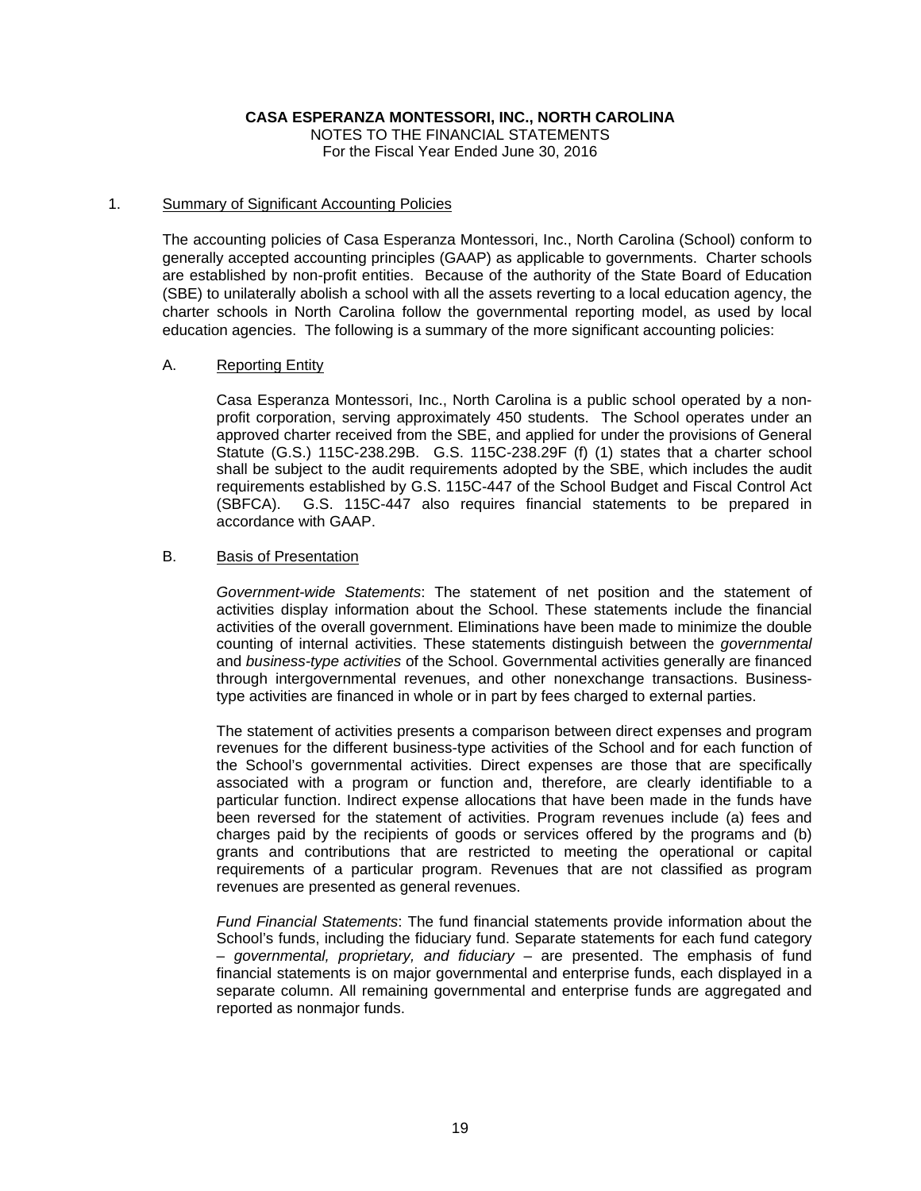**CASA ESPERANZA MONTESSORI, INC., NORTH CAROLINA**
NOTES TO THE FINANCIAL STATEMENTS
For the Fiscal Year Ended June 30, 2016

## 1. Summary of Significant Accounting Policies

The accounting policies of Casa Esperanza Montessori, Inc., North Carolina (School) conform to generally accepted accounting principles (GAAP) as applicable to governments. Charter schools are established by non-profit entities. Because of the authority of the State Board of Education (SBE) to unilaterally abolish a school with all the assets reverting to a local education agency, the charter schools in North Carolina follow the governmental reporting model, as used by local education agencies. The following is a summary of the more significant accounting policies:

### A. Reporting Entity

Casa Esperanza Montessori, Inc., North Carolina is a public school operated by a non-profit corporation, serving approximately 450 students. The School operates under an approved charter received from the SBE, and applied for under the provisions of General Statute (G.S.) 115C-238.29B. G.S. 115C-238.29F (f) (1) states that a charter school shall be subject to the audit requirements adopted by the SBE, which includes the audit requirements established by G.S. 115C-447 of the School Budget and Fiscal Control Act (SBFCA). G.S. 115C-447 also requires financial statements to be prepared in accordance with GAAP.

### B. Basis of Presentation

*Government-wide Statements*: The statement of net position and the statement of activities display information about the School. These statements include the financial activities of the overall government. Eliminations have been made to minimize the double counting of internal activities. These statements distinguish between the *governmental* and *business-type activities* of the School. Governmental activities generally are financed through intergovernmental revenues, and other nonexchange transactions. Business-type activities are financed in whole or in part by fees charged to external parties.

The statement of activities presents a comparison between direct expenses and program revenues for the different business-type activities of the School and for each function of the School's governmental activities. Direct expenses are those that are specifically associated with a program or function and, therefore, are clearly identifiable to a particular function. Indirect expense allocations that have been made in the funds have been reversed for the statement of activities. Program revenues include (a) fees and charges paid by the recipients of goods or services offered by the programs and (b) grants and contributions that are restricted to meeting the operational or capital requirements of a particular program. Revenues that are not classified as program revenues are presented as general revenues.

*Fund Financial Statements*: The fund financial statements provide information about the School's funds, including the fiduciary fund. Separate statements for each fund category – *governmental, proprietary, and fiduciary* – are presented. The emphasis of fund financial statements is on major governmental and enterprise funds, each displayed in a separate column. All remaining governmental and enterprise funds are aggregated and reported as nonmajor funds.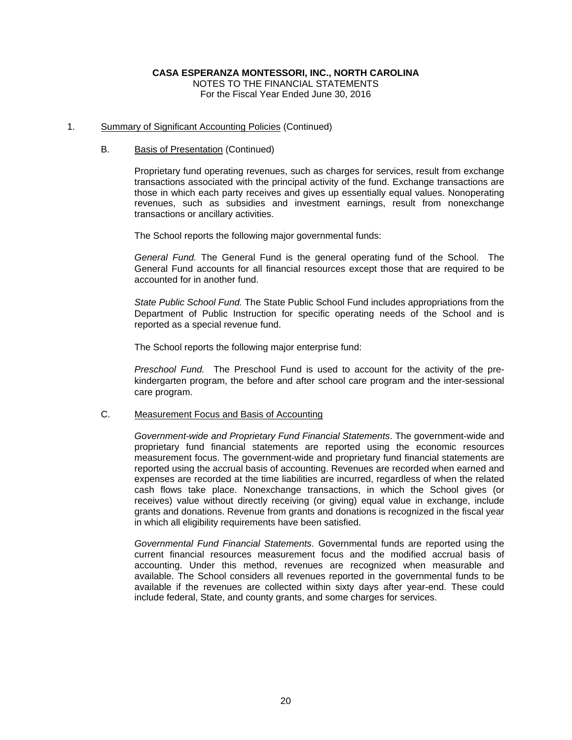**CASA ESPERANZA MONTESSORI, INC., NORTH CAROLINA**
NOTES TO THE FINANCIAL STATEMENTS
For the Fiscal Year Ended June 30, 2016

1. Summary of Significant Accounting Policies (Continued)

   B. Basis of Presentation (Continued)

   Proprietary fund operating revenues, such as charges for services, result from exchange transactions associated with the principal activity of the fund. Exchange transactions are those in which each party receives and gives up essentially equal values. Nonoperating revenues, such as subsidies and investment earnings, result from nonexchange transactions or ancillary activities.

   The School reports the following major governmental funds:

   *General Fund.* The General Fund is the general operating fund of the School. The General Fund accounts for all financial resources except those that are required to be accounted for in another fund.

   *State Public School Fund.* The State Public School Fund includes appropriations from the Department of Public Instruction for specific operating needs of the School and is reported as a special revenue fund.

   The School reports the following major enterprise fund:

   *Preschool Fund.* The Preschool Fund is used to account for the activity of the pre-kindergarten program, the before and after school care program and the inter-sessional care program.

   C. Measurement Focus and Basis of Accounting

   *Government-wide and Proprietary Fund Financial Statements*. The government-wide and proprietary fund financial statements are reported using the economic resources measurement focus. The government-wide and proprietary fund financial statements are reported using the accrual basis of accounting. Revenues are recorded when earned and expenses are recorded at the time liabilities are incurred, regardless of when the related cash flows take place. Nonexchange transactions, in which the School gives (or receives) value without directly receiving (or giving) equal value in exchange, include grants and donations. Revenue from grants and donations is recognized in the fiscal year in which all eligibility requirements have been satisfied.

   *Governmental Fund Financial Statements*. Governmental funds are reported using the current financial resources measurement focus and the modified accrual basis of accounting. Under this method, revenues are recognized when measurable and available. The School considers all revenues reported in the governmental funds to be available if the revenues are collected within sixty days after year-end. These could include federal, State, and county grants, and some charges for services.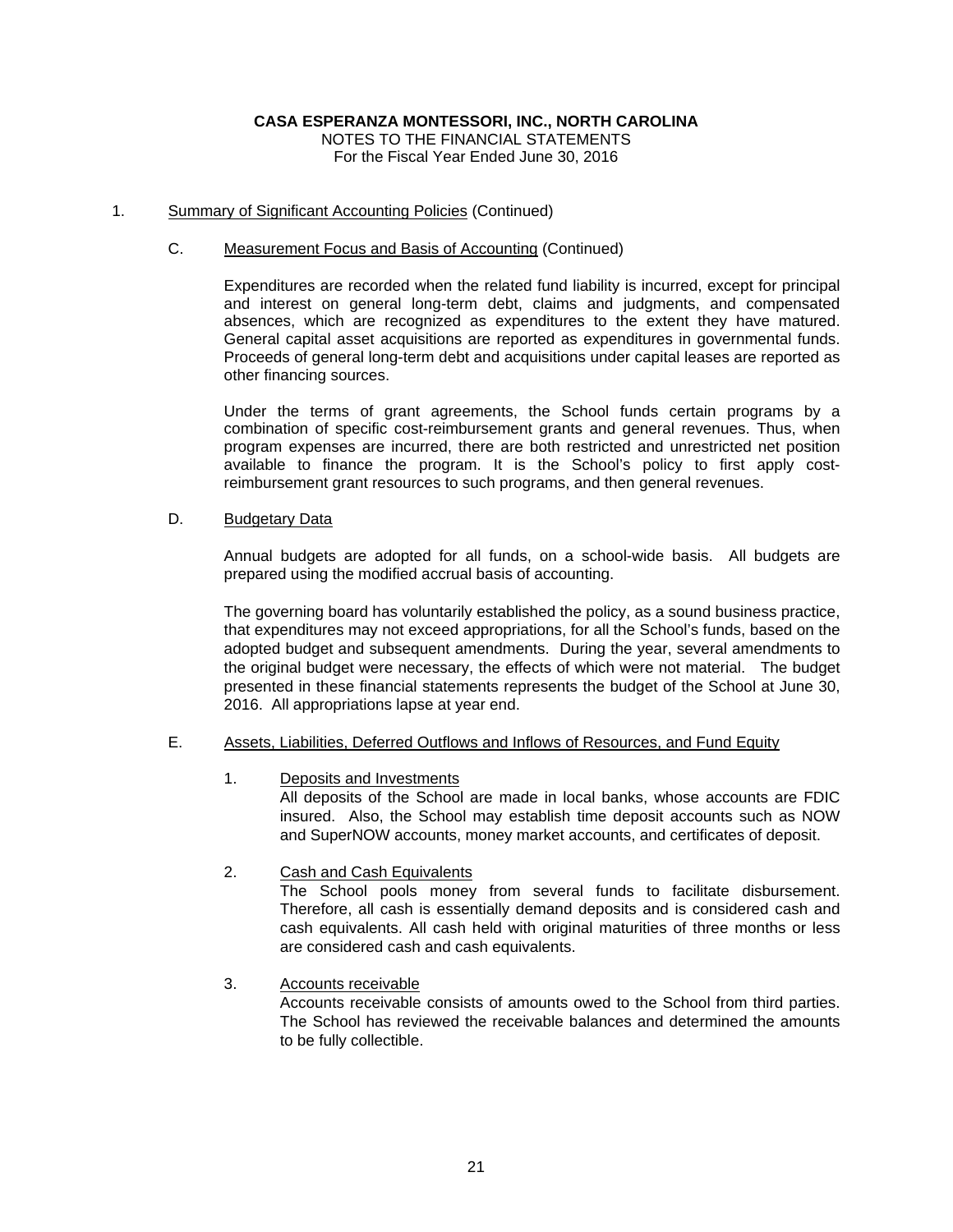**CASA ESPERANZA MONTESSORI, INC., NORTH CAROLINA**
NOTES TO THE FINANCIAL STATEMENTS
For the Fiscal Year Ended June 30, 2016

1. Summary of Significant Accounting Policies (Continued)

   C. Measurement Focus and Basis of Accounting (Continued)

   Expenditures are recorded when the related fund liability is incurred, except for principal and interest on general long-term debt, claims and judgments, and compensated absences, which are recognized as expenditures to the extent they have matured. General capital asset acquisitions are reported as expenditures in governmental funds. Proceeds of general long-term debt and acquisitions under capital leases are reported as other financing sources.

   Under the terms of grant agreements, the School funds certain programs by a combination of specific cost-reimbursement grants and general revenues. Thus, when program expenses are incurred, there are both restricted and unrestricted net position available to finance the program. It is the School's policy to first apply cost-reimbursement grant resources to such programs, and then general revenues.

   D. Budgetary Data

   Annual budgets are adopted for all funds, on a school-wide basis. All budgets are prepared using the modified accrual basis of accounting.

   The governing board has voluntarily established the policy, as a sound business practice, that expenditures may not exceed appropriations, for all the School's funds, based on the adopted budget and subsequent amendments. During the year, several amendments to the original budget were necessary, the effects of which were not material. The budget presented in these financial statements represents the budget of the School at June 30, 2016. All appropriations lapse at year end.

   E. Assets, Liabilities, Deferred Outflows and Inflows of Resources, and Fund Equity

      1. Deposits and Investments
      All deposits of the School are made in local banks, whose accounts are FDIC insured. Also, the School may establish time deposit accounts such as NOW and SuperNOW accounts, money market accounts, and certificates of deposit.

      2. Cash and Cash Equivalents
      The School pools money from several funds to facilitate disbursement. Therefore, all cash is essentially demand deposits and is considered cash and cash equivalents. All cash held with original maturities of three months or less are considered cash and cash equivalents.

      3. Accounts receivable
      Accounts receivable consists of amounts owed to the School from third parties. The School has reviewed the receivable balances and determined the amounts to be fully collectible.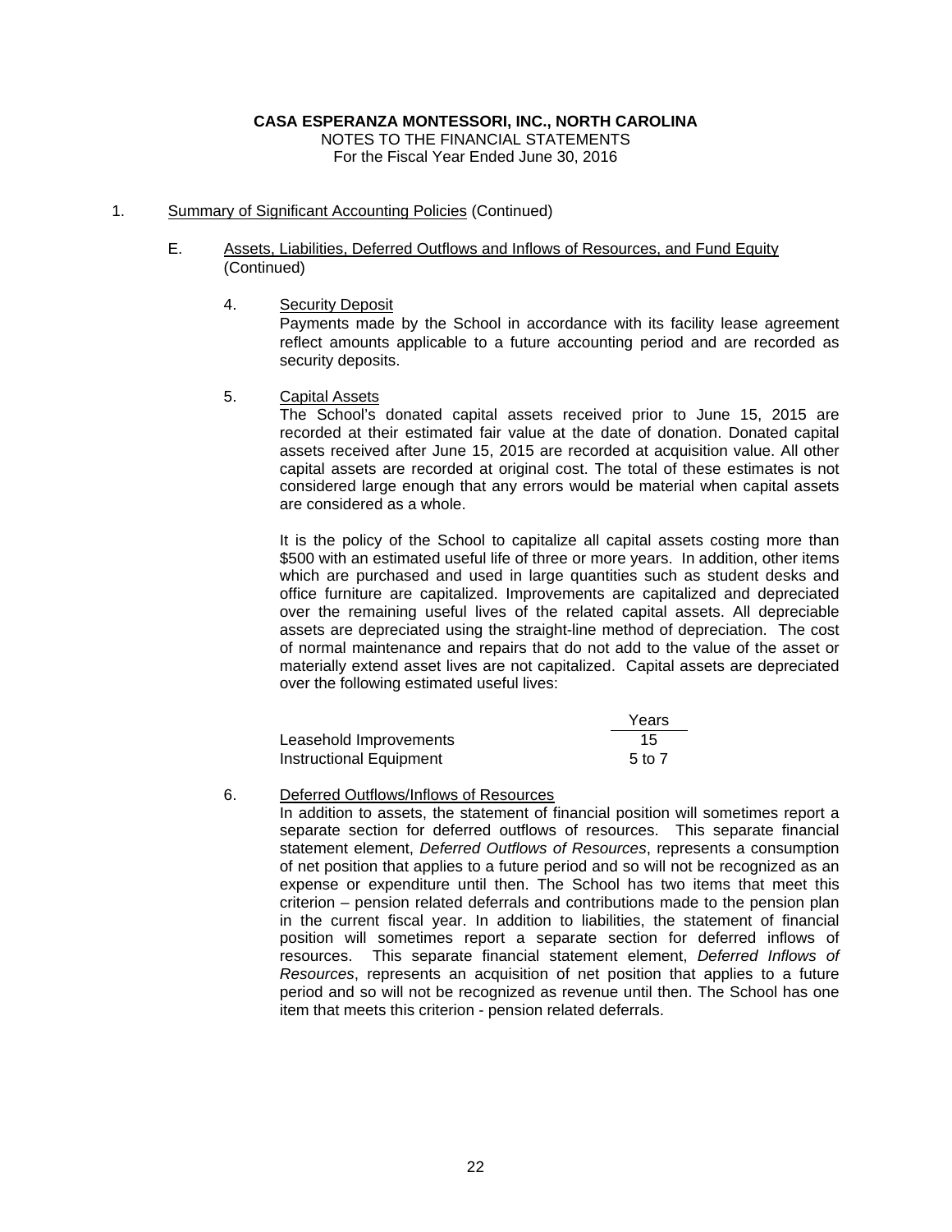**CASA ESPERANZA MONTESSORI, INC., NORTH CAROLINA**
NOTES TO THE FINANCIAL STATEMENTS
For the Fiscal Year Ended June 30, 2016

1. Summary of Significant Accounting Policies (Continued)

E. Assets, Liabilities, Deferred Outflows and Inflows of Resources, and Fund Equity (Continued)

4. Security Deposit

Payments made by the School in accordance with its facility lease agreement reflect amounts applicable to a future accounting period and are recorded as security deposits.

5. Capital Assets

The School's donated capital assets received prior to June 15, 2015 are recorded at their estimated fair value at the date of donation. Donated capital assets received after June 15, 2015 are recorded at acquisition value. All other capital assets are recorded at original cost. The total of these estimates is not considered large enough that any errors would be material when capital assets are considered as a whole.

It is the policy of the School to capitalize all capital assets costing more than $500 with an estimated useful life of three or more years. In addition, other items which are purchased and used in large quantities such as student desks and office furniture are capitalized. Improvements are capitalized and depreciated over the remaining useful lives of the related capital assets. All depreciable assets are depreciated using the straight-line method of depreciation. The cost of normal maintenance and repairs that do not add to the value of the asset or materially extend asset lives are not capitalized. Capital assets are depreciated over the following estimated useful lives:

| | Years |
|---|---|
| Leasehold Improvements | 15 |
| Instructional Equipment | 5 to 7 |

6. Deferred Outflows/Inflows of Resources

In addition to assets, the statement of financial position will sometimes report a separate section for deferred outflows of resources. This separate financial statement element, *Deferred Outflows of Resources*, represents a consumption of net position that applies to a future period and so will not be recognized as an expense or expenditure until then. The School has two items that meet this criterion – pension related deferrals and contributions made to the pension plan in the current fiscal year. In addition to liabilities, the statement of financial position will sometimes report a separate section for deferred inflows of resources. This separate financial statement element, *Deferred Inflows of Resources*, represents an acquisition of net position that applies to a future period and so will not be recognized as revenue until then. The School has one item that meets this criterion - pension related deferrals.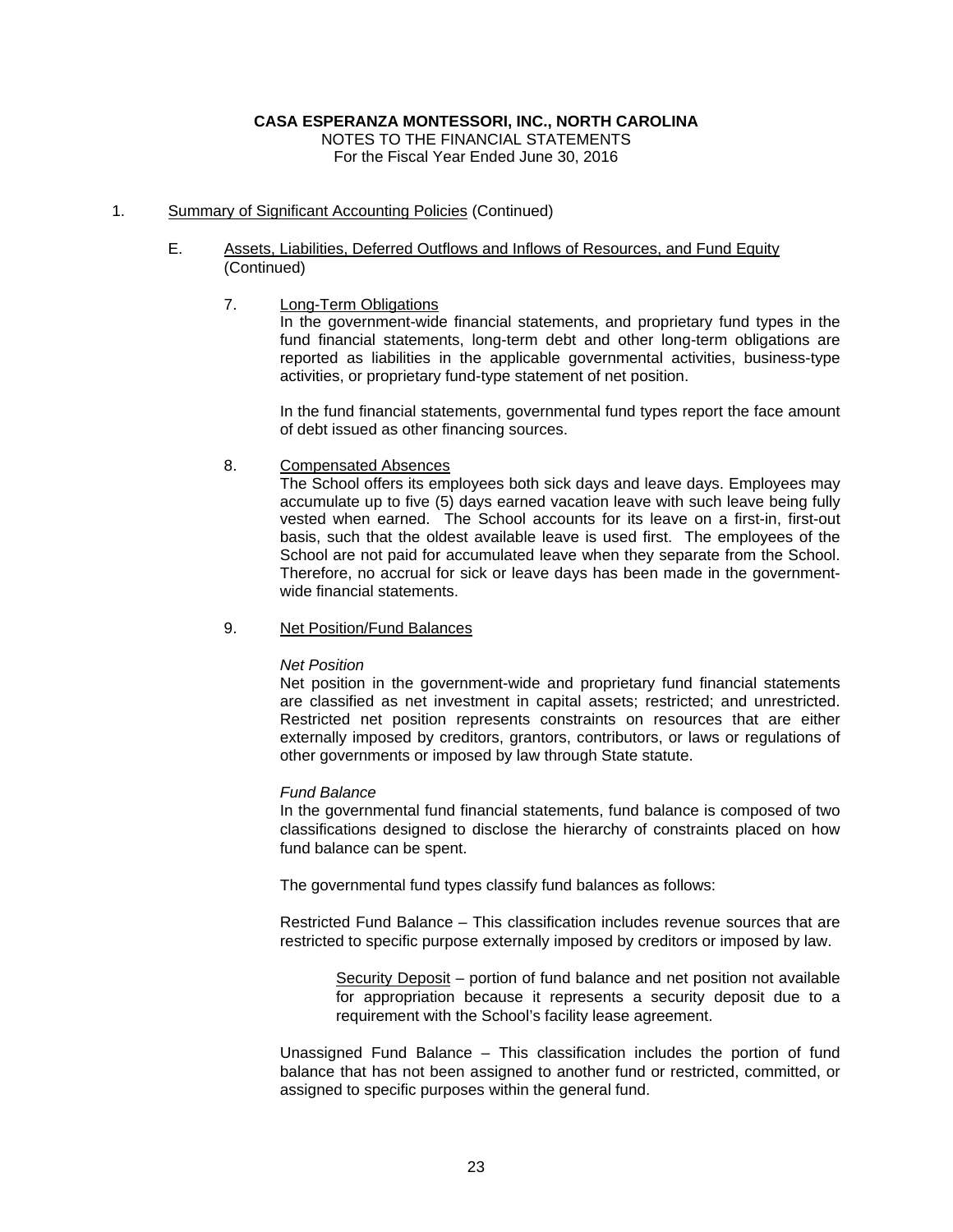**CASA ESPERANZA MONTESSORI, INC., NORTH CAROLINA**
NOTES TO THE FINANCIAL STATEMENTS
For the Fiscal Year Ended June 30, 2016

1. Summary of Significant Accounting Policies (Continued)

E. Assets, Liabilities, Deferred Outflows and Inflows of Resources, and Fund Equity (Continued)

7. Long-Term Obligations

In the government-wide financial statements, and proprietary fund types in the fund financial statements, long-term debt and other long-term obligations are reported as liabilities in the applicable governmental activities, business-type activities, or proprietary fund-type statement of net position.

In the fund financial statements, governmental fund types report the face amount of debt issued as other financing sources.

8. Compensated Absences

The School offers its employees both sick days and leave days. Employees may accumulate up to five (5) days earned vacation leave with such leave being fully vested when earned. The School accounts for its leave on a first-in, first-out basis, such that the oldest available leave is used first. The employees of the School are not paid for accumulated leave when they separate from the School. Therefore, no accrual for sick or leave days has been made in the government-wide financial statements.

9. Net Position/Fund Balances

*Net Position*

Net position in the government-wide and proprietary fund financial statements are classified as net investment in capital assets; restricted; and unrestricted. Restricted net position represents constraints on resources that are either externally imposed by creditors, grantors, contributors, or laws or regulations of other governments or imposed by law through State statute.

*Fund Balance*

In the governmental fund financial statements, fund balance is composed of two classifications designed to disclose the hierarchy of constraints placed on how fund balance can be spent.

The governmental fund types classify fund balances as follows:

Restricted Fund Balance – This classification includes revenue sources that are restricted to specific purpose externally imposed by creditors or imposed by law.

Security Deposit – portion of fund balance and net position not available for appropriation because it represents a security deposit due to a requirement with the School's facility lease agreement.

Unassigned Fund Balance – This classification includes the portion of fund balance that has not been assigned to another fund or restricted, committed, or assigned to specific purposes within the general fund.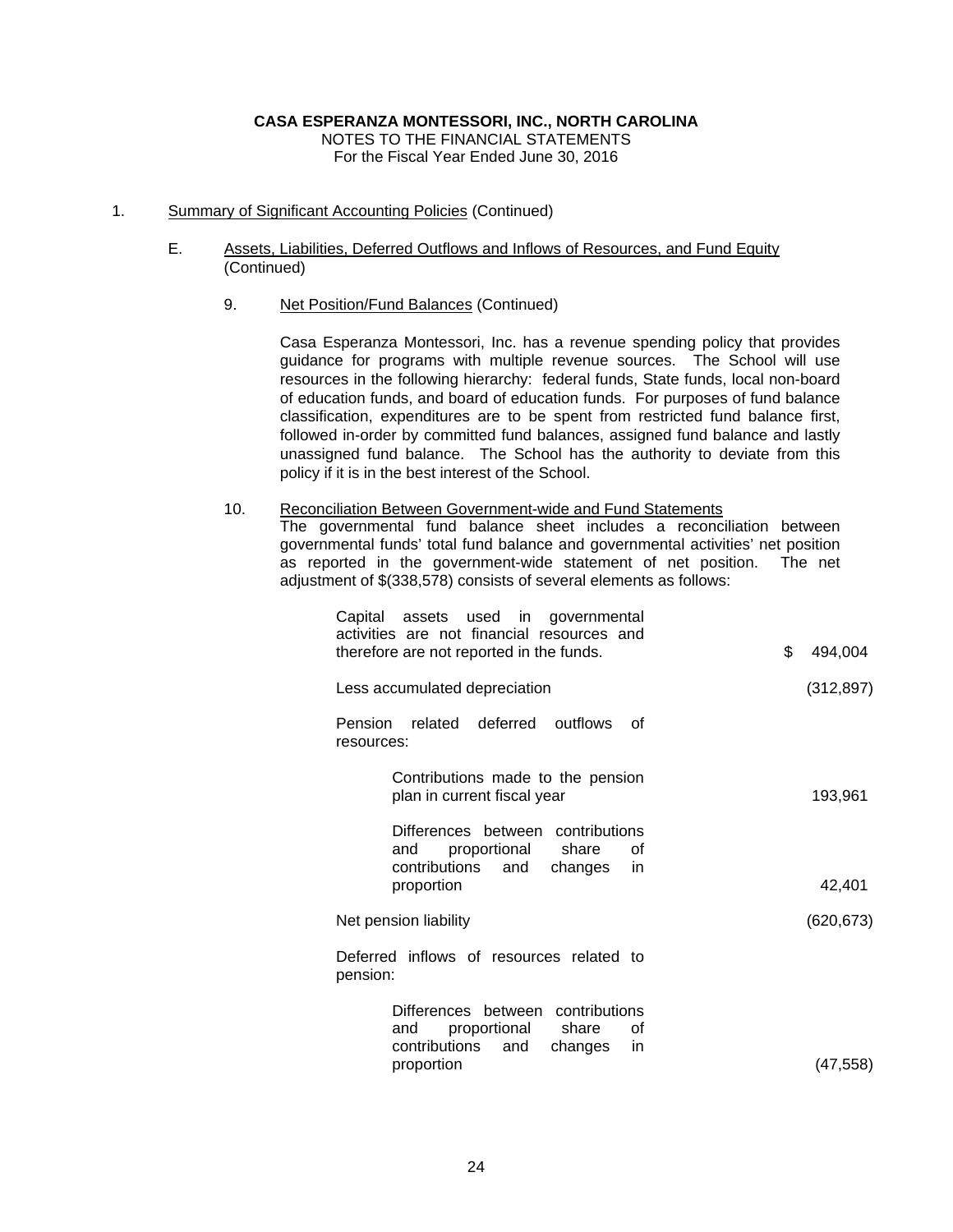**CASA ESPERANZA MONTESSORI, INC., NORTH CAROLINA**
NOTES TO THE FINANCIAL STATEMENTS
For the Fiscal Year Ended June 30, 2016

1. Summary of Significant Accounting Policies (Continued)

   E. Assets, Liabilities, Deferred Outflows and Inflows of Resources, and Fund Equity (Continued)

      9. Net Position/Fund Balances (Continued)

         Casa Esperanza Montessori, Inc. has a revenue spending policy that provides guidance for programs with multiple revenue sources. The School will use resources in the following hierarchy: federal funds, State funds, local non-board of education funds, and board of education funds. For purposes of fund balance classification, expenditures are to be spent from restricted fund balance first, followed in-order by committed fund balances, assigned fund balance and lastly unassigned fund balance. The School has the authority to deviate from this policy if it is in the best interest of the School.

      10. Reconciliation Between Government-wide and Fund Statements
          The governmental fund balance sheet includes a reconciliation between governmental funds' total fund balance and governmental activities' net position as reported in the government-wide statement of net position. The net adjustment of $(338,578) consists of several elements as follows:

| | |
|---|---|
| Capital assets used in governmental activities are not financial resources and therefore are not reported in the funds. | $ 494,004 |
| Less accumulated depreciation | (312,897) |
| Pension related deferred outflows of resources: | |
| Contributions made to the pension plan in current fiscal year | 193,961 |
| Differences between contributions and proportional share of contributions and changes in proportion | 42,401 |
| Net pension liability | (620,673) |
| Deferred inflows of resources related to pension: | |
| Differences between contributions and proportional share of contributions and changes in proportion | (47,558) |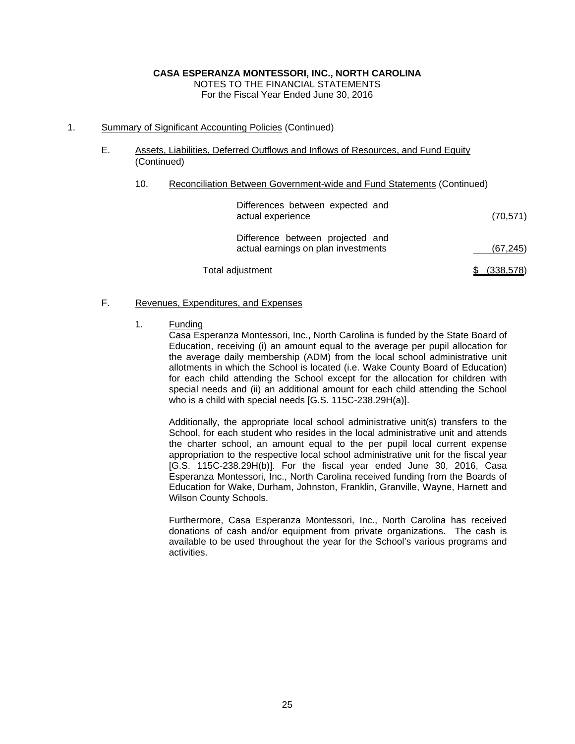## CASA ESPERANZA MONTESSORI, INC., NORTH CAROLINA
NOTES TO THE FINANCIAL STATEMENTS
For the Fiscal Year Ended June 30, 2016

1. Summary of Significant Accounting Policies (Continued)

E. Assets, Liabilities, Deferred Outflows and Inflows of Resources, and Fund Equity (Continued)

10. Reconciliation Between Government-wide and Fund Statements (Continued)

| | |
|---|---|
| Differences between expected and actual experience | (70,571) |
| Difference between projected and actual earnings on plan investments | (67,245) |
| Total adjustment | $ (338,578) |

F. Revenues, Expenditures, and Expenses

1. Funding

Casa Esperanza Montessori, Inc., North Carolina is funded by the State Board of Education, receiving (i) an amount equal to the average per pupil allocation for the average daily membership (ADM) from the local school administrative unit allotments in which the School is located (i.e. Wake County Board of Education) for each child attending the School except for the allocation for children with special needs and (ii) an additional amount for each child attending the School who is a child with special needs [G.S. 115C-238.29H(a)].

Additionally, the appropriate local school administrative unit(s) transfers to the School, for each student who resides in the local administrative unit and attends the charter school, an amount equal to the per pupil local current expense appropriation to the respective local school administrative unit for the fiscal year [G.S. 115C-238.29H(b)]. For the fiscal year ended June 30, 2016, Casa Esperanza Montessori, Inc., North Carolina received funding from the Boards of Education for Wake, Durham, Johnston, Franklin, Granville, Wayne, Harnett and Wilson County Schools.

Furthermore, Casa Esperanza Montessori, Inc., North Carolina has received donations of cash and/or equipment from private organizations. The cash is available to be used throughout the year for the School's various programs and activities.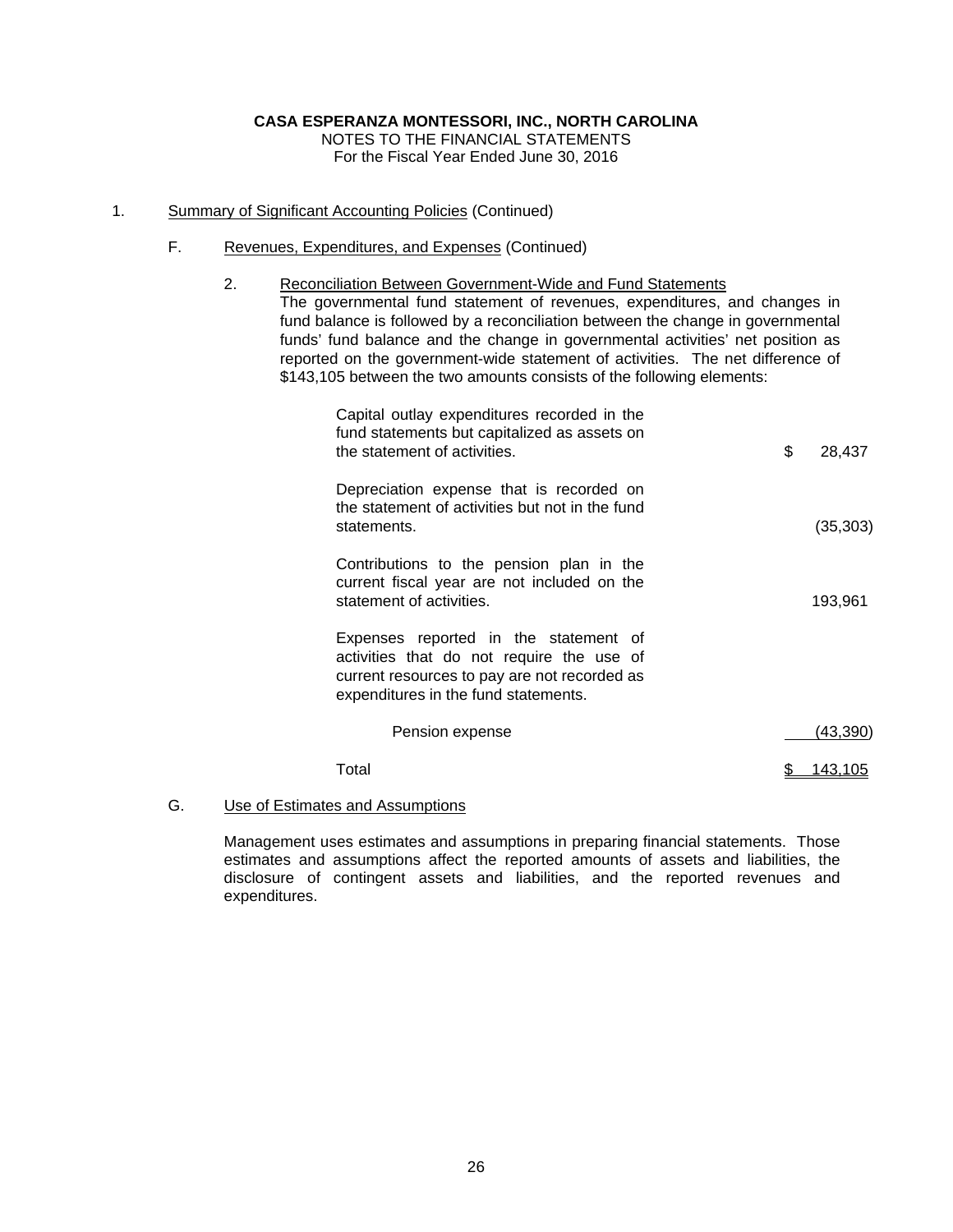**CASA ESPERANZA MONTESSORI, INC., NORTH CAROLINA**
NOTES TO THE FINANCIAL STATEMENTS
For the Fiscal Year Ended June 30, 2016

1. Summary of Significant Accounting Policies (Continued)

   F. Revenues, Expenditures, and Expenses (Continued)

      2. Reconciliation Between Government-Wide and Fund Statements

         The governmental fund statement of revenues, expenditures, and changes in fund balance is followed by a reconciliation between the change in governmental funds' fund balance and the change in governmental activities' net position as reported on the government-wide statement of activities. The net difference of $143,105 between the two amounts consists of the following elements:

| | |
|---|---|
| Capital outlay expenditures recorded in the fund statements but capitalized as assets on the statement of activities. | $ 28,437 |
| Depreciation expense that is recorded on the statement of activities but not in the fund statements. | (35,303) |
| Contributions to the pension plan in the current fiscal year are not included on the statement of activities. | 193,961 |
| Expenses reported in the statement of activities that do not require the use of current resources to pay are not recorded as expenditures in the fund statements. | |
| Pension expense | (43,390) |
| Total | $ 143,105 |

   G. Use of Estimates and Assumptions

      Management uses estimates and assumptions in preparing financial statements. Those estimates and assumptions affect the reported amounts of assets and liabilities, the disclosure of contingent assets and liabilities, and the reported revenues and expenditures.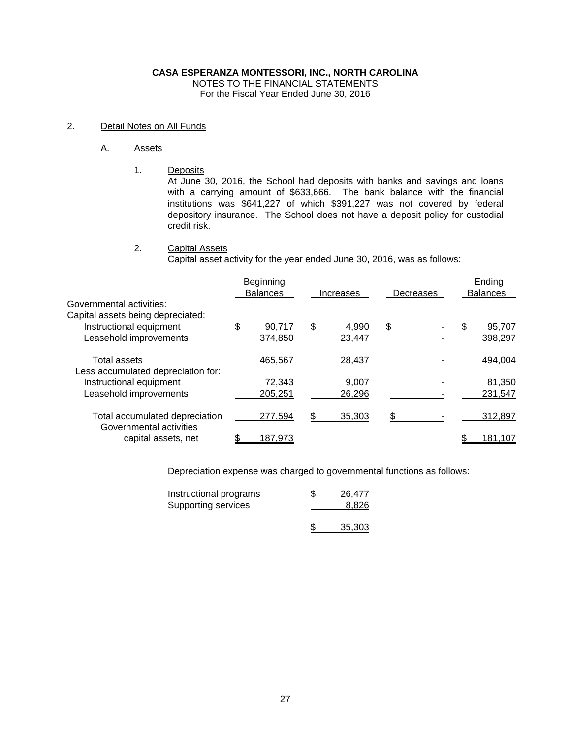**CASA ESPERANZA MONTESSORI, INC., NORTH CAROLINA**
NOTES TO THE FINANCIAL STATEMENTS
For the Fiscal Year Ended June 30, 2016

2. Detail Notes on All Funds

A. Assets

1. Deposits

At June 30, 2016, the School had deposits with banks and savings and loans with a carrying amount of $633,666. The bank balance with the financial institutions was $641,227 of which $391,227 was not covered by federal depository insurance. The School does not have a deposit policy for custodial credit risk.

2. Capital Assets

Capital asset activity for the year ended June 30, 2016, was as follows:

| | Beginning Balances | Increases | Decreases | Ending Balances |
|---|---|---|---|---|
| Governmental activities: | | | | |
| Capital assets being depreciated: | | | | |
| Instructional equipment | $ 90,717 | $ 4,990 | $ - | $ 95,707 |
| Leasehold improvements | 374,850 | 23,447 | - | 398,297 |
| Total assets | 465,567 | 28,437 | - | 494,004 |
| Less accumulated depreciation for: | | | | |
| Instructional equipment | 72,343 | 9,007 | - | 81,350 |
| Leasehold improvements | 205,251 | 26,296 | - | 231,547 |
| Total accumulated depreciation | 277,594 | $ 35,303 | $ - | 312,897 |
| Governmental activities capital assets, net | $ 187,973 | | | $ 181,107 |

Depreciation expense was charged to governmental functions as follows:

| | |
|---|---|
| Instructional programs | $ 26,477 |
| Supporting services | 8,826 |
| | $ 35,303 |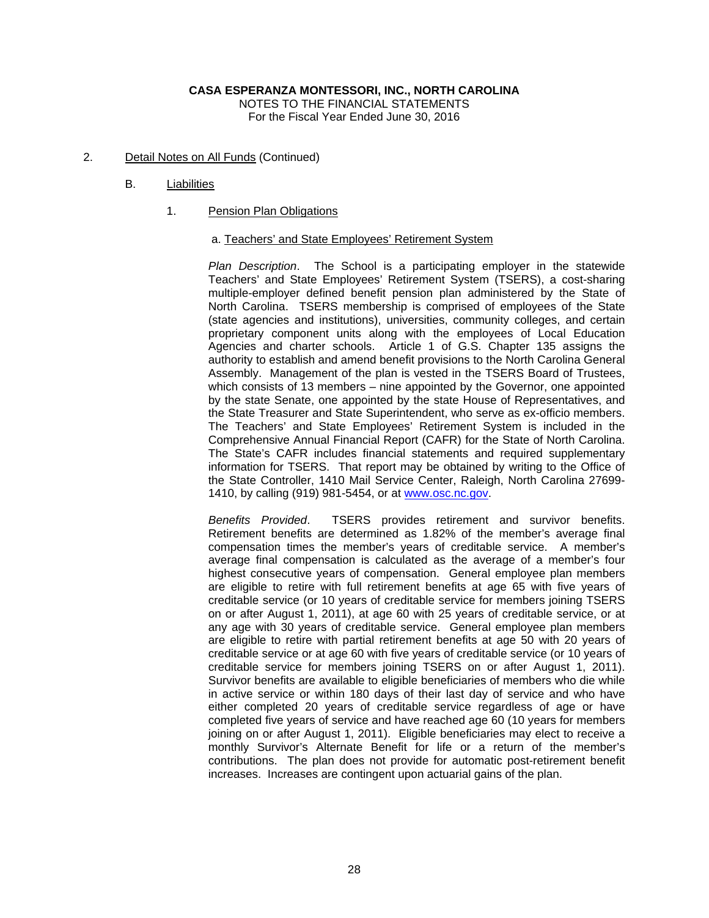**CASA ESPERANZA MONTESSORI, INC., NORTH CAROLINA**
NOTES TO THE FINANCIAL STATEMENTS
For the Fiscal Year Ended June 30, 2016

2. Detail Notes on All Funds (Continued)

   B. Liabilities

      1. Pension Plan Obligations

         a. Teachers' and State Employees' Retirement System

*Plan Description*. The School is a participating employer in the statewide Teachers' and State Employees' Retirement System (TSERS), a cost-sharing multiple-employer defined benefit pension plan administered by the State of North Carolina. TSERS membership is comprised of employees of the State (state agencies and institutions), universities, community colleges, and certain proprietary component units along with the employees of Local Education Agencies and charter schools. Article 1 of G.S. Chapter 135 assigns the authority to establish and amend benefit provisions to the North Carolina General Assembly. Management of the plan is vested in the TSERS Board of Trustees, which consists of 13 members – nine appointed by the Governor, one appointed by the state Senate, one appointed by the state House of Representatives, and the State Treasurer and State Superintendent, who serve as ex-officio members. The Teachers' and State Employees' Retirement System is included in the Comprehensive Annual Financial Report (CAFR) for the State of North Carolina. The State's CAFR includes financial statements and required supplementary information for TSERS. That report may be obtained by writing to the Office of the State Controller, 1410 Mail Service Center, Raleigh, North Carolina 27699-1410, by calling (919) 981-5454, or at www.osc.nc.gov.

*Benefits Provided*. TSERS provides retirement and survivor benefits. Retirement benefits are determined as 1.82% of the member's average final compensation times the member's years of creditable service. A member's average final compensation is calculated as the average of a member's four highest consecutive years of compensation. General employee plan members are eligible to retire with full retirement benefits at age 65 with five years of creditable service (or 10 years of creditable service for members joining TSERS on or after August 1, 2011), at age 60 with 25 years of creditable service, or at any age with 30 years of creditable service. General employee plan members are eligible to retire with partial retirement benefits at age 50 with 20 years of creditable service or at age 60 with five years of creditable service (or 10 years of creditable service for members joining TSERS on or after August 1, 2011). Survivor benefits are available to eligible beneficiaries of members who die while in active service or within 180 days of their last day of service and who have either completed 20 years of creditable service regardless of age or have completed five years of service and have reached age 60 (10 years for members joining on or after August 1, 2011). Eligible beneficiaries may elect to receive a monthly Survivor's Alternate Benefit for life or a return of the member's contributions. The plan does not provide for automatic post-retirement benefit increases. Increases are contingent upon actuarial gains of the plan.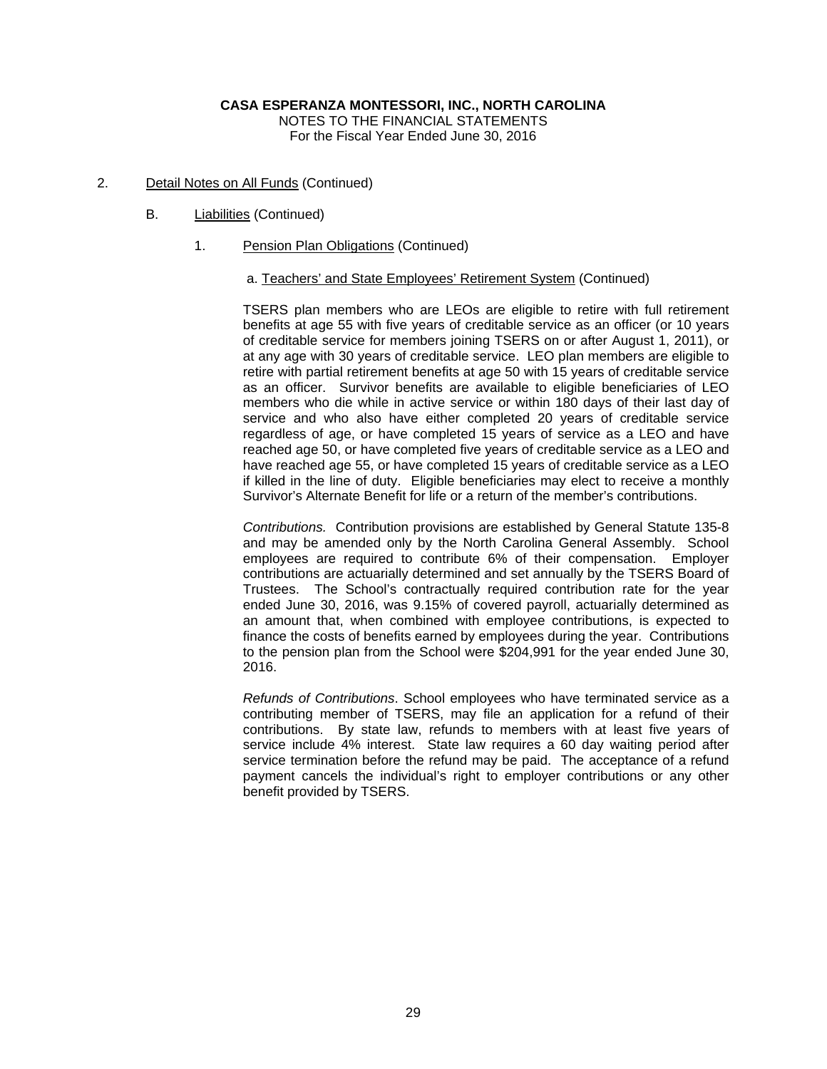**CASA ESPERANZA MONTESSORI, INC., NORTH CAROLINA**
NOTES TO THE FINANCIAL STATEMENTS
For the Fiscal Year Ended June 30, 2016

2. Detail Notes on All Funds (Continued)

B. Liabilities (Continued)

1. Pension Plan Obligations (Continued)

a. Teachers' and State Employees' Retirement System (Continued)

TSERS plan members who are LEOs are eligible to retire with full retirement benefits at age 55 with five years of creditable service as an officer (or 10 years of creditable service for members joining TSERS on or after August 1, 2011), or at any age with 30 years of creditable service. LEO plan members are eligible to retire with partial retirement benefits at age 50 with 15 years of creditable service as an officer. Survivor benefits are available to eligible beneficiaries of LEO members who die while in active service or within 180 days of their last day of service and who also have either completed 20 years of creditable service regardless of age, or have completed 15 years of service as a LEO and have reached age 50, or have completed five years of creditable service as a LEO and have reached age 55, or have completed 15 years of creditable service as a LEO if killed in the line of duty. Eligible beneficiaries may elect to receive a monthly Survivor's Alternate Benefit for life or a return of the member's contributions.

*Contributions.* Contribution provisions are established by General Statute 135-8 and may be amended only by the North Carolina General Assembly. School employees are required to contribute 6% of their compensation. Employer contributions are actuarially determined and set annually by the TSERS Board of Trustees. The School's contractually required contribution rate for the year ended June 30, 2016, was 9.15% of covered payroll, actuarially determined as an amount that, when combined with employee contributions, is expected to finance the costs of benefits earned by employees during the year. Contributions to the pension plan from the School were $204,991 for the year ended June 30, 2016.

*Refunds of Contributions*. School employees who have terminated service as a contributing member of TSERS, may file an application for a refund of their contributions. By state law, refunds to members with at least five years of service include 4% interest. State law requires a 60 day waiting period after service termination before the refund may be paid. The acceptance of a refund payment cancels the individual's right to employer contributions or any other benefit provided by TSERS.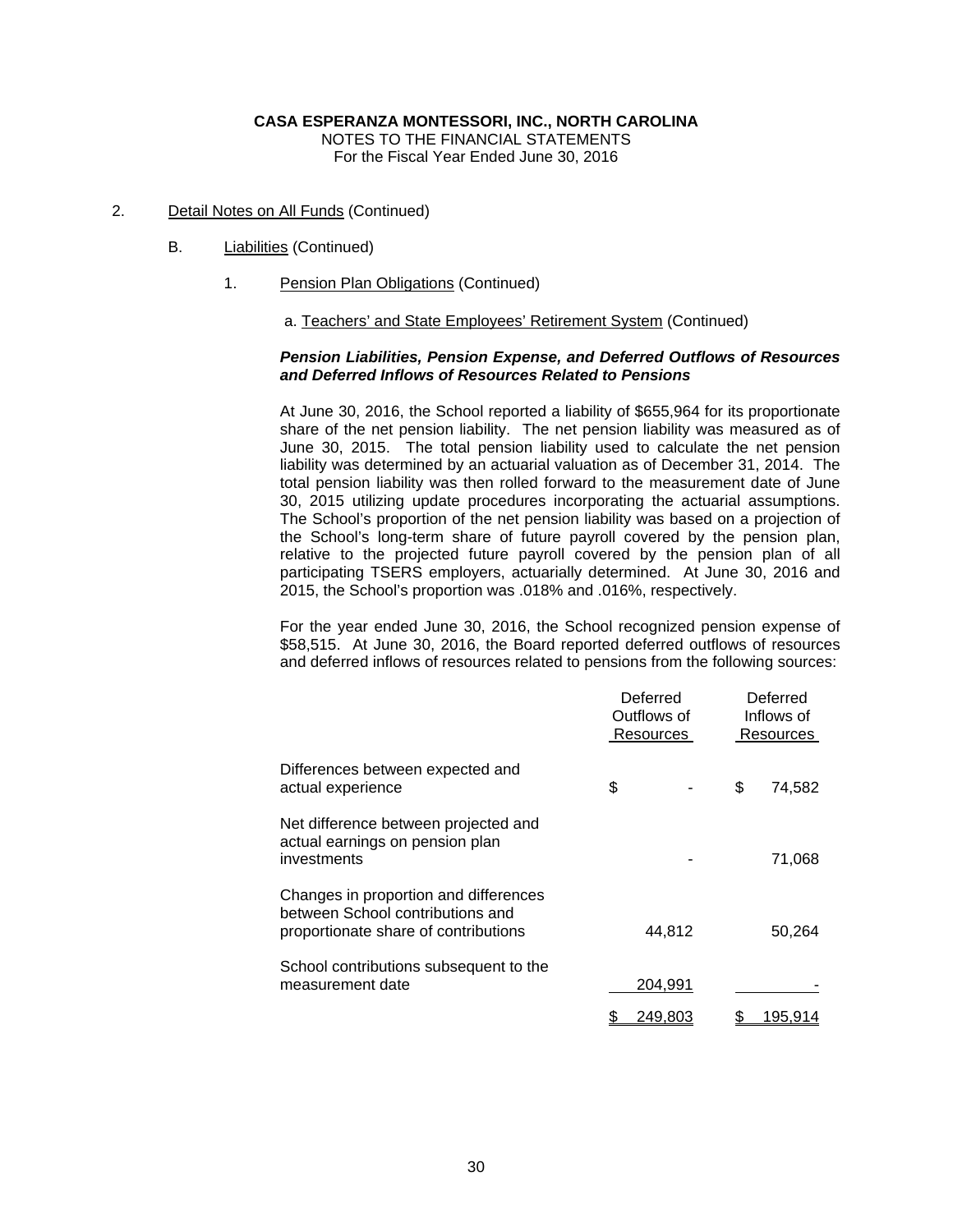# CASA ESPERANZA MONTESSORI, INC., NORTH CAROLINA

NOTES TO THE FINANCIAL STATEMENTS
For the Fiscal Year Ended June 30, 2016

2. Detail Notes on All Funds (Continued)

   B. Liabilities (Continued)

      1. Pension Plan Obligations (Continued)

         a. Teachers' and State Employees' Retirement System (Continued)

***Pension Liabilities, Pension Expense, and Deferred Outflows of Resources and Deferred Inflows of Resources Related to Pensions***

At June 30, 2016, the School reported a liability of $655,964 for its proportionate share of the net pension liability. The net pension liability was measured as of June 30, 2015. The total pension liability used to calculate the net pension liability was determined by an actuarial valuation as of December 31, 2014. The total pension liability was then rolled forward to the measurement date of June 30, 2015 utilizing update procedures incorporating the actuarial assumptions. The School's proportion of the net pension liability was based on a projection of the School's long-term share of future payroll covered by the pension plan, relative to the projected future payroll covered by the pension plan of all participating TSERS employers, actuarially determined. At June 30, 2016 and 2015, the School's proportion was .018% and .016%, respectively.

For the year ended June 30, 2016, the School recognized pension expense of $58,515. At June 30, 2016, the Board reported deferred outflows of resources and deferred inflows of resources related to pensions from the following sources:

| | Deferred Outflows of Resources | Deferred Inflows of Resources |
|---|---|---|
| Differences between expected and actual experience | $ - | $ 74,582 |
| Net difference between projected and actual earnings on pension plan investments | - | 71,068 |
| Changes in proportion and differences between School contributions and proportionate share of contributions | 44,812 | 50,264 |
| School contributions subsequent to the measurement date | 204,991 | - |
| | $ 249,803 | $ 195,914 |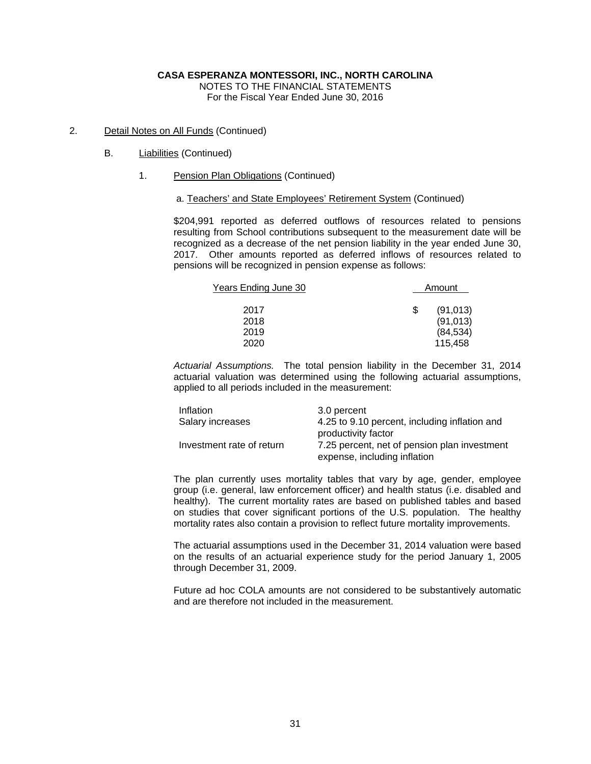**CASA ESPERANZA MONTESSORI, INC., NORTH CAROLINA**
NOTES TO THE FINANCIAL STATEMENTS
For the Fiscal Year Ended June 30, 2016

2. Detail Notes on All Funds (Continued)

B. Liabilities (Continued)

1. Pension Plan Obligations (Continued)

a. Teachers' and State Employees' Retirement System (Continued)

$204,991 reported as deferred outflows of resources related to pensions resulting from School contributions subsequent to the measurement date will be recognized as a decrease of the net pension liability in the year ended June 30, 2017. Other amounts reported as deferred inflows of resources related to pensions will be recognized in pension expense as follows:

| Years Ending June 30 | Amount |
|---|---|
| 2017 | $ (91,013) |
| 2018 | (91,013) |
| 2019 | (84,534) |
| 2020 | 115,458 |

*Actuarial Assumptions.* The total pension liability in the December 31, 2014 actuarial valuation was determined using the following actuarial assumptions, applied to all periods included in the measurement:

| | |
|---|---|
| Inflation | 3.0 percent |
| Salary increases | 4.25 to 9.10 percent, including inflation and productivity factor |
| Investment rate of return | 7.25 percent, net of pension plan investment expense, including inflation |

The plan currently uses mortality tables that vary by age, gender, employee group (i.e. general, law enforcement officer) and health status (i.e. disabled and healthy). The current mortality rates are based on published tables and based on studies that cover significant portions of the U.S. population. The healthy mortality rates also contain a provision to reflect future mortality improvements.

The actuarial assumptions used in the December 31, 2014 valuation were based on the results of an actuarial experience study for the period January 1, 2005 through December 31, 2009.

Future ad hoc COLA amounts are not considered to be substantively automatic and are therefore not included in the measurement.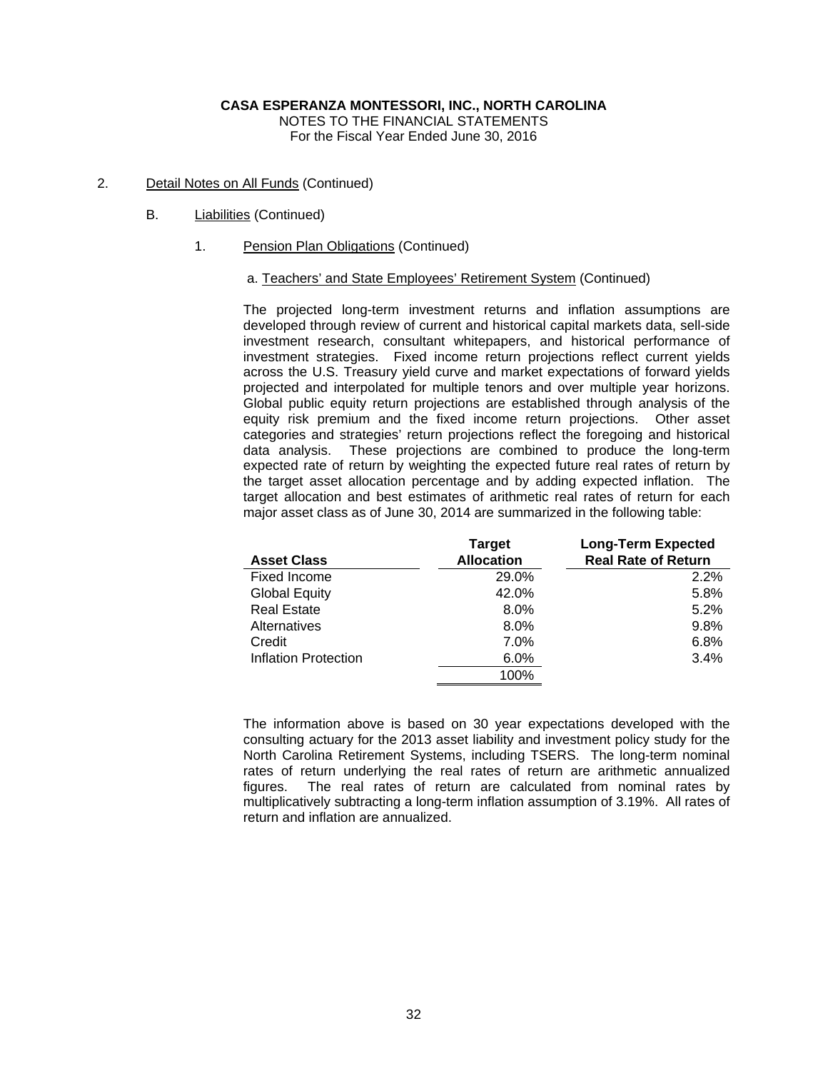**CASA ESPERANZA MONTESSORI, INC., NORTH CAROLINA**
NOTES TO THE FINANCIAL STATEMENTS
For the Fiscal Year Ended June 30, 2016

2. Detail Notes on All Funds (Continued)

B. Liabilities (Continued)

1. Pension Plan Obligations (Continued)

a. Teachers' and State Employees' Retirement System (Continued)

The projected long-term investment returns and inflation assumptions are developed through review of current and historical capital markets data, sell-side investment research, consultant whitepapers, and historical performance of investment strategies. Fixed income return projections reflect current yields across the U.S. Treasury yield curve and market expectations of forward yields projected and interpolated for multiple tenors and over multiple year horizons. Global public equity return projections are established through analysis of the equity risk premium and the fixed income return projections. Other asset categories and strategies' return projections reflect the foregoing and historical data analysis. These projections are combined to produce the long-term expected rate of return by weighting the expected future real rates of return by the target asset allocation percentage and by adding expected inflation. The target allocation and best estimates of arithmetic real rates of return for each major asset class as of June 30, 2014 are summarized in the following table:

| Asset Class | Target Allocation | Long-Term Expected Real Rate of Return |
|---|---|---|
| Fixed Income | 29.0% | 2.2% |
| Global Equity | 42.0% | 5.8% |
| Real Estate | 8.0% | 5.2% |
| Alternatives | 8.0% | 9.8% |
| Credit | 7.0% | 6.8% |
| Inflation Protection | 6.0% | 3.4% |
| | 100% | |

The information above is based on 30 year expectations developed with the consulting actuary for the 2013 asset liability and investment policy study for the North Carolina Retirement Systems, including TSERS. The long-term nominal rates of return underlying the real rates of return are arithmetic annualized figures. The real rates of return are calculated from nominal rates by multiplicatively subtracting a long-term inflation assumption of 3.19%. All rates of return and inflation are annualized.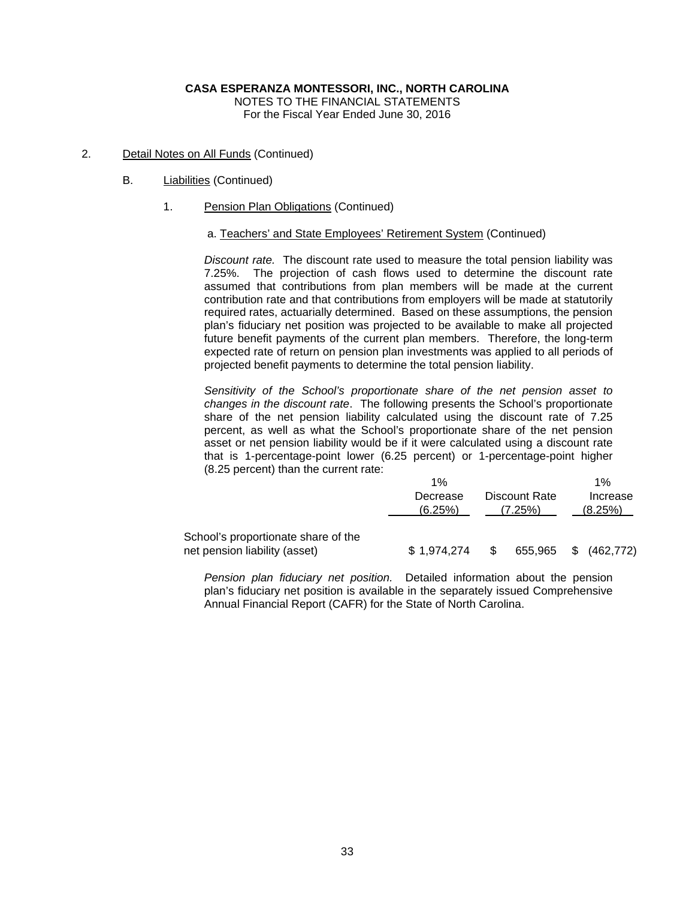**CASA ESPERANZA MONTESSORI, INC., NORTH CAROLINA**
NOTES TO THE FINANCIAL STATEMENTS
For the Fiscal Year Ended June 30, 2016

2. Detail Notes on All Funds (Continued)

B. Liabilities (Continued)

1. Pension Plan Obligations (Continued)

a. Teachers' and State Employees' Retirement System (Continued)

*Discount rate.* The discount rate used to measure the total pension liability was 7.25%. The projection of cash flows used to determine the discount rate assumed that contributions from plan members will be made at the current contribution rate and that contributions from employers will be made at statutorily required rates, actuarially determined. Based on these assumptions, the pension plan's fiduciary net position was projected to be available to make all projected future benefit payments of the current plan members. Therefore, the long-term expected rate of return on pension plan investments was applied to all periods of projected benefit payments to determine the total pension liability.

*Sensitivity of the School's proportionate share of the net pension asset to changes in the discount rate*. The following presents the School's proportionate share of the net pension liability calculated using the discount rate of 7.25 percent, as well as what the School's proportionate share of the net pension asset or net pension liability would be if it were calculated using a discount rate that is 1-percentage-point lower (6.25 percent) or 1-percentage-point higher (8.25 percent) than the current rate:

| | 1% Decrease (6.25%) | Discount Rate (7.25%) | 1% Increase (8.25%) |
|---|---|---|---|
| School's proportionate share of the net pension liability (asset) | $ 1,974,274 | $ 655,965 | $ (462,772) |

*Pension plan fiduciary net position.* Detailed information about the pension plan's fiduciary net position is available in the separately issued Comprehensive Annual Financial Report (CAFR) for the State of North Carolina.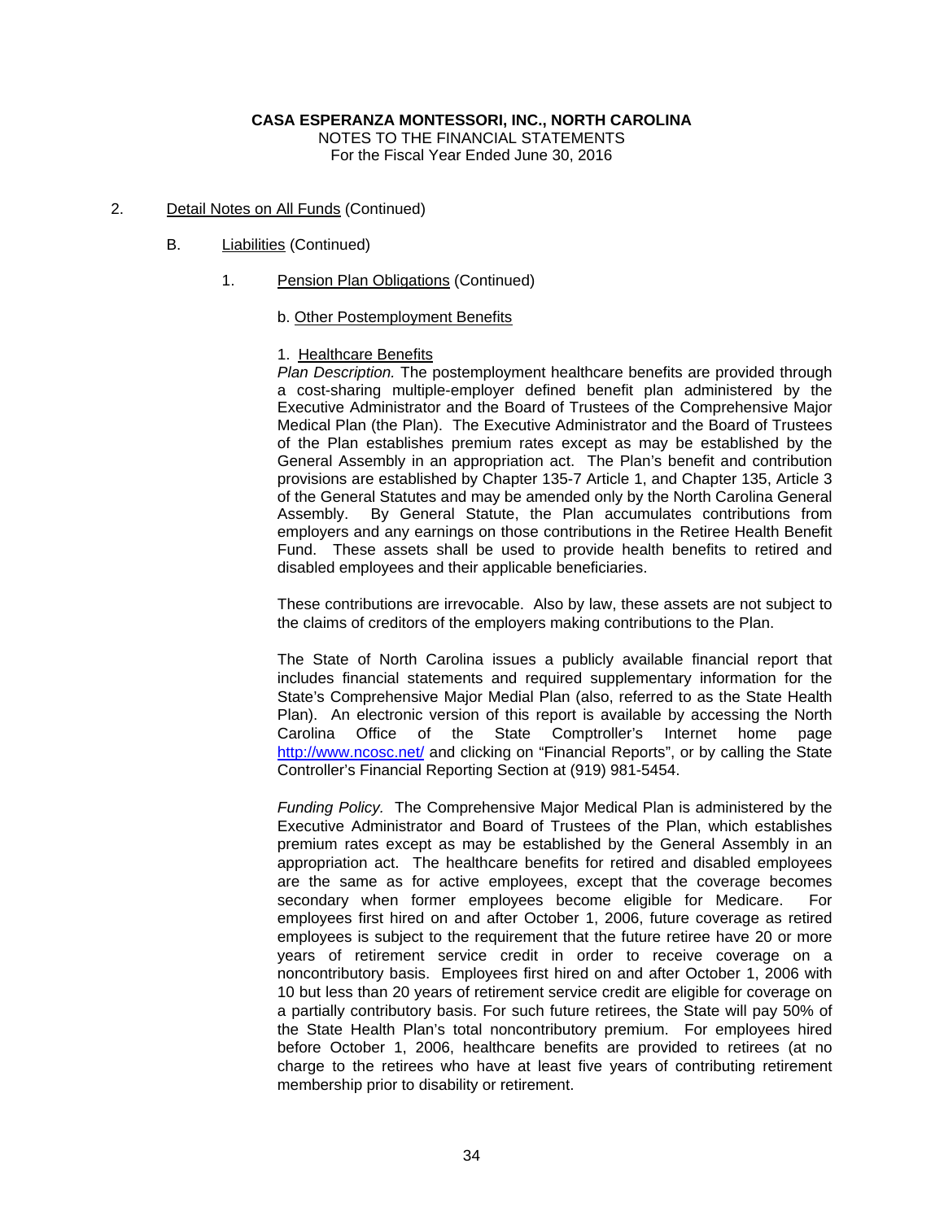**CASA ESPERANZA MONTESSORI, INC., NORTH CAROLINA**
NOTES TO THE FINANCIAL STATEMENTS
For the Fiscal Year Ended June 30, 2016

2. Detail Notes on All Funds (Continued)

B. Liabilities (Continued)

1. Pension Plan Obligations (Continued)

b. Other Postemployment Benefits

1. Healthcare Benefits

*Plan Description.* The postemployment healthcare benefits are provided through a cost-sharing multiple-employer defined benefit plan administered by the Executive Administrator and the Board of Trustees of the Comprehensive Major Medical Plan (the Plan). The Executive Administrator and the Board of Trustees of the Plan establishes premium rates except as may be established by the General Assembly in an appropriation act. The Plan's benefit and contribution provisions are established by Chapter 135-7 Article 1, and Chapter 135, Article 3 of the General Statutes and may be amended only by the North Carolina General Assembly. By General Statute, the Plan accumulates contributions from employers and any earnings on those contributions in the Retiree Health Benefit Fund. These assets shall be used to provide health benefits to retired and disabled employees and their applicable beneficiaries.

These contributions are irrevocable. Also by law, these assets are not subject to the claims of creditors of the employers making contributions to the Plan.

The State of North Carolina issues a publicly available financial report that includes financial statements and required supplementary information for the State's Comprehensive Major Medial Plan (also, referred to as the State Health Plan). An electronic version of this report is available by accessing the North Carolina Office of the State Comptroller's Internet home page http://www.ncosc.net/ and clicking on "Financial Reports", or by calling the State Controller's Financial Reporting Section at (919) 981-5454.

*Funding Policy.* The Comprehensive Major Medical Plan is administered by the Executive Administrator and Board of Trustees of the Plan, which establishes premium rates except as may be established by the General Assembly in an appropriation act. The healthcare benefits for retired and disabled employees are the same as for active employees, except that the coverage becomes secondary when former employees become eligible for Medicare. For employees first hired on and after October 1, 2006, future coverage as retired employees is subject to the requirement that the future retiree have 20 or more years of retirement service credit in order to receive coverage on a noncontributory basis. Employees first hired on and after October 1, 2006 with 10 but less than 20 years of retirement service credit are eligible for coverage on a partially contributory basis. For such future retirees, the State will pay 50% of the State Health Plan's total noncontributory premium. For employees hired before October 1, 2006, healthcare benefits are provided to retirees (at no charge to the retirees who have at least five years of contributing retirement membership prior to disability or retirement.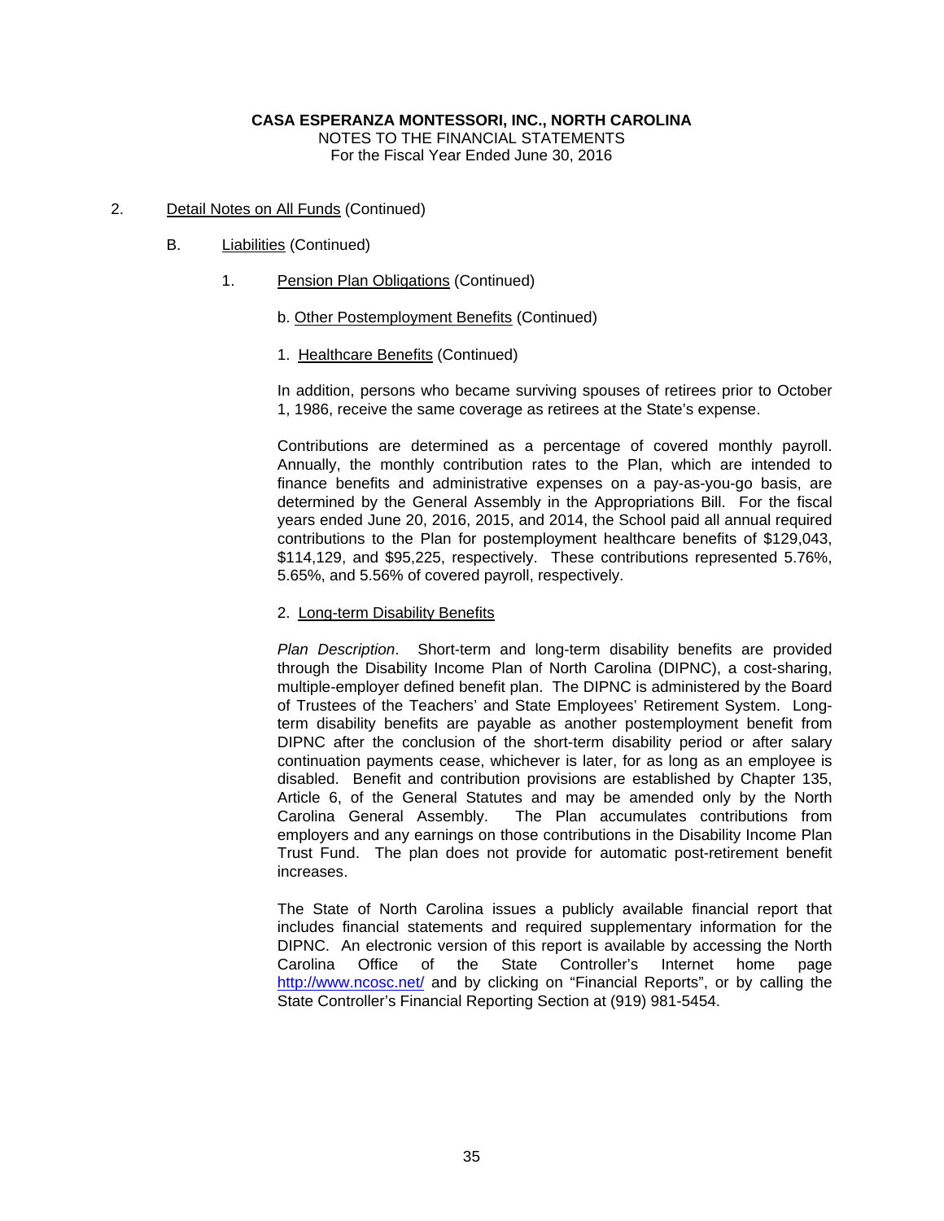**CASA ESPERANZA MONTESSORI, INC., NORTH CAROLINA**
NOTES TO THE FINANCIAL STATEMENTS
For the Fiscal Year Ended June 30, 2016

2. Detail Notes on All Funds (Continued)

   B. Liabilities (Continued)

      1. Pension Plan Obligations (Continued)

         b. Other Postemployment Benefits (Continued)

         1. Healthcare Benefits (Continued)

In addition, persons who became surviving spouses of retirees prior to October 1, 1986, receive the same coverage as retirees at the State's expense.

Contributions are determined as a percentage of covered monthly payroll. Annually, the monthly contribution rates to the Plan, which are intended to finance benefits and administrative expenses on a pay-as-you-go basis, are determined by the General Assembly in the Appropriations Bill. For the fiscal years ended June 20, 2016, 2015, and 2014, the School paid all annual required contributions to the Plan for postemployment healthcare benefits of $129,043, $114,129, and $95,225, respectively. These contributions represented 5.76%, 5.65%, and 5.56% of covered payroll, respectively.

         2. Long-term Disability Benefits

*Plan Description*. Short-term and long-term disability benefits are provided through the Disability Income Plan of North Carolina (DIPNC), a cost-sharing, multiple-employer defined benefit plan. The DIPNC is administered by the Board of Trustees of the Teachers' and State Employees' Retirement System. Long-term disability benefits are payable as another postemployment benefit from DIPNC after the conclusion of the short-term disability period or after salary continuation payments cease, whichever is later, for as long as an employee is disabled. Benefit and contribution provisions are established by Chapter 135, Article 6, of the General Statutes and may be amended only by the North Carolina General Assembly. The Plan accumulates contributions from employers and any earnings on those contributions in the Disability Income Plan Trust Fund. The plan does not provide for automatic post-retirement benefit increases.

The State of North Carolina issues a publicly available financial report that includes financial statements and required supplementary information for the DIPNC. An electronic version of this report is available by accessing the North Carolina Office of the State Controller's Internet home page http://www.ncosc.net/ and by clicking on "Financial Reports", or by calling the State Controller's Financial Reporting Section at (919) 981-5454.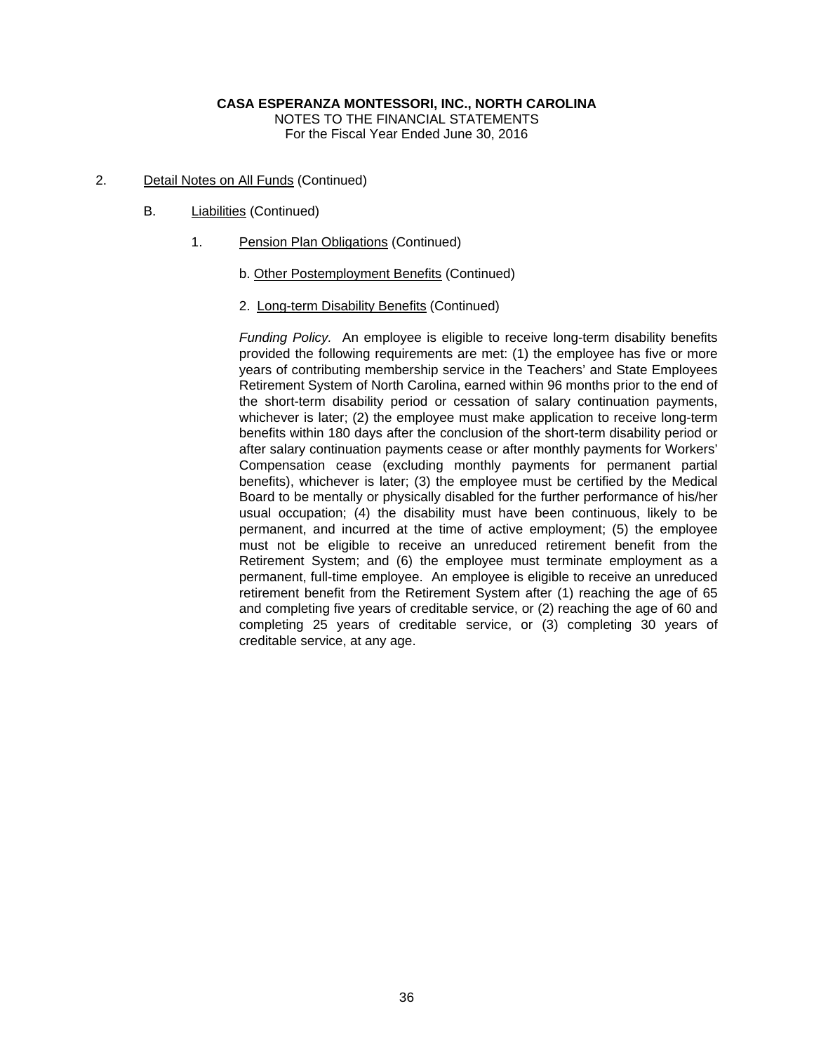**CASA ESPERANZA MONTESSORI, INC., NORTH CAROLINA**
NOTES TO THE FINANCIAL STATEMENTS
For the Fiscal Year Ended June 30, 2016

2. Detail Notes on All Funds (Continued)

   B. Liabilities (Continued)

      1. Pension Plan Obligations (Continued)

         b. Other Postemployment Benefits (Continued)

         2. Long-term Disability Benefits (Continued)

*Funding Policy.* An employee is eligible to receive long-term disability benefits provided the following requirements are met: (1) the employee has five or more years of contributing membership service in the Teachers' and State Employees Retirement System of North Carolina, earned within 96 months prior to the end of the short-term disability period or cessation of salary continuation payments, whichever is later; (2) the employee must make application to receive long-term benefits within 180 days after the conclusion of the short-term disability period or after salary continuation payments cease or after monthly payments for Workers' Compensation cease (excluding monthly payments for permanent partial benefits), whichever is later; (3) the employee must be certified by the Medical Board to be mentally or physically disabled for the further performance of his/her usual occupation; (4) the disability must have been continuous, likely to be permanent, and incurred at the time of active employment; (5) the employee must not be eligible to receive an unreduced retirement benefit from the Retirement System; and (6) the employee must terminate employment as a permanent, full-time employee. An employee is eligible to receive an unreduced retirement benefit from the Retirement System after (1) reaching the age of 65 and completing five years of creditable service, or (2) reaching the age of 60 and completing 25 years of creditable service, or (3) completing 30 years of creditable service, at any age.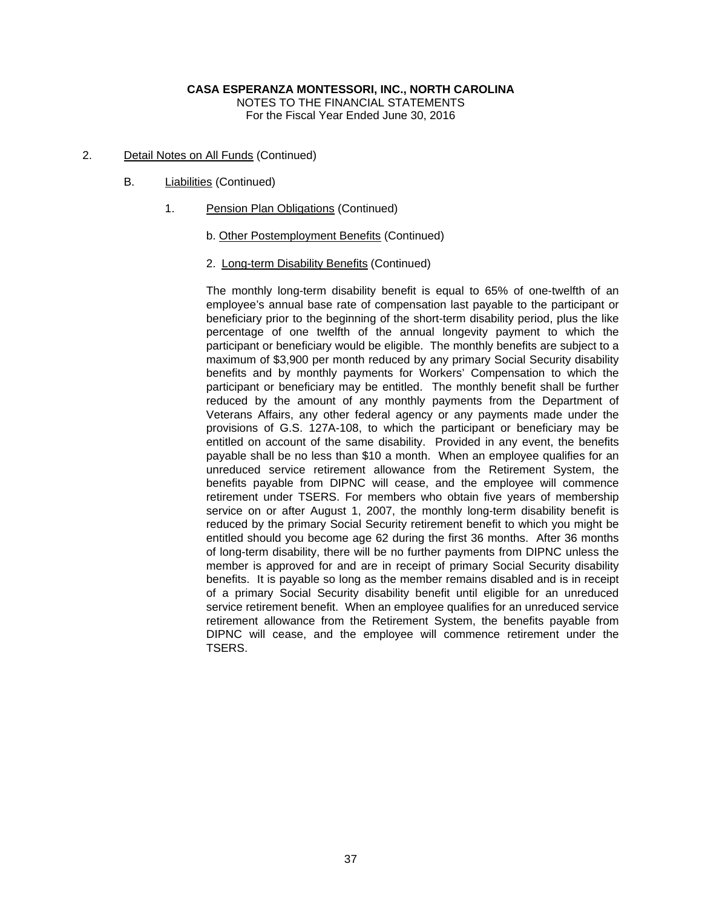**CASA ESPERANZA MONTESSORI, INC., NORTH CAROLINA**
NOTES TO THE FINANCIAL STATEMENTS
For the Fiscal Year Ended June 30, 2016

2. Detail Notes on All Funds (Continued)

B. Liabilities (Continued)

1. Pension Plan Obligations (Continued)

b. Other Postemployment Benefits (Continued)

2. Long-term Disability Benefits (Continued)

The monthly long-term disability benefit is equal to 65% of one-twelfth of an employee's annual base rate of compensation last payable to the participant or beneficiary prior to the beginning of the short-term disability period, plus the like percentage of one twelfth of the annual longevity payment to which the participant or beneficiary would be eligible. The monthly benefits are subject to a maximum of $3,900 per month reduced by any primary Social Security disability benefits and by monthly payments for Workers' Compensation to which the participant or beneficiary may be entitled. The monthly benefit shall be further reduced by the amount of any monthly payments from the Department of Veterans Affairs, any other federal agency or any payments made under the provisions of G.S. 127A-108, to which the participant or beneficiary may be entitled on account of the same disability. Provided in any event, the benefits payable shall be no less than $10 a month. When an employee qualifies for an unreduced service retirement allowance from the Retirement System, the benefits payable from DIPNC will cease, and the employee will commence retirement under TSERS. For members who obtain five years of membership service on or after August 1, 2007, the monthly long-term disability benefit is reduced by the primary Social Security retirement benefit to which you might be entitled should you become age 62 during the first 36 months. After 36 months of long-term disability, there will be no further payments from DIPNC unless the member is approved for and are in receipt of primary Social Security disability benefits. It is payable so long as the member remains disabled and is in receipt of a primary Social Security disability benefit until eligible for an unreduced service retirement benefit. When an employee qualifies for an unreduced service retirement allowance from the Retirement System, the benefits payable from DIPNC will cease, and the employee will commence retirement under the TSERS.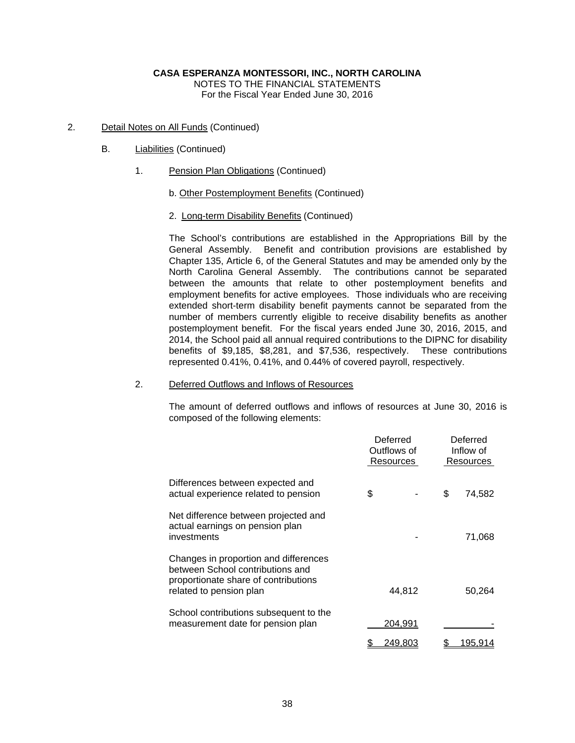**CASA ESPERANZA MONTESSORI, INC., NORTH CAROLINA**
NOTES TO THE FINANCIAL STATEMENTS
For the Fiscal Year Ended June 30, 2016

2. Detail Notes on All Funds (Continued)

B. Liabilities (Continued)

1. Pension Plan Obligations (Continued)

b. Other Postemployment Benefits (Continued)

2. Long-term Disability Benefits (Continued)

The School's contributions are established in the Appropriations Bill by the General Assembly. Benefit and contribution provisions are established by Chapter 135, Article 6, of the General Statutes and may be amended only by the North Carolina General Assembly. The contributions cannot be separated between the amounts that relate to other postemployment benefits and employment benefits for active employees. Those individuals who are receiving extended short-term disability benefit payments cannot be separated from the number of members currently eligible to receive disability benefits as another postemployment benefit. For the fiscal years ended June 30, 2016, 2015, and 2014, the School paid all annual required contributions to the DIPNC for disability benefits of $9,185, $8,281, and $7,536, respectively. These contributions represented 0.41%, 0.41%, and 0.44% of covered payroll, respectively.

2. Deferred Outflows and Inflows of Resources

The amount of deferred outflows and inflows of resources at June 30, 2016 is composed of the following elements:

| | Deferred Outflows of Resources | Deferred Inflow of Resources |
|---|---|---|
| Differences between expected and actual experience related to pension | $ - | $ 74,582 |
| Net difference between projected and actual earnings on pension plan investments | - | 71,068 |
| Changes in proportion and differences between School contributions and proportionate share of contributions related to pension plan | 44,812 | 50,264 |
| School contributions subsequent to the measurement date for pension plan | 204,991 | - |
| | $ 249,803 | $ 195,914 |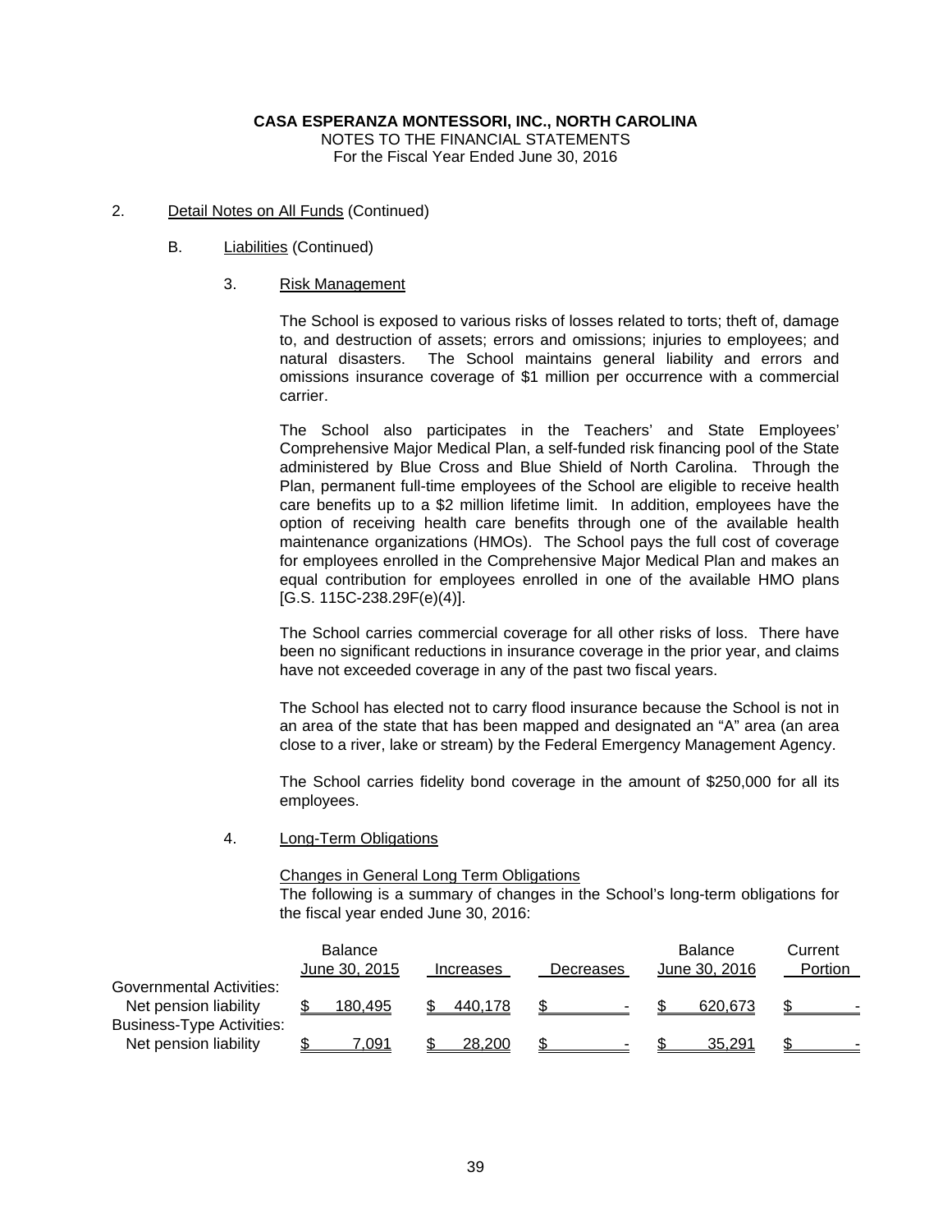**CASA ESPERANZA MONTESSORI, INC., NORTH CAROLINA**
NOTES TO THE FINANCIAL STATEMENTS
For the Fiscal Year Ended June 30, 2016

2. Detail Notes on All Funds (Continued)

B. Liabilities (Continued)

3. Risk Management

The School is exposed to various risks of losses related to torts; theft of, damage to, and destruction of assets; errors and omissions; injuries to employees; and natural disasters. The School maintains general liability and errors and omissions insurance coverage of $1 million per occurrence with a commercial carrier.

The School also participates in the Teachers' and State Employees' Comprehensive Major Medical Plan, a self-funded risk financing pool of the State administered by Blue Cross and Blue Shield of North Carolina. Through the Plan, permanent full-time employees of the School are eligible to receive health care benefits up to a $2 million lifetime limit. In addition, employees have the option of receiving health care benefits through one of the available health maintenance organizations (HMOs). The School pays the full cost of coverage for employees enrolled in the Comprehensive Major Medical Plan and makes an equal contribution for employees enrolled in one of the available HMO plans [G.S. 115C-238.29F(e)(4)].

The School carries commercial coverage for all other risks of loss. There have been no significant reductions in insurance coverage in the prior year, and claims have not exceeded coverage in any of the past two fiscal years.

The School has elected not to carry flood insurance because the School is not in an area of the state that has been mapped and designated an "A" area (an area close to a river, lake or stream) by the Federal Emergency Management Agency.

The School carries fidelity bond coverage in the amount of $250,000 for all its employees.

4. Long-Term Obligations

Changes in General Long Term Obligations
The following is a summary of changes in the School's long-term obligations for the fiscal year ended June 30, 2016:

| | Balance June 30, 2015 | Increases | Decreases | Balance June 30, 2016 | Current Portion |
|---|---|---|---|---|---|
| Governmental Activities: | | | | | |
| Net pension liability | $ 180,495 | $ 440,178 | $ - | $ 620,673 | $ - |
| Business-Type Activities: | | | | | |
| Net pension liability | $ 7,091 | $ 28,200 | $ - | $ 35,291 | $ - |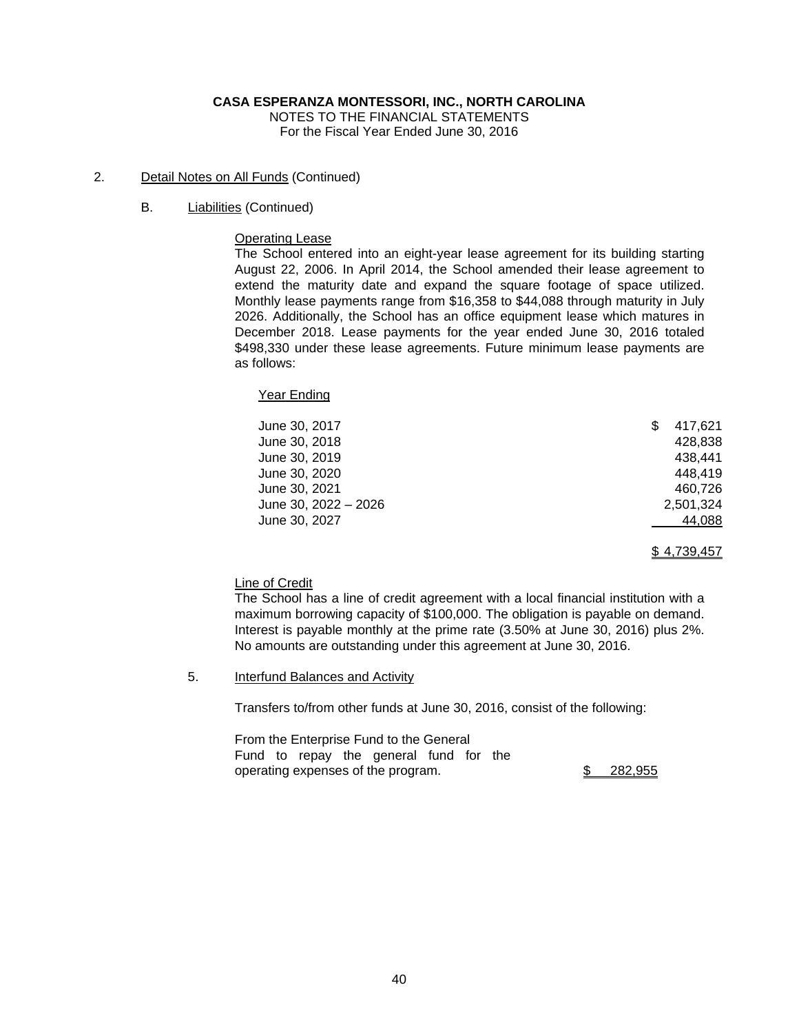**CASA ESPERANZA MONTESSORI, INC., NORTH CAROLINA**
NOTES TO THE FINANCIAL STATEMENTS
For the Fiscal Year Ended June 30, 2016

2. Detail Notes on All Funds (Continued)

B. Liabilities (Continued)

Operating Lease

The School entered into an eight-year lease agreement for its building starting August 22, 2006. In April 2014, the School amended their lease agreement to extend the maturity date and expand the square footage of space utilized. Monthly lease payments range from $16,358 to $44,088 through maturity in July 2026. Additionally, the School has an office equipment lease which matures in December 2018. Lease payments for the year ended June 30, 2016 totaled $498,330 under these lease agreements. Future minimum lease payments are as follows:

| Year Ending | |
|---|---|
| June 30, 2017 | $ 417,621 |
| June 30, 2018 | 428,838 |
| June 30, 2019 | 438,441 |
| June 30, 2020 | 448,419 |
| June 30, 2021 | 460,726 |
| June 30, 2022 – 2026 | 2,501,324 |
| June 30, 2027 | 44,088 |
| | $ 4,739,457 |

Line of Credit

The School has a line of credit agreement with a local financial institution with a maximum borrowing capacity of $100,000. The obligation is payable on demand. Interest is payable monthly at the prime rate (3.50% at June 30, 2016) plus 2%. No amounts are outstanding under this agreement at June 30, 2016.

5. Interfund Balances and Activity

Transfers to/from other funds at June 30, 2016, consist of the following:

| | |
|---|---|
| From the Enterprise Fund to the General Fund to repay the general fund for the operating expenses of the program. | $ 282,955 |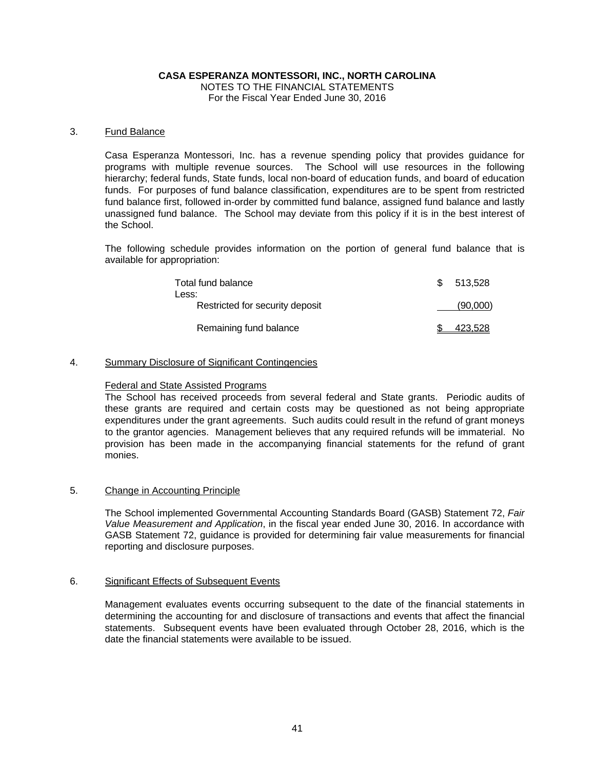**CASA ESPERANZA MONTESSORI, INC., NORTH CAROLINA**
NOTES TO THE FINANCIAL STATEMENTS
For the Fiscal Year Ended June 30, 2016

3. Fund Balance

Casa Esperanza Montessori, Inc. has a revenue spending policy that provides guidance for programs with multiple revenue sources. The School will use resources in the following hierarchy; federal funds, State funds, local non-board of education funds, and board of education funds. For purposes of fund balance classification, expenditures are to be spent from restricted fund balance first, followed in-order by committed fund balance, assigned fund balance and lastly unassigned fund balance. The School may deviate from this policy if it is in the best interest of the School.

The following schedule provides information on the portion of general fund balance that is available for appropriation:

| | |
|---|---|
| Total fund balance | $ 513,528 |
| Less: | |
| Restricted for security deposit | (90,000) |
| Remaining fund balance | $ 423,528 |

4. Summary Disclosure of Significant Contingencies

Federal and State Assisted Programs

The School has received proceeds from several federal and State grants. Periodic audits of these grants are required and certain costs may be questioned as not being appropriate expenditures under the grant agreements. Such audits could result in the refund of grant moneys to the grantor agencies. Management believes that any required refunds will be immaterial. No provision has been made in the accompanying financial statements for the refund of grant monies.

5. Change in Accounting Principle

The School implemented Governmental Accounting Standards Board (GASB) Statement 72, *Fair Value Measurement and Application*, in the fiscal year ended June 30, 2016. In accordance with GASB Statement 72, guidance is provided for determining fair value measurements for financial reporting and disclosure purposes.

6. Significant Effects of Subsequent Events

Management evaluates events occurring subsequent to the date of the financial statements in determining the accounting for and disclosure of transactions and events that affect the financial statements. Subsequent events have been evaluated through October 28, 2016, which is the date the financial statements were available to be issued.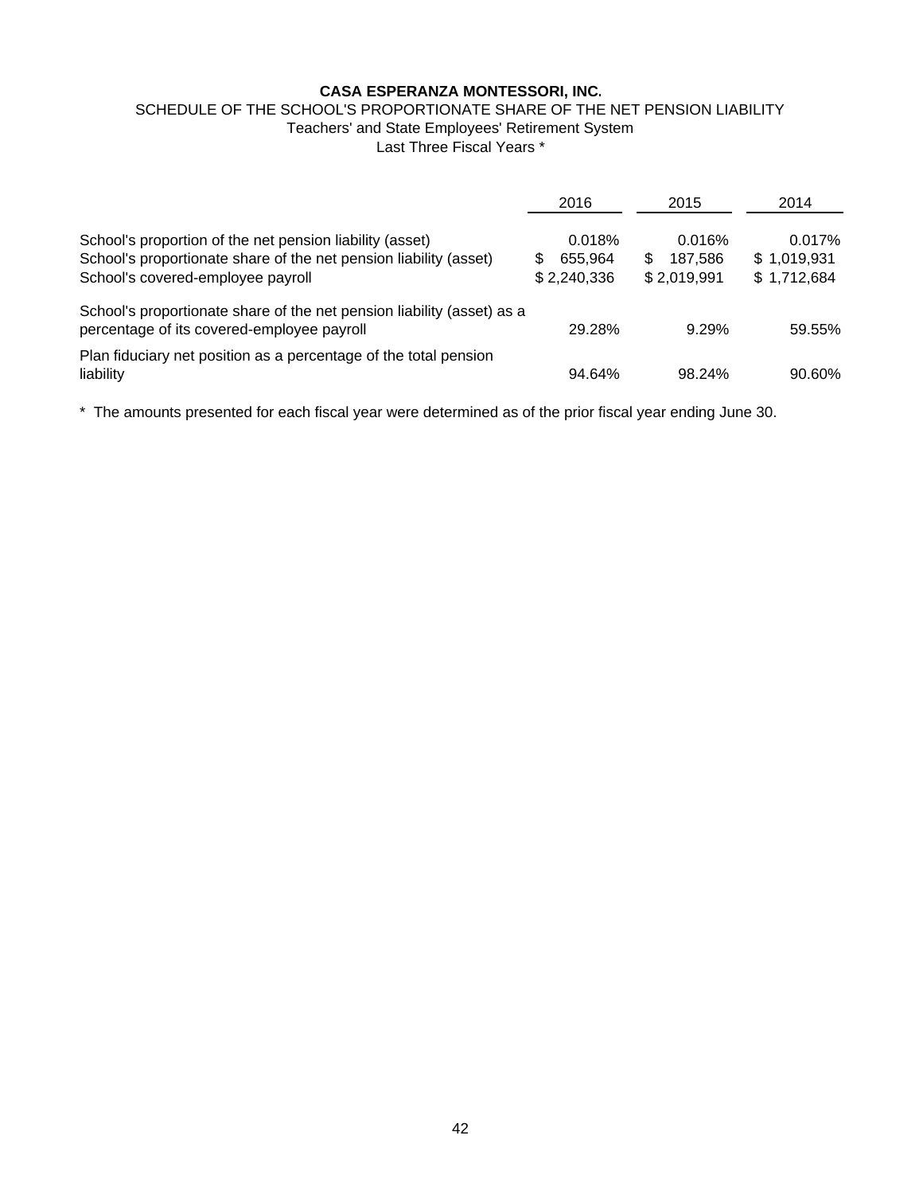**CASA ESPERANZA MONTESSORI, INC.**

SCHEDULE OF THE SCHOOL'S PROPORTIONATE SHARE OF THE NET PENSION LIABILITY

Teachers' and State Employees' Retirement System

Last Three Fiscal Years *

| | 2016 | 2015 | 2014 |
|---|---|---|---|
| School's proportion of the net pension liability (asset) | 0.018% | 0.016% | 0.017% |
| School's proportionate share of the net pension liability (asset) | $ 655,964 | $ 187,586 | $ 1,019,931 |
| School's covered-employee payroll | $ 2,240,336 | $ 2,019,991 | $ 1,712,684 |
| School's proportionate share of the net pension liability (asset) as a percentage of its covered-employee payroll | 29.28% | 9.29% | 59.55% |
| Plan fiduciary net position as a percentage of the total pension liability | 94.64% | 98.24% | 90.60% |

* The amounts presented for each fiscal year were determined as of the prior fiscal year ending June 30.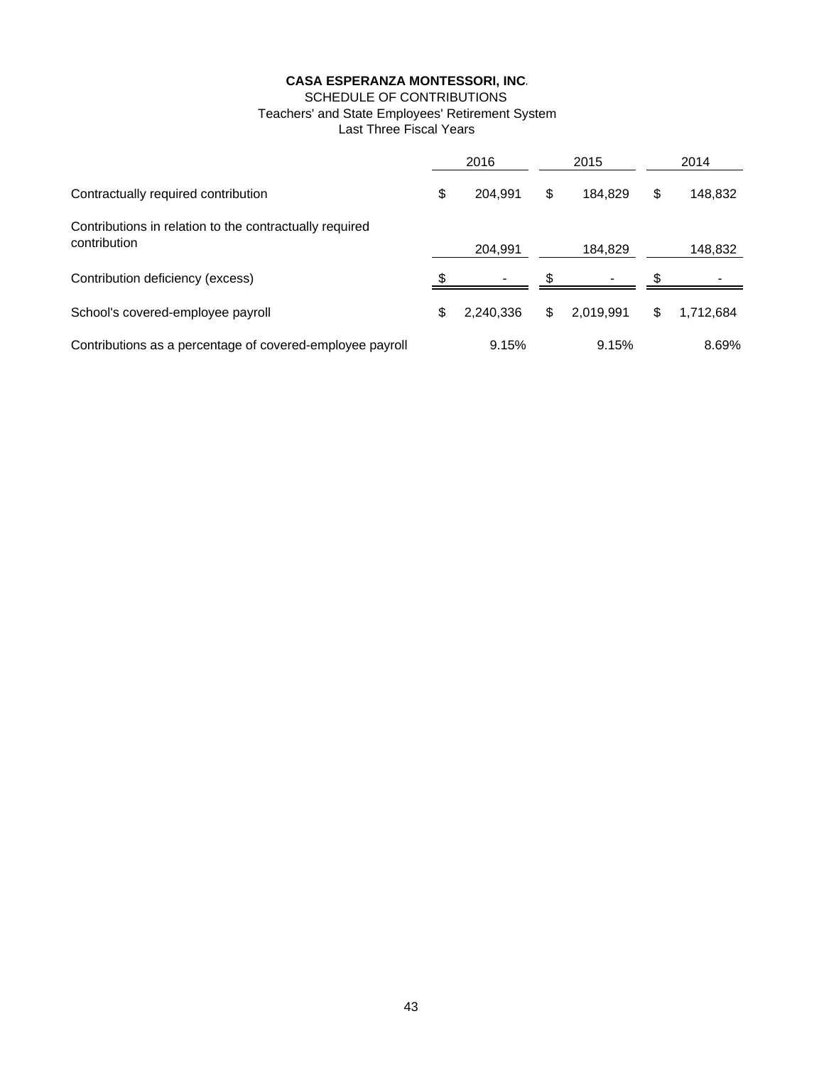**CASA ESPERANZA MONTESSORI, INC.**

SCHEDULE OF CONTRIBUTIONS

Teachers' and State Employees' Retirement System

Last Three Fiscal Years

| | 2016 | 2015 | 2014 |
|---|---|---|---|
| Contractually required contribution | $ 204,991 | $ 184,829 | $ 148,832 |
| Contributions in relation to the contractually required contribution | 204,991 | 184,829 | 148,832 |
| Contribution deficiency (excess) | $ - | $ - | $ - |
| School's covered-employee payroll | $ 2,240,336 | $ 2,019,991 | $ 1,712,684 |
| Contributions as a percentage of covered-employee payroll | 9.15% | 9.15% | 8.69% |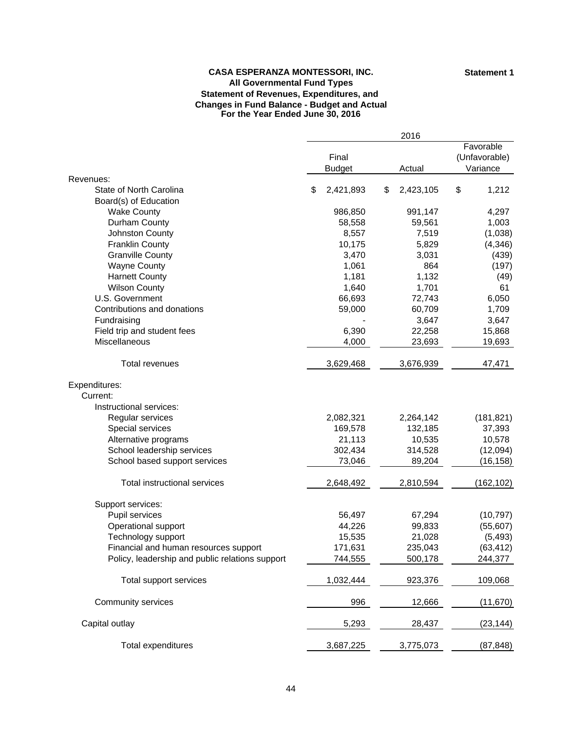**CASA ESPERANZA MONTESSORI, INC.**

**Statement 1**

**All Governmental Fund Types**

**Statement of Revenues, Expenditures, and Changes in Fund Balance - Budget and Actual**

**For the Year Ended June 30, 2016**

| | 2016 | | |
|---|---|---|---|
| | Final Budget | Actual | Favorable (Unfavorable) Variance |
| Revenues: | | | |
| State of North Carolina | $ 2,421,893 | $ 2,423,105 | $ 1,212 |
| Board(s) of Education | | | |
| Wake County | 986,850 | 991,147 | 4,297 |
| Durham County | 58,558 | 59,561 | 1,003 |
| Johnston County | 8,557 | 7,519 | (1,038) |
| Franklin County | 10,175 | 5,829 | (4,346) |
| Granville County | 3,470 | 3,031 | (439) |
| Wayne County | 1,061 | 864 | (197) |
| Harnett County | 1,181 | 1,132 | (49) |
| Wilson County | 1,640 | 1,701 | 61 |
| U.S. Government | 66,693 | 72,743 | 6,050 |
| Contributions and donations | 59,000 | 60,709 | 1,709 |
| Fundraising | - | 3,647 | 3,647 |
| Field trip and student fees | 6,390 | 22,258 | 15,868 |
| Miscellaneous | 4,000 | 23,693 | 19,693 |
| Total revenues | 3,629,468 | 3,676,939 | 47,471 |
| Expenditures: | | | |
| Current: | | | |
| Instructional services: | | | |
| Regular services | 2,082,321 | 2,264,142 | (181,821) |
| Special services | 169,578 | 132,185 | 37,393 |
| Alternative programs | 21,113 | 10,535 | 10,578 |
| School leadership services | 302,434 | 314,528 | (12,094) |
| School based support services | 73,046 | 89,204 | (16,158) |
| Total instructional services | 2,648,492 | 2,810,594 | (162,102) |
| Support services: | | | |
| Pupil services | 56,497 | 67,294 | (10,797) |
| Operational support | 44,226 | 99,833 | (55,607) |
| Technology support | 15,535 | 21,028 | (5,493) |
| Financial and human resources support | 171,631 | 235,043 | (63,412) |
| Policy, leadership and public relations support | 744,555 | 500,178 | 244,377 |
| Total support services | 1,032,444 | 923,376 | 109,068 |
| Community services | 996 | 12,666 | (11,670) |
| Capital outlay | 5,293 | 28,437 | (23,144) |
| Total expenditures | 3,687,225 | 3,775,073 | (87,848) |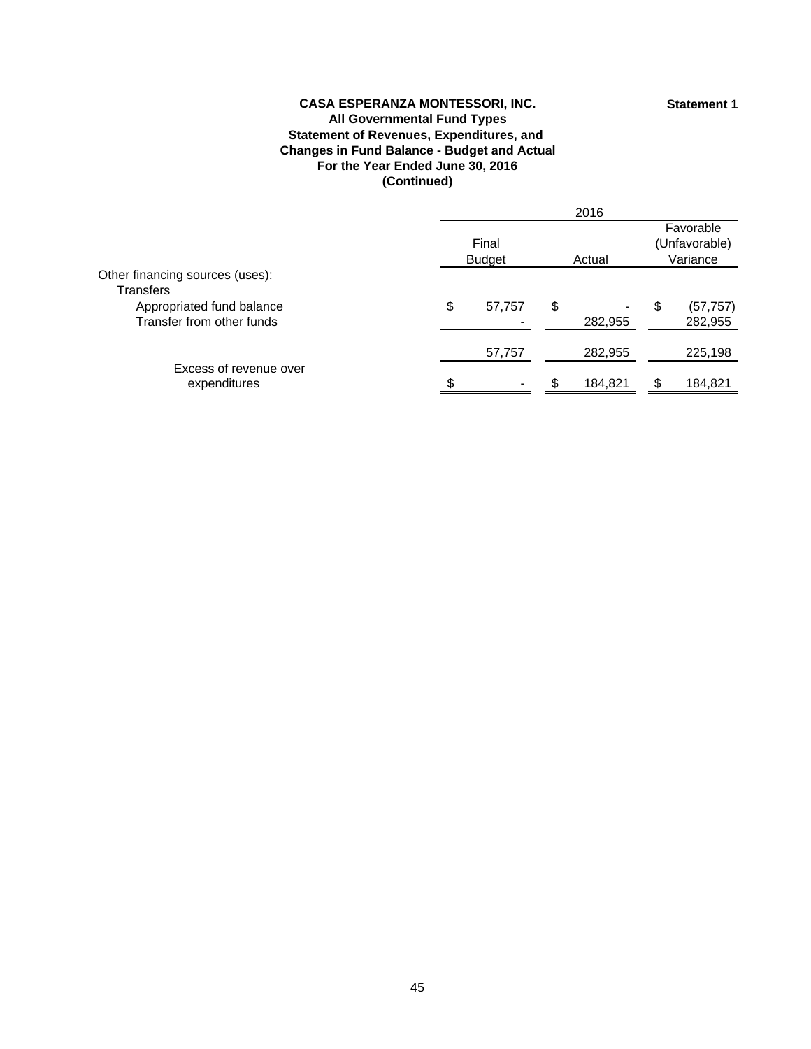**CASA ESPERANZA MONTESSORI, INC.**
**All Governmental Fund Types**
**Statement of Revenues, Expenditures, and**
**Changes in Fund Balance - Budget and Actual**
**For the Year Ended June 30, 2016**
**(Continued)**

**Statement 1**

| | 2016 | | |
|---|---|---|---|
| | Final Budget | Actual | Favorable (Unfavorable) Variance |
| Other financing sources (uses): | | | |
| Transfers | | | |
| Appropriated fund balance | $ 57,757 | $ - | $ (57,757) |
| Transfer from other funds | - | 282,955 | 282,955 |
| | 57,757 | 282,955 | 225,198 |
| Excess of revenue over expenditures | $ - | $ 184,821 | $ 184,821 |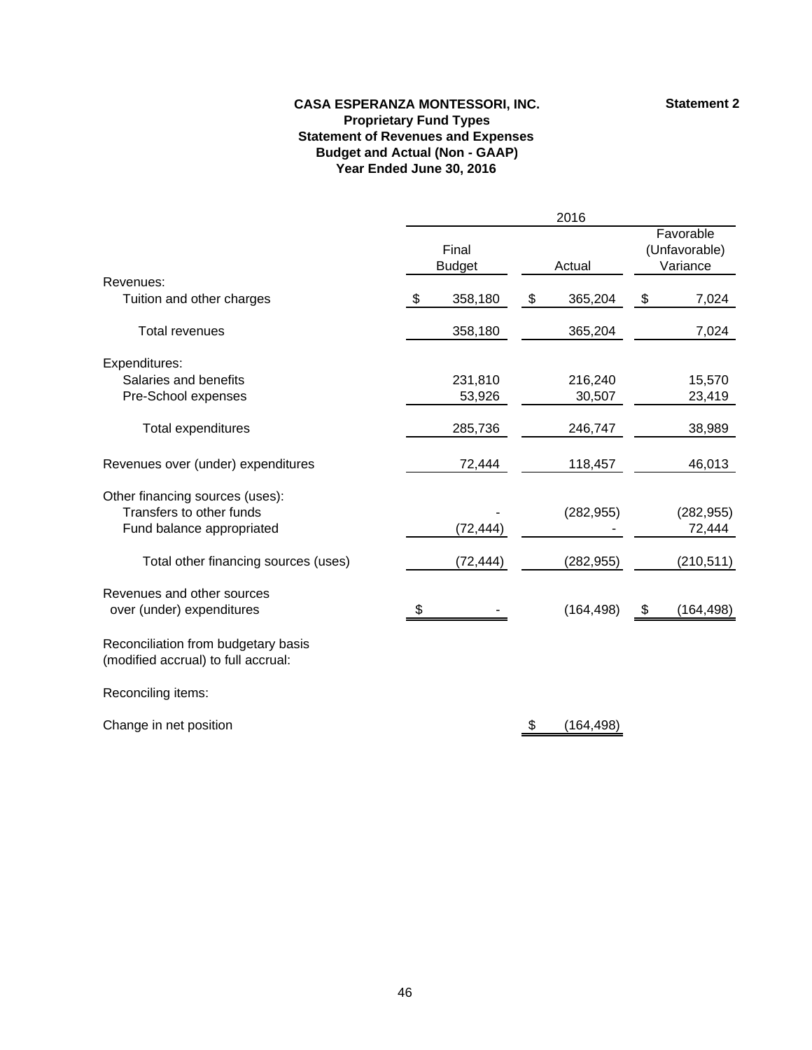**Statement 2**

# CASA ESPERANZA MONTESSORI, INC.
## Proprietary Fund Types
## Statement of Revenues and Expenses
## Budget and Actual (Non - GAAP)
## Year Ended June 30, 2016

| | 2016 | | |
|---|---|---|---|
| | Final Budget | Actual | Favorable (Unfavorable) Variance |
| Revenues: | | | |
| Tuition and other charges | $ 358,180 | $ 365,204 | $ 7,024 |
| Total revenues | 358,180 | 365,204 | 7,024 |
| Expenditures: | | | |
| Salaries and benefits | 231,810 | 216,240 | 15,570 |
| Pre-School expenses | 53,926 | 30,507 | 23,419 |
| Total expenditures | 285,736 | 246,747 | 38,989 |
| Revenues over (under) expenditures | 72,444 | 118,457 | 46,013 |
| Other financing sources (uses): | | | |
| Transfers to other funds | - | (282,955) | (282,955) |
| Fund balance appropriated | (72,444) | - | 72,444 |
| Total other financing sources (uses) | (72,444) | (282,955) | (210,511) |
| Revenues and other sources over (under) expenditures | $ - | (164,498) | $ (164,498) |
| Reconciliation from budgetary basis (modified accrual) to full accrual: | | | |
| Reconciling items: | | | |
| Change in net position | | $ (164,498) | |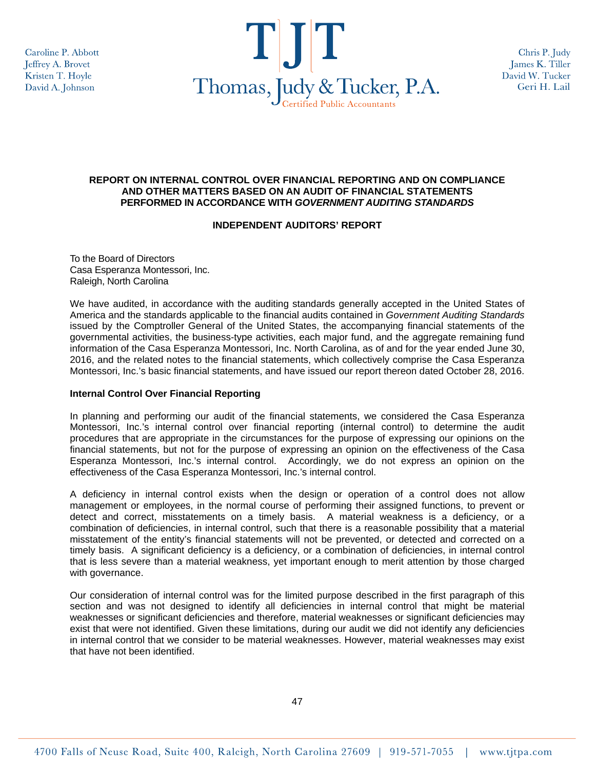Caroline P. Abbott
Jeffrey A. Brovet
Kristen T. Hoyle
David A. Johnson

**TJT**
**Thomas, Judy & Tucker, P.A.**
Certified Public Accountants

Chris P. Judy
James K. Tiller
David W. Tucker
Geri H. Lail

**REPORT ON INTERNAL CONTROL OVER FINANCIAL REPORTING AND ON COMPLIANCE AND OTHER MATTERS BASED ON AN AUDIT OF FINANCIAL STATEMENTS PERFORMED IN ACCORDANCE WITH *GOVERNMENT AUDITING STANDARDS***

**INDEPENDENT AUDITORS' REPORT**

To the Board of Directors
Casa Esperanza Montessori, Inc.
Raleigh, North Carolina

We have audited, in accordance with the auditing standards generally accepted in the United States of America and the standards applicable to the financial audits contained in *Government Auditing Standards* issued by the Comptroller General of the United States, the accompanying financial statements of the governmental activities, the business-type activities, each major fund, and the aggregate remaining fund information of the Casa Esperanza Montessori, Inc. North Carolina, as of and for the year ended June 30, 2016, and the related notes to the financial statements, which collectively comprise the Casa Esperanza Montessori, Inc.'s basic financial statements, and have issued our report thereon dated October 28, 2016.

**Internal Control Over Financial Reporting**

In planning and performing our audit of the financial statements, we considered the Casa Esperanza Montessori, Inc.'s internal control over financial reporting (internal control) to determine the audit procedures that are appropriate in the circumstances for the purpose of expressing our opinions on the financial statements, but not for the purpose of expressing an opinion on the effectiveness of the Casa Esperanza Montessori, Inc.'s internal control. Accordingly, we do not express an opinion on the effectiveness of the Casa Esperanza Montessori, Inc.'s internal control.

A deficiency in internal control exists when the design or operation of a control does not allow management or employees, in the normal course of performing their assigned functions, to prevent or detect and correct, misstatements on a timely basis. A material weakness is a deficiency, or a combination of deficiencies, in internal control, such that there is a reasonable possibility that a material misstatement of the entity's financial statements will not be prevented, or detected and corrected on a timely basis. A significant deficiency is a deficiency, or a combination of deficiencies, in internal control that is less severe than a material weakness, yet important enough to merit attention by those charged with governance.

Our consideration of internal control was for the limited purpose described in the first paragraph of this section and was not designed to identify all deficiencies in internal control that might be material weaknesses or significant deficiencies and therefore, material weaknesses or significant deficiencies may exist that were not identified. Given these limitations, during our audit we did not identify any deficiencies in internal control that we consider to be material weaknesses. However, material weaknesses may exist that have not been identified.

4700 Falls of Neuse Road, Suite 400, Raleigh, North Carolina 27609 | 919-571-7055 | www.tjtpa.com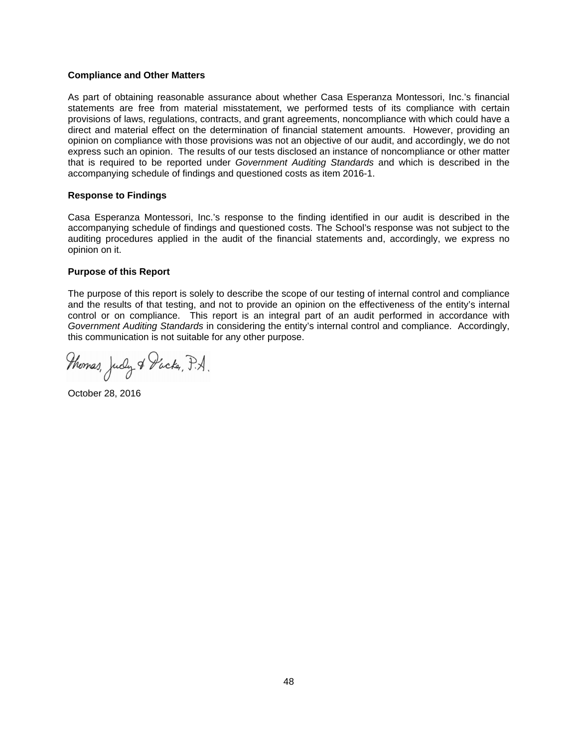### Compliance and Other Matters

As part of obtaining reasonable assurance about whether Casa Esperanza Montessori, Inc.'s financial statements are free from material misstatement, we performed tests of its compliance with certain provisions of laws, regulations, contracts, and grant agreements, noncompliance with which could have a direct and material effect on the determination of financial statement amounts. However, providing an opinion on compliance with those provisions was not an objective of our audit, and accordingly, we do not express such an opinion. The results of our tests disclosed an instance of noncompliance or other matter that is required to be reported under *Government Auditing Standards* and which is described in the accompanying schedule of findings and questioned costs as item 2016-1.

### Response to Findings

Casa Esperanza Montessori, Inc.'s response to the finding identified in our audit is described in the accompanying schedule of findings and questioned costs. The School's response was not subject to the auditing procedures applied in the audit of the financial statements and, accordingly, we express no opinion on it.

### Purpose of this Report

The purpose of this report is solely to describe the scope of our testing of internal control and compliance and the results of that testing, and not to provide an opinion on the effectiveness of the entity's internal control or on compliance. This report is an integral part of an audit performed in accordance with *Government Auditing Standards* in considering the entity's internal control and compliance. Accordingly, this communication is not suitable for any other purpose.

Thomas, Judy & Tucker, P.A.

October 28, 2016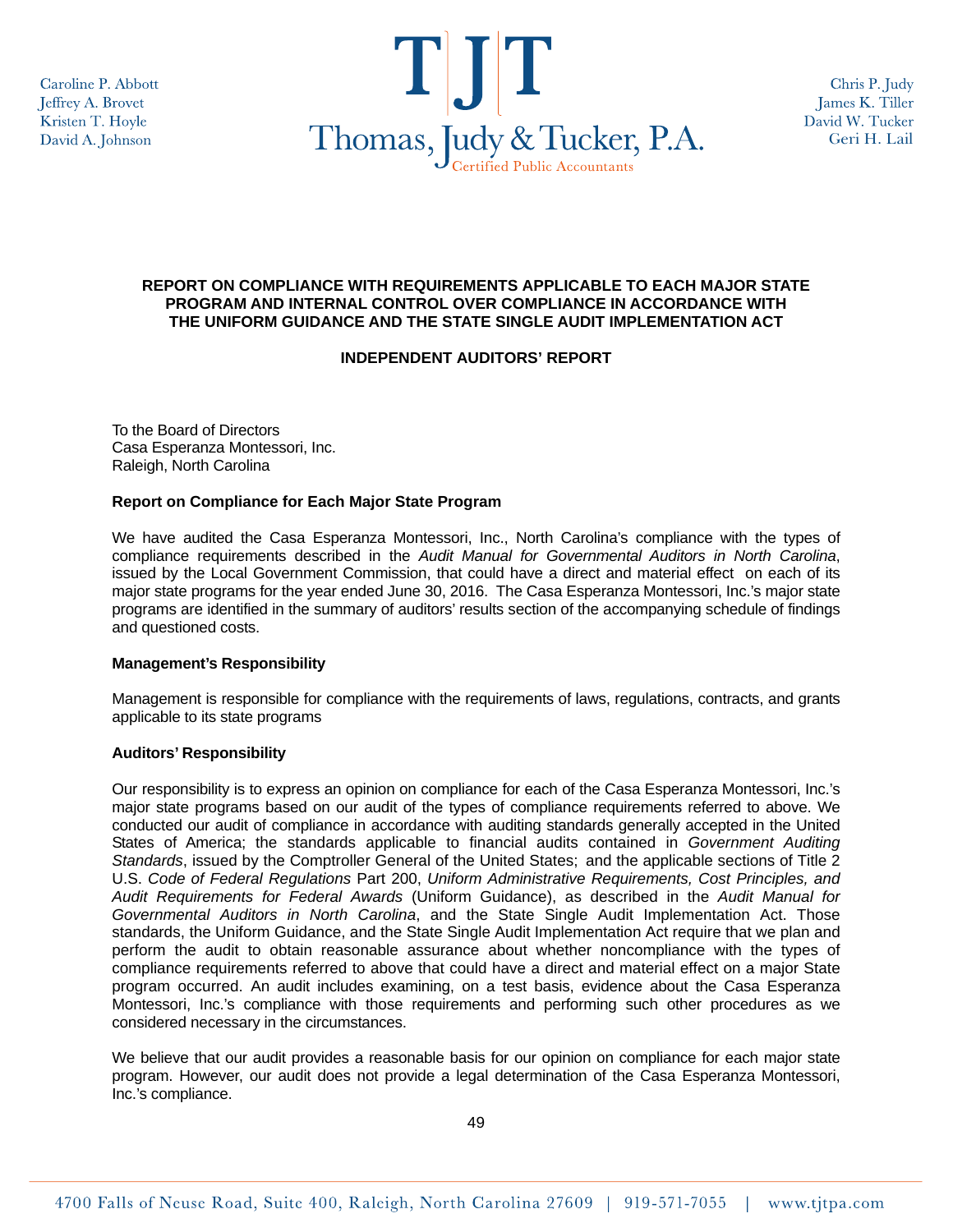Caroline P. Abbott
Jeffrey A. Brovet
Kristen T. Hoyle
David A. Johnson

**TJT**
Thomas, Judy & Tucker, P.A.
Certified Public Accountants

Chris P. Judy
James K. Tiller
David W. Tucker
Geri H. Lail

## REPORT ON COMPLIANCE WITH REQUIREMENTS APPLICABLE TO EACH MAJOR STATE PROGRAM AND INTERNAL CONTROL OVER COMPLIANCE IN ACCORDANCE WITH THE UNIFORM GUIDANCE AND THE STATE SINGLE AUDIT IMPLEMENTATION ACT

### INDEPENDENT AUDITORS' REPORT

To the Board of Directors
Casa Esperanza Montessori, Inc.
Raleigh, North Carolina

**Report on Compliance for Each Major State Program**

We have audited the Casa Esperanza Montessori, Inc., North Carolina's compliance with the types of compliance requirements described in the *Audit Manual for Governmental Auditors in North Carolina*, issued by the Local Government Commission, that could have a direct and material effect on each of its major state programs for the year ended June 30, 2016. The Casa Esperanza Montessori, Inc.'s major state programs are identified in the summary of auditors' results section of the accompanying schedule of findings and questioned costs.

**Management's Responsibility**

Management is responsible for compliance with the requirements of laws, regulations, contracts, and grants applicable to its state programs

**Auditors' Responsibility**

Our responsibility is to express an opinion on compliance for each of the Casa Esperanza Montessori, Inc.'s major state programs based on our audit of the types of compliance requirements referred to above. We conducted our audit of compliance in accordance with auditing standards generally accepted in the United States of America; the standards applicable to financial audits contained in *Government Auditing Standards*, issued by the Comptroller General of the United States; and the applicable sections of Title 2 U.S. *Code of Federal Regulations* Part 200, *Uniform Administrative Requirements, Cost Principles, and Audit Requirements for Federal Awards* (Uniform Guidance), as described in the *Audit Manual for Governmental Auditors in North Carolina*, and the State Single Audit Implementation Act. Those standards, the Uniform Guidance, and the State Single Audit Implementation Act require that we plan and perform the audit to obtain reasonable assurance about whether noncompliance with the types of compliance requirements referred to above that could have a direct and material effect on a major State program occurred. An audit includes examining, on a test basis, evidence about the Casa Esperanza Montessori, Inc.'s compliance with those requirements and performing such other procedures as we considered necessary in the circumstances.

We believe that our audit provides a reasonable basis for our opinion on compliance for each major state program. However, our audit does not provide a legal determination of the Casa Esperanza Montessori, Inc.'s compliance.

4700 Falls of Neuse Road, Suite 400, Raleigh, North Carolina 27609 | 919-571-7055 | www.tjtpa.com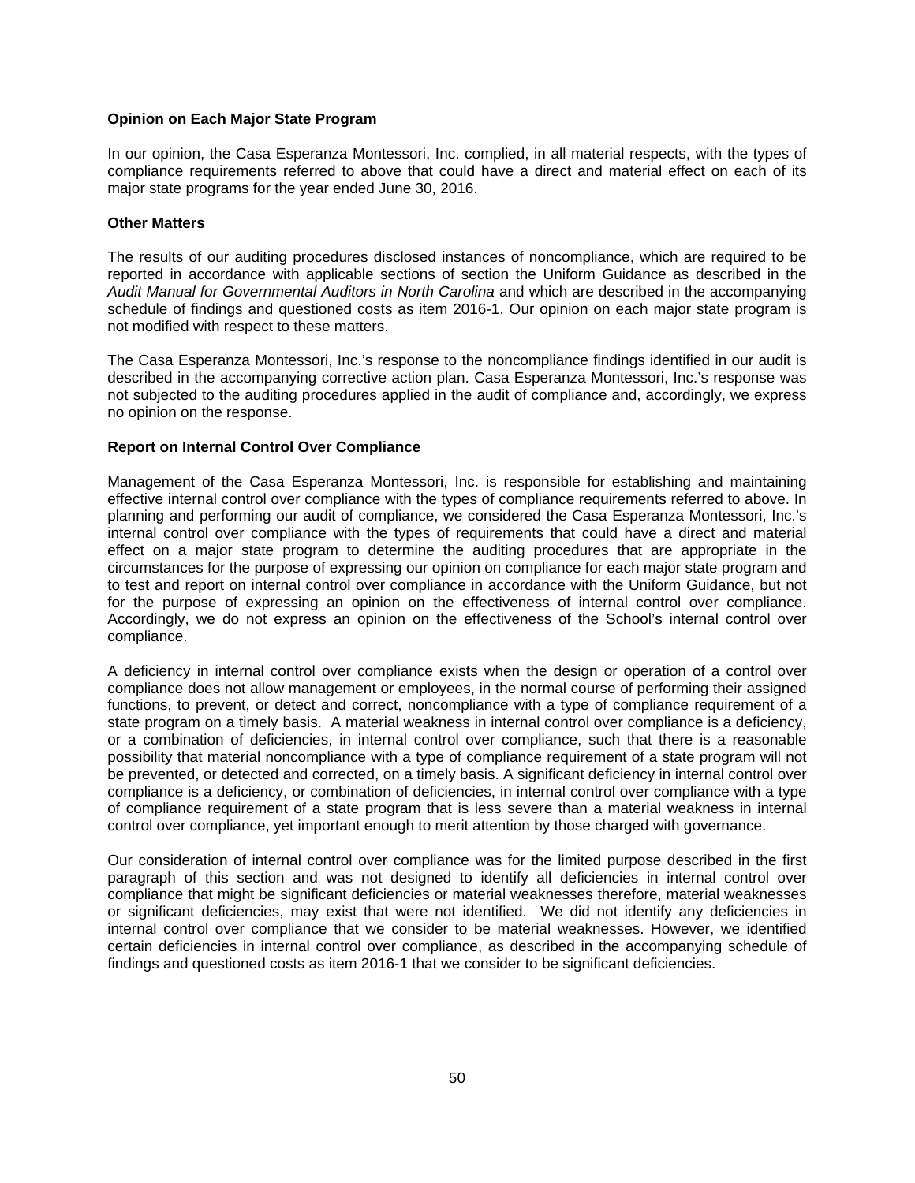**Opinion on Each Major State Program**

In our opinion, the Casa Esperanza Montessori, Inc. complied, in all material respects, with the types of compliance requirements referred to above that could have a direct and material effect on each of its major state programs for the year ended June 30, 2016.

**Other Matters**

The results of our auditing procedures disclosed instances of noncompliance, which are required to be reported in accordance with applicable sections of section the Uniform Guidance as described in the *Audit Manual for Governmental Auditors in North Carolina* and which are described in the accompanying schedule of findings and questioned costs as item 2016-1. Our opinion on each major state program is not modified with respect to these matters.

The Casa Esperanza Montessori, Inc.'s response to the noncompliance findings identified in our audit is described in the accompanying corrective action plan. Casa Esperanza Montessori, Inc.'s response was not subjected to the auditing procedures applied in the audit of compliance and, accordingly, we express no opinion on the response.

**Report on Internal Control Over Compliance**

Management of the Casa Esperanza Montessori, Inc. is responsible for establishing and maintaining effective internal control over compliance with the types of compliance requirements referred to above. In planning and performing our audit of compliance, we considered the Casa Esperanza Montessori, Inc.'s internal control over compliance with the types of requirements that could have a direct and material effect on a major state program to determine the auditing procedures that are appropriate in the circumstances for the purpose of expressing our opinion on compliance for each major state program and to test and report on internal control over compliance in accordance with the Uniform Guidance, but not for the purpose of expressing an opinion on the effectiveness of internal control over compliance. Accordingly, we do not express an opinion on the effectiveness of the School's internal control over compliance.

A deficiency in internal control over compliance exists when the design or operation of a control over compliance does not allow management or employees, in the normal course of performing their assigned functions, to prevent, or detect and correct, noncompliance with a type of compliance requirement of a state program on a timely basis. A material weakness in internal control over compliance is a deficiency, or a combination of deficiencies, in internal control over compliance, such that there is a reasonable possibility that material noncompliance with a type of compliance requirement of a state program will not be prevented, or detected and corrected, on a timely basis. A significant deficiency in internal control over compliance is a deficiency, or combination of deficiencies, in internal control over compliance with a type of compliance requirement of a state program that is less severe than a material weakness in internal control over compliance, yet important enough to merit attention by those charged with governance.

Our consideration of internal control over compliance was for the limited purpose described in the first paragraph of this section and was not designed to identify all deficiencies in internal control over compliance that might be significant deficiencies or material weaknesses therefore, material weaknesses or significant deficiencies, may exist that were not identified. We did not identify any deficiencies in internal control over compliance that we consider to be material weaknesses. However, we identified certain deficiencies in internal control over compliance, as described in the accompanying schedule of findings and questioned costs as item 2016-1 that we consider to be significant deficiencies.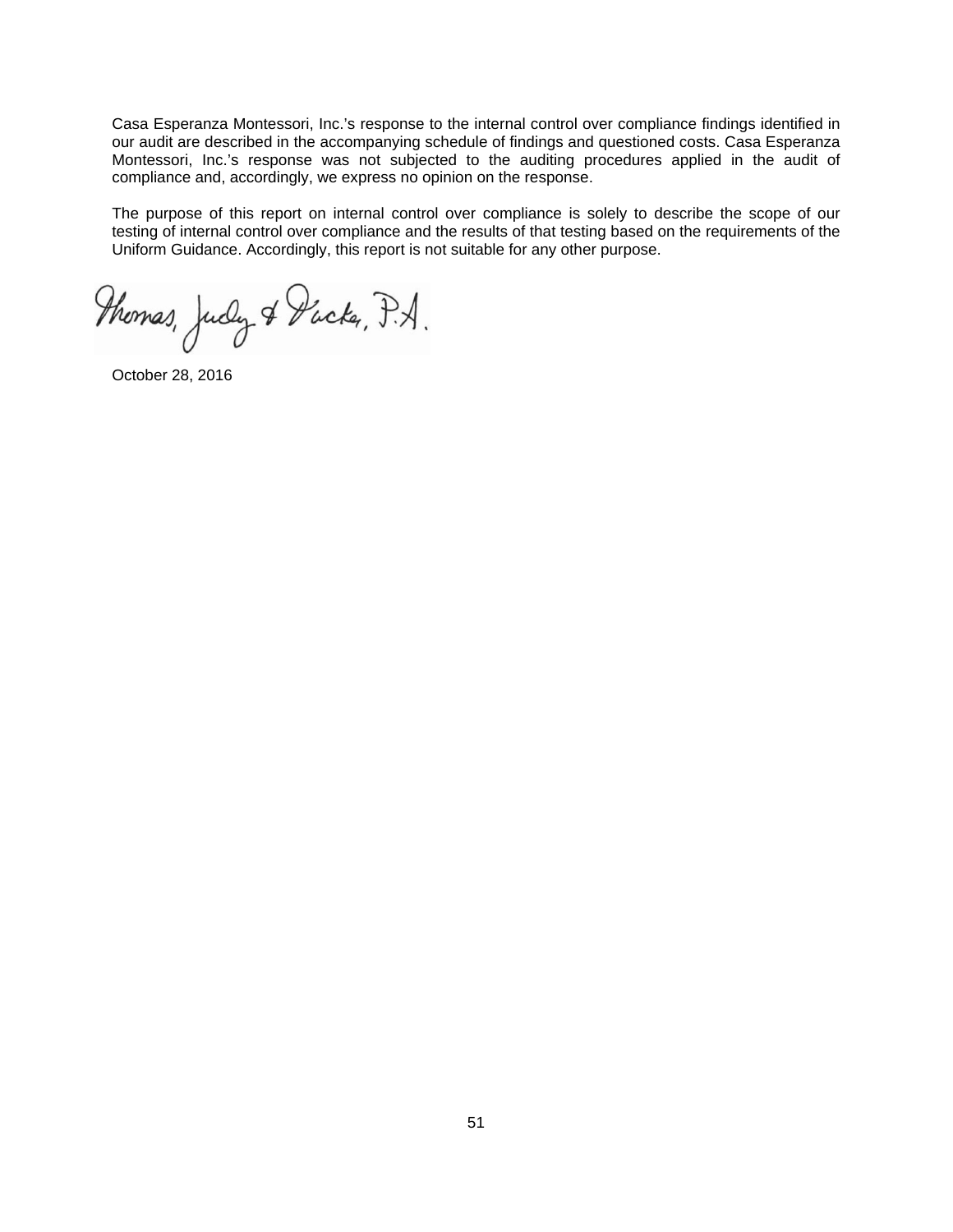Casa Esperanza Montessori, Inc.'s response to the internal control over compliance findings identified in our audit are described in the accompanying schedule of findings and questioned costs. Casa Esperanza Montessori, Inc.'s response was not subjected to the auditing procedures applied in the audit of compliance and, accordingly, we express no opinion on the response.

The purpose of this report on internal control over compliance is solely to describe the scope of our testing of internal control over compliance and the results of that testing based on the requirements of the Uniform Guidance. Accordingly, this report is not suitable for any other purpose.

Thomas, Judy & Tucker, P.A.

October 28, 2016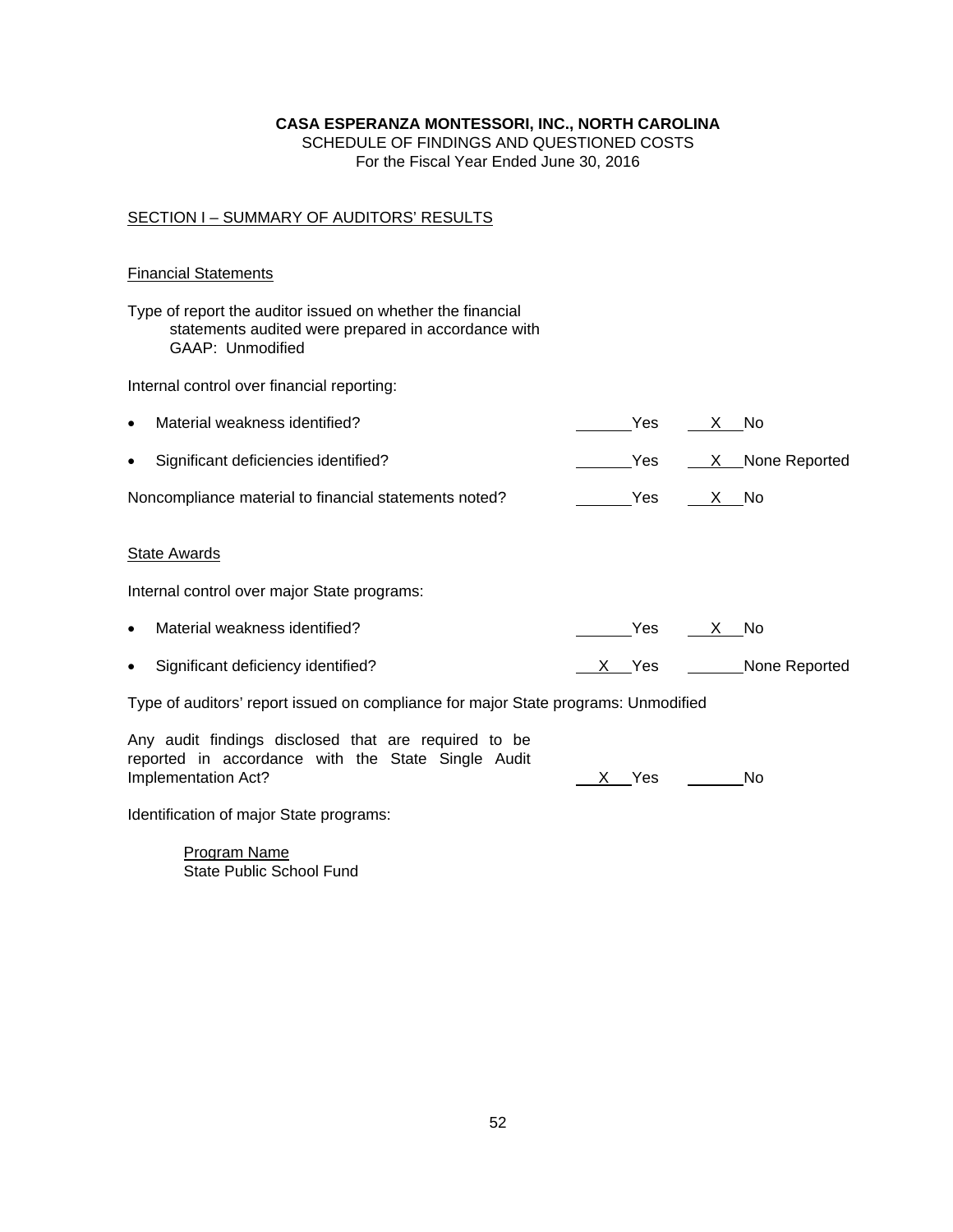**CASA ESPERANZA MONTESSORI, INC., NORTH CAROLINA**
SCHEDULE OF FINDINGS AND QUESTIONED COSTS
For the Fiscal Year Ended June 30, 2016

SECTION I – SUMMARY OF AUDITORS' RESULTS

Financial Statements

Type of report the auditor issued on whether the financial statements audited were prepared in accordance with GAAP: Unmodified

Internal control over financial reporting:

| | | |
|---|---|---|
| • Material weakness identified? | ___ Yes | X No |
| • Significant deficiencies identified? | ___ Yes | X None Reported |
| Noncompliance material to financial statements noted? | ___ Yes | X No |

State Awards

Internal control over major State programs:

| | | |
|---|---|---|
| • Material weakness identified? | ___ Yes | X No |
| • Significant deficiency identified? | X Yes | ___ None Reported |

Type of auditors' report issued on compliance for major State programs: Unmodified

| | | |
|---|---|---|
| Any audit findings disclosed that are required to be reported in accordance with the State Single Audit Implementation Act? | X Yes | ___ No |

Identification of major State programs:

Program Name
State Public School Fund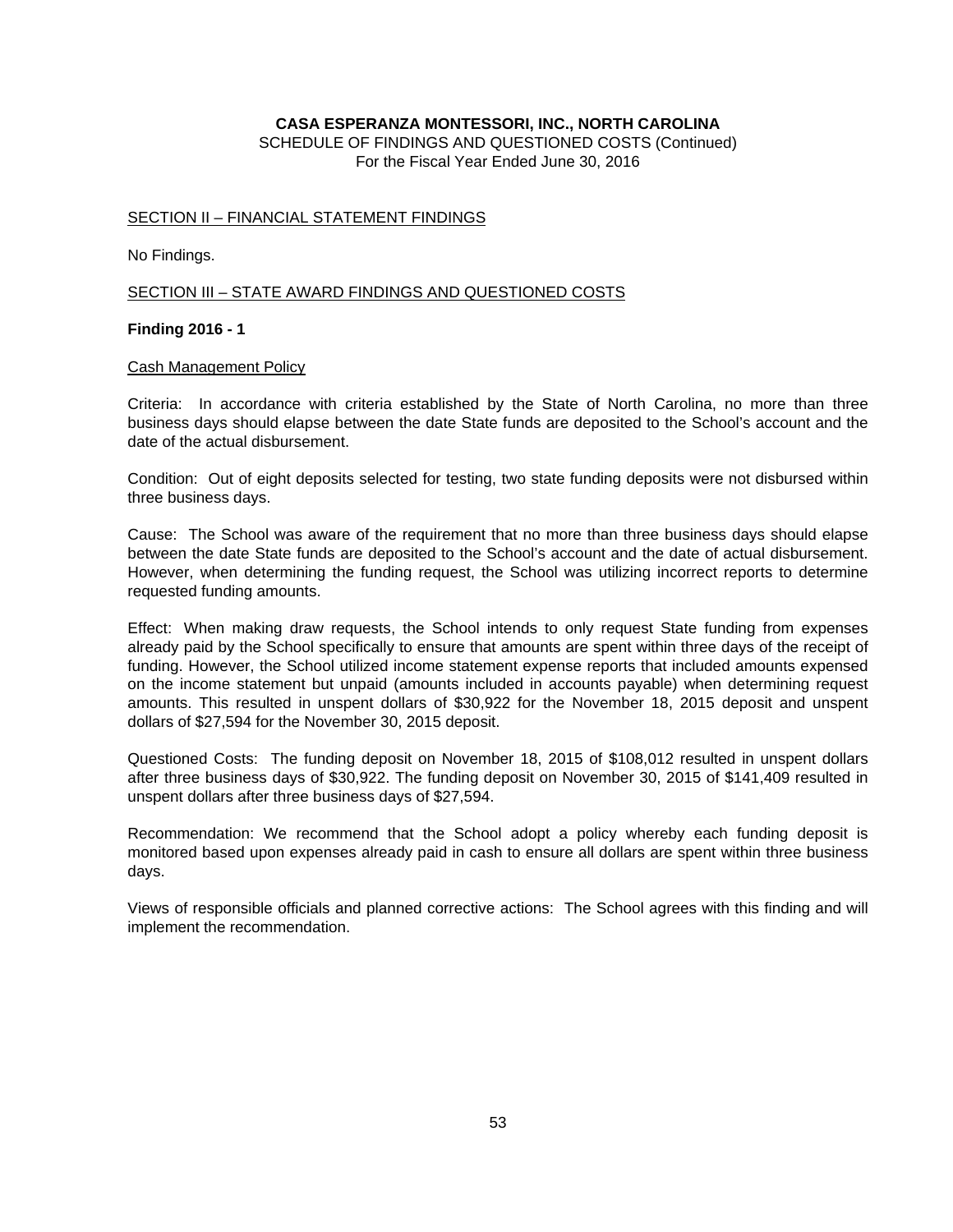**CASA ESPERANZA MONTESSORI, INC., NORTH CAROLINA**
SCHEDULE OF FINDINGS AND QUESTIONED COSTS (Continued)
For the Fiscal Year Ended June 30, 2016

SECTION II – FINANCIAL STATEMENT FINDINGS

No Findings.

SECTION III – STATE AWARD FINDINGS AND QUESTIONED COSTS

**Finding 2016 - 1**

Cash Management Policy

Criteria: In accordance with criteria established by the State of North Carolina, no more than three business days should elapse between the date State funds are deposited to the School's account and the date of the actual disbursement.

Condition: Out of eight deposits selected for testing, two state funding deposits were not disbursed within three business days.

Cause: The School was aware of the requirement that no more than three business days should elapse between the date State funds are deposited to the School's account and the date of actual disbursement. However, when determining the funding request, the School was utilizing incorrect reports to determine requested funding amounts.

Effect: When making draw requests, the School intends to only request State funding from expenses already paid by the School specifically to ensure that amounts are spent within three days of the receipt of funding. However, the School utilized income statement expense reports that included amounts expensed on the income statement but unpaid (amounts included in accounts payable) when determining request amounts. This resulted in unspent dollars of $30,922 for the November 18, 2015 deposit and unspent dollars of $27,594 for the November 30, 2015 deposit.

Questioned Costs: The funding deposit on November 18, 2015 of $108,012 resulted in unspent dollars after three business days of $30,922. The funding deposit on November 30, 2015 of $141,409 resulted in unspent dollars after three business days of $27,594.

Recommendation: We recommend that the School adopt a policy whereby each funding deposit is monitored based upon expenses already paid in cash to ensure all dollars are spent within three business days.

Views of responsible officials and planned corrective actions: The School agrees with this finding and will implement the recommendation.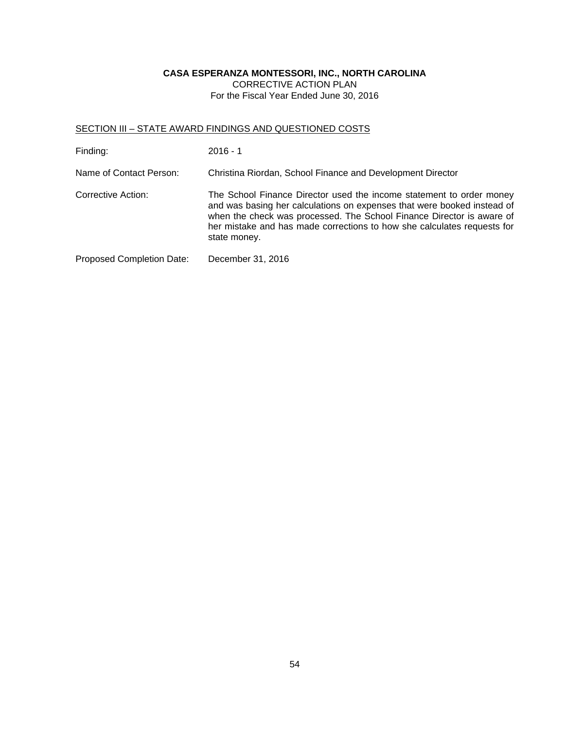**CASA ESPERANZA MONTESSORI, INC., NORTH CAROLINA**
CORRECTIVE ACTION PLAN
For the Fiscal Year Ended June 30, 2016

SECTION III – STATE AWARD FINDINGS AND QUESTIONED COSTS

Finding: 2016 - 1

Name of Contact Person: Christina Riordan, School Finance and Development Director

Corrective Action: The School Finance Director used the income statement to order money and was basing her calculations on expenses that were booked instead of when the check was processed. The School Finance Director is aware of her mistake and has made corrections to how she calculates requests for state money.

Proposed Completion Date: December 31, 2016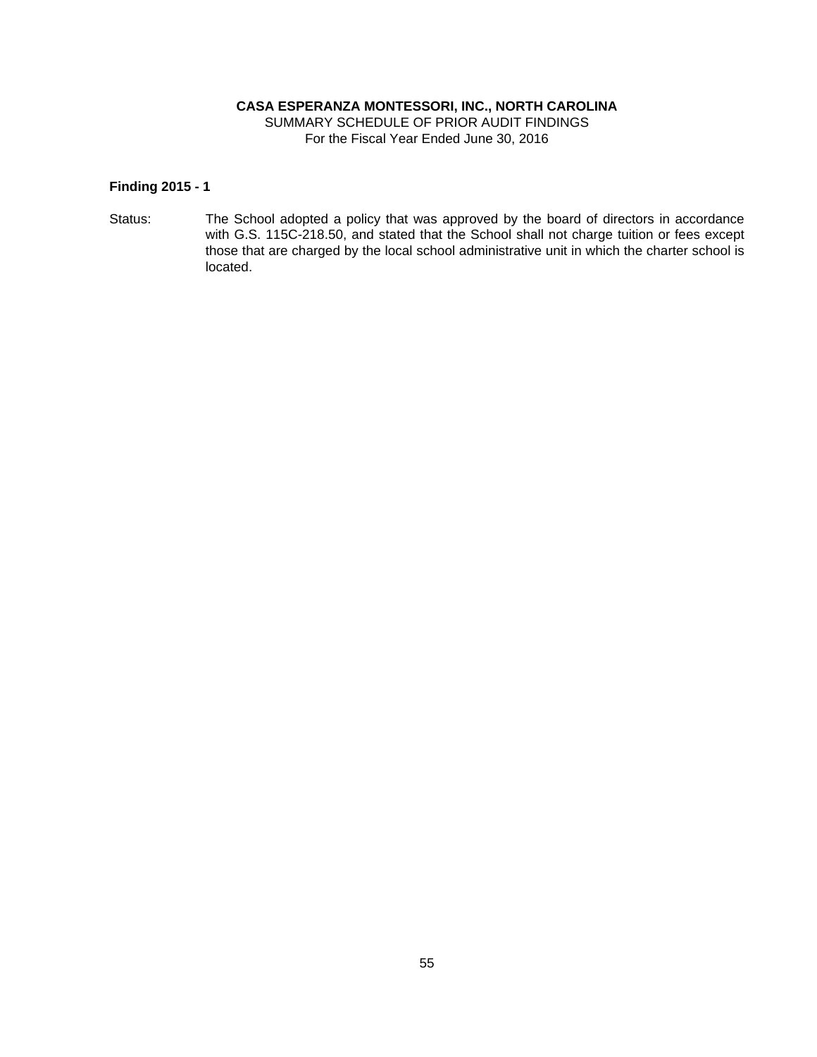**CASA ESPERANZA MONTESSORI, INC., NORTH CAROLINA**
SUMMARY SCHEDULE OF PRIOR AUDIT FINDINGS
For the Fiscal Year Ended June 30, 2016

**Finding 2015 - 1**

Status: The School adopted a policy that was approved by the board of directors in accordance with G.S. 115C-218.50, and stated that the School shall not charge tuition or fees except those that are charged by the local school administrative unit in which the charter school is located.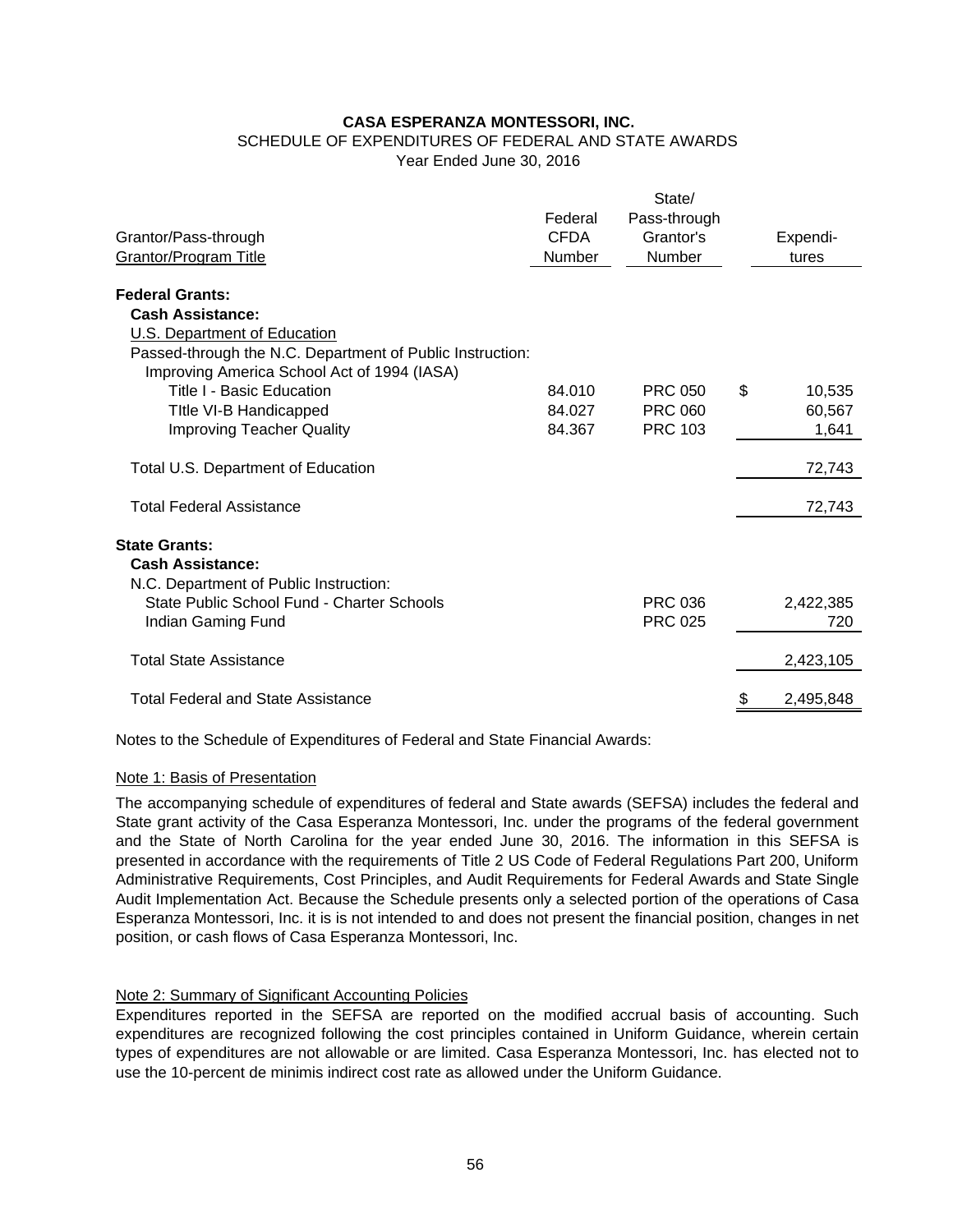**CASA ESPERANZA MONTESSORI, INC.**
SCHEDULE OF EXPENDITURES OF FEDERAL AND STATE AWARDS
Year Ended June 30, 2016

| Grantor/Pass-through Grantor/Program Title | Federal CFDA Number | State/ Pass-through Grantor's Number | Expendi- tures |
|---|---|---|---|
| **Federal Grants:** | | | |
| **Cash Assistance:** | | | |
| U.S. Department of Education | | | |
| Passed-through the N.C. Department of Public Instruction: | | | |
| Improving America School Act of 1994 (IASA) | | | |
| Title I - Basic Education | 84.010 | PRC 050 | $ 10,535 |
| TItle VI-B Handicapped | 84.027 | PRC 060 | 60,567 |
| Improving Teacher Quality | 84.367 | PRC 103 | 1,641 |
| Total U.S. Department of Education | | | 72,743 |
| Total Federal Assistance | | | 72,743 |
| **State Grants:** | | | |
| **Cash Assistance:** | | | |
| N.C. Department of Public Instruction: | | | |
| State Public School Fund - Charter Schools | | PRC 036 | 2,422,385 |
| Indian Gaming Fund | | PRC 025 | 720 |
| Total State Assistance | | | 2,423,105 |
| Total Federal and State Assistance | | | $ 2,495,848 |

Notes to the Schedule of Expenditures of Federal and State Financial Awards:

Note 1: Basis of Presentation

The accompanying schedule of expenditures of federal and State awards (SEFSA) includes the federal and State grant activity of the Casa Esperanza Montessori, Inc. under the programs of the federal government and the State of North Carolina for the year ended June 30, 2016. The information in this SEFSA is presented in accordance with the requirements of Title 2 US Code of Federal Regulations Part 200, Uniform Administrative Requirements, Cost Principles, and Audit Requirements for Federal Awards and State Single Audit Implementation Act. Because the Schedule presents only a selected portion of the operations of Casa Esperanza Montessori, Inc. it is is not intended to and does not present the financial position, changes in net position, or cash flows of Casa Esperanza Montessori, Inc.

Note 2: Summary of Significant Accounting Policies

Expenditures reported in the SEFSA are reported on the modified accrual basis of accounting. Such expenditures are recognized following the cost principles contained in Uniform Guidance, wherein certain types of expenditures are not allowable or are limited. Casa Esperanza Montessori, Inc. has elected not to use the 10-percent de minimis indirect cost rate as allowed under the Uniform Guidance.